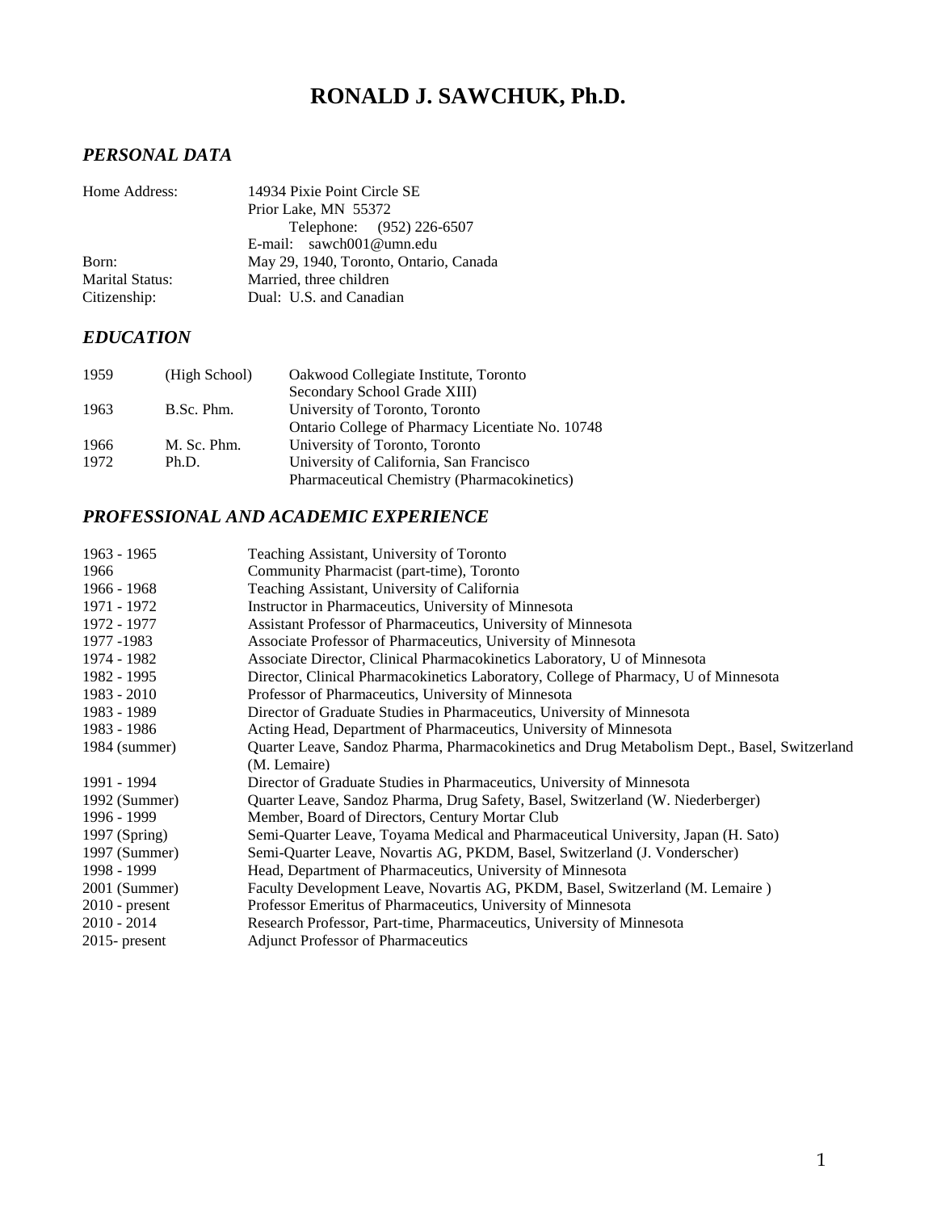# RONALD J. SAWCHUK, Ph.D.

## *PERSONAL DATA*

| | |
|---|---|
| Home Address: | 14934 Pixie Point Circle SE<br>Prior Lake, MN 55372<br>Telephone: (952) 226-6507<br>E-mail: sawch001@umn.edu |
| Born: | May 29, 1940, Toronto, Ontario, Canada |
| Marital Status: | Married, three children |
| Citizenship: | Dual: U.S. and Canadian |

## *EDUCATION*

| | | |
|---|---|---|
| 1959 | (High School) | Oakwood Collegiate Institute, Toronto<br>Secondary School Grade XIII) |
| 1963 | B.Sc. Phm. | University of Toronto, Toronto<br>Ontario College of Pharmacy Licentiate No. 10748 |
| 1966 | M. Sc. Phm. | University of Toronto, Toronto |
| 1972 | Ph.D. | University of California, San Francisco<br>Pharmaceutical Chemistry (Pharmacokinetics) |

## *PROFESSIONAL AND ACADEMIC EXPERIENCE*

| | |
|---|---|
| 1963 - 1965 | Teaching Assistant, University of Toronto |
| 1966 | Community Pharmacist (part-time), Toronto |
| 1966 - 1968 | Teaching Assistant, University of California |
| 1971 - 1972 | Instructor in Pharmaceutics, University of Minnesota |
| 1972 - 1977 | Assistant Professor of Pharmaceutics, University of Minnesota |
| 1977 -1983 | Associate Professor of Pharmaceutics, University of Minnesota |
| 1974 - 1982 | Associate Director, Clinical Pharmacokinetics Laboratory, U of Minnesota |
| 1982 - 1995 | Director, Clinical Pharmacokinetics Laboratory, College of Pharmacy, U of Minnesota |
| 1983 - 2010 | Professor of Pharmaceutics, University of Minnesota |
| 1983 - 1989 | Director of Graduate Studies in Pharmaceutics, University of Minnesota |
| 1983 - 1986 | Acting Head, Department of Pharmaceutics, University of Minnesota |
| 1984 (summer) | Quarter Leave, Sandoz Pharma, Pharmacokinetics and Drug Metabolism Dept., Basel, Switzerland (M. Lemaire) |
| 1991 - 1994 | Director of Graduate Studies in Pharmaceutics, University of Minnesota |
| 1992 (Summer) | Quarter Leave, Sandoz Pharma, Drug Safety, Basel, Switzerland (W. Niederberger) |
| 1996 - 1999 | Member, Board of Directors, Century Mortar Club |
| 1997 (Spring) | Semi-Quarter Leave, Toyama Medical and Pharmaceutical University, Japan (H. Sato) |
| 1997 (Summer) | Semi-Quarter Leave, Novartis AG, PKDM, Basel, Switzerland (J. Vonderscher) |
| 1998 - 1999 | Head, Department of Pharmaceutics, University of Minnesota |
| 2001 (Summer) | Faculty Development Leave, Novartis AG, PKDM, Basel, Switzerland (M. Lemaire ) |
| 2010 - present | Professor Emeritus of Pharmaceutics, University of Minnesota |
| 2010 - 2014 | Research Professor, Part-time, Pharmaceutics, University of Minnesota |
| 2015- present | Adjunct Professor of Pharmaceutics |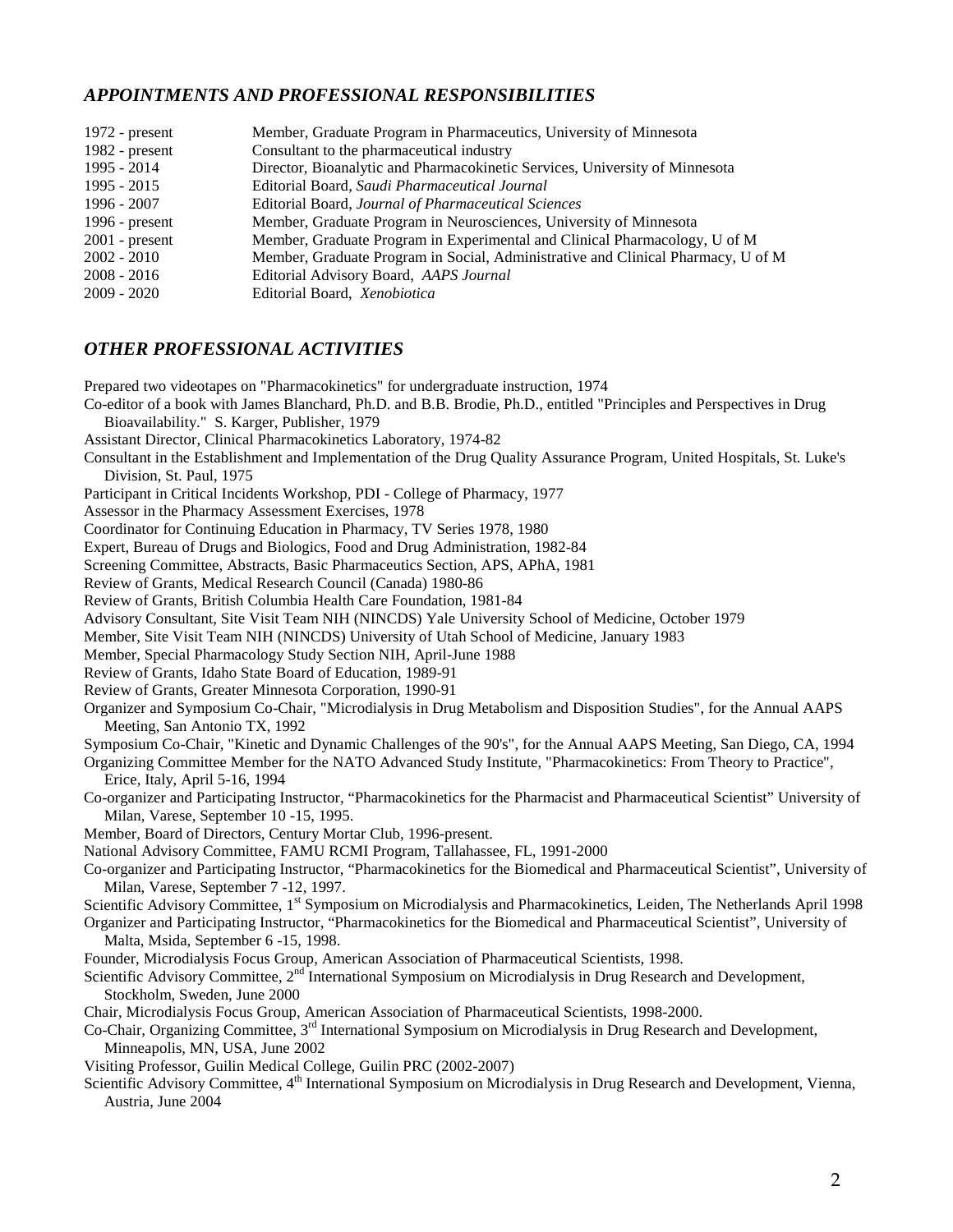## *APPOINTMENTS AND PROFESSIONAL RESPONSIBILITIES*

| | |
|---|---|
| 1972 - present | Member, Graduate Program in Pharmaceutics, University of Minnesota |
| 1982 - present | Consultant to the pharmaceutical industry |
| 1995 - 2014 | Director, Bioanalytic and Pharmacokinetic Services, University of Minnesota |
| 1995 - 2015 | Editorial Board, *Saudi Pharmaceutical Journal* |
| 1996 - 2007 | Editorial Board, *Journal of Pharmaceutical Sciences* |
| 1996 - present | Member, Graduate Program in Neurosciences, University of Minnesota |
| 2001 - present | Member, Graduate Program in Experimental and Clinical Pharmacology, U of M |
| 2002 - 2010 | Member, Graduate Program in Social, Administrative and Clinical Pharmacy, U of M |
| 2008 - 2016 | Editorial Advisory Board, *AAPS Journal* |
| 2009 - 2020 | Editorial Board, *Xenobiotica* |

## *OTHER PROFESSIONAL ACTIVITIES*

Prepared two videotapes on "Pharmacokinetics" for undergraduate instruction, 1974

Co-editor of a book with James Blanchard, Ph.D. and B.B. Brodie, Ph.D., entitled "Principles and Perspectives in Drug Bioavailability." S. Karger, Publisher, 1979

Assistant Director, Clinical Pharmacokinetics Laboratory, 1974-82

Consultant in the Establishment and Implementation of the Drug Quality Assurance Program, United Hospitals, St. Luke's Division, St. Paul, 1975

Participant in Critical Incidents Workshop, PDI - College of Pharmacy, 1977

Assessor in the Pharmacy Assessment Exercises, 1978

Coordinator for Continuing Education in Pharmacy, TV Series 1978, 1980

Expert, Bureau of Drugs and Biologics, Food and Drug Administration, 1982-84

Screening Committee, Abstracts, Basic Pharmaceutics Section, APS, APhA, 1981

Review of Grants, Medical Research Council (Canada) 1980-86

Review of Grants, British Columbia Health Care Foundation, 1981-84

Advisory Consultant, Site Visit Team NIH (NINCDS) Yale University School of Medicine, October 1979

Member, Site Visit Team NIH (NINCDS) University of Utah School of Medicine, January 1983

Member, Special Pharmacology Study Section NIH, April-June 1988

Review of Grants, Idaho State Board of Education, 1989-91

Review of Grants, Greater Minnesota Corporation, 1990-91

Organizer and Symposium Co-Chair, "Microdialysis in Drug Metabolism and Disposition Studies", for the Annual AAPS Meeting, San Antonio TX, 1992

Symposium Co-Chair, "Kinetic and Dynamic Challenges of the 90's", for the Annual AAPS Meeting, San Diego, CA, 1994

Organizing Committee Member for the NATO Advanced Study Institute, "Pharmacokinetics: From Theory to Practice", Erice, Italy, April 5-16, 1994

Co-organizer and Participating Instructor, "Pharmacokinetics for the Pharmacist and Pharmaceutical Scientist" University of Milan, Varese, September 10 -15, 1995.

Member, Board of Directors, Century Mortar Club, 1996-present.

National Advisory Committee, FAMU RCMI Program, Tallahassee, FL, 1991-2000

Co-organizer and Participating Instructor, "Pharmacokinetics for the Biomedical and Pharmaceutical Scientist", University of Milan, Varese, September 7 -12, 1997.

Scientific Advisory Committee, 1st Symposium on Microdialysis and Pharmacokinetics, Leiden, The Netherlands April 1998

Organizer and Participating Instructor, "Pharmacokinetics for the Biomedical and Pharmaceutical Scientist", University of Malta, Msida, September 6 -15, 1998.

Founder, Microdialysis Focus Group, American Association of Pharmaceutical Scientists, 1998.

Scientific Advisory Committee, 2nd International Symposium on Microdialysis in Drug Research and Development, Stockholm, Sweden, June 2000

Chair, Microdialysis Focus Group, American Association of Pharmaceutical Scientists, 1998-2000.

Co-Chair, Organizing Committee, 3rd International Symposium on Microdialysis in Drug Research and Development, Minneapolis, MN, USA, June 2002

Visiting Professor, Guilin Medical College, Guilin PRC (2002-2007)

Scientific Advisory Committee, 4th International Symposium on Microdialysis in Drug Research and Development, Vienna, Austria, June 2004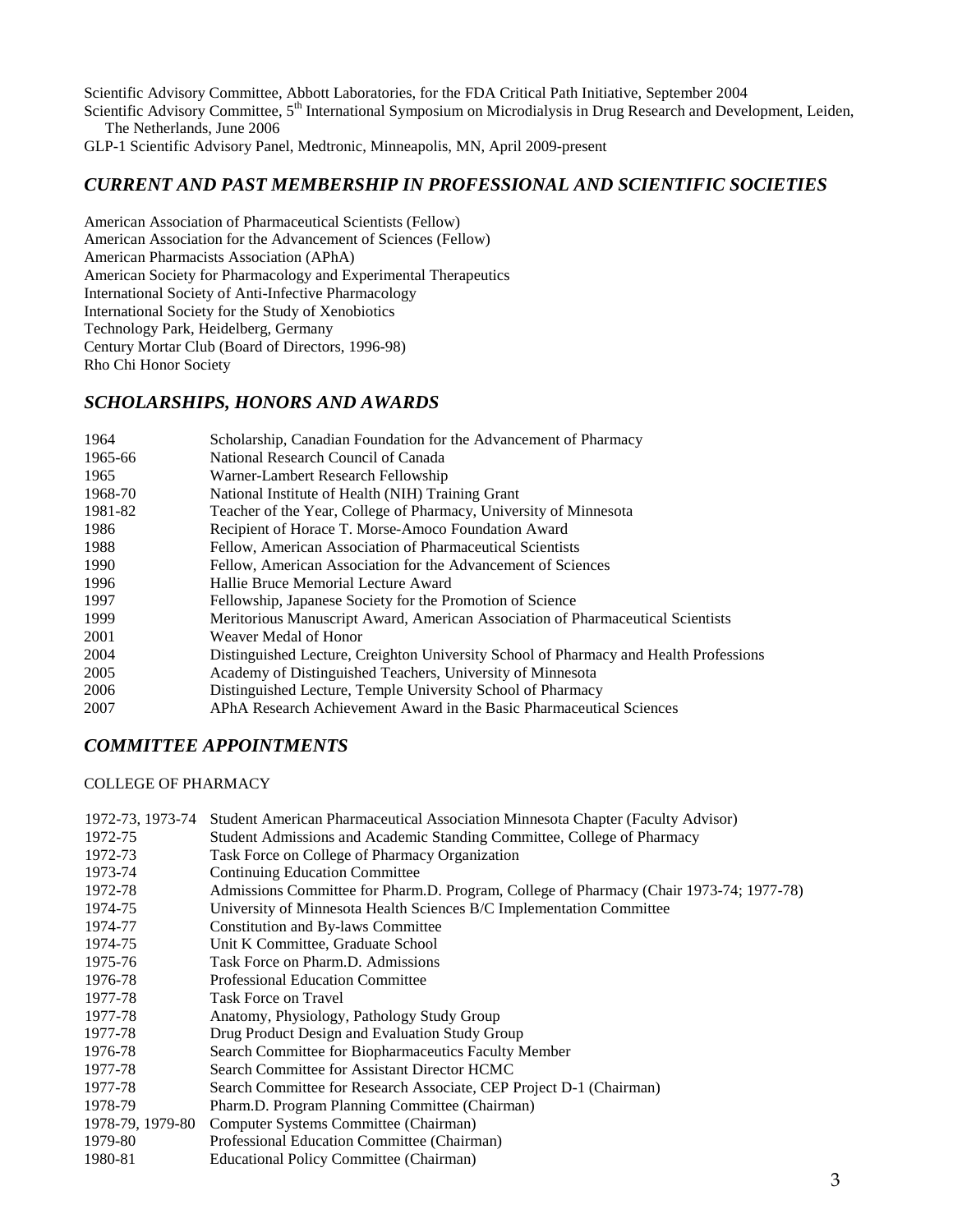Scientific Advisory Committee, Abbott Laboratories, for the FDA Critical Path Initiative, September 2004
Scientific Advisory Committee, 5th International Symposium on Microdialysis in Drug Research and Development, Leiden, The Netherlands, June 2006
GLP-1 Scientific Advisory Panel, Medtronic, Minneapolis, MN, April 2009-present

## *CURRENT AND PAST MEMBERSHIP IN PROFESSIONAL AND SCIENTIFIC SOCIETIES*

American Association of Pharmaceutical Scientists (Fellow)
American Association for the Advancement of Sciences (Fellow)
American Pharmacists Association (APhA)
American Society for Pharmacology and Experimental Therapeutics
International Society of Anti-Infective Pharmacology
International Society for the Study of Xenobiotics
Technology Park, Heidelberg, Germany
Century Mortar Club (Board of Directors, 1996-98)
Rho Chi Honor Society

## *SCHOLARSHIPS, HONORS AND AWARDS*

| | |
|---|---|
| 1964 | Scholarship, Canadian Foundation for the Advancement of Pharmacy |
| 1965-66 | National Research Council of Canada |
| 1965 | Warner-Lambert Research Fellowship |
| 1968-70 | National Institute of Health (NIH) Training Grant |
| 1981-82 | Teacher of the Year, College of Pharmacy, University of Minnesota |
| 1986 | Recipient of Horace T. Morse-Amoco Foundation Award |
| 1988 | Fellow, American Association of Pharmaceutical Scientists |
| 1990 | Fellow, American Association for the Advancement of Sciences |
| 1996 | Hallie Bruce Memorial Lecture Award |
| 1997 | Fellowship, Japanese Society for the Promotion of Science |
| 1999 | Meritorious Manuscript Award, American Association of Pharmaceutical Scientists |
| 2001 | Weaver Medal of Honor |
| 2004 | Distinguished Lecture, Creighton University School of Pharmacy and Health Professions |
| 2005 | Academy of Distinguished Teachers, University of Minnesota |
| 2006 | Distinguished Lecture, Temple University School of Pharmacy |
| 2007 | APhA Research Achievement Award in the Basic Pharmaceutical Sciences |

## *COMMITTEE APPOINTMENTS*

COLLEGE OF PHARMACY

| | |
|---|---|
| 1972-73, 1973-74 | Student American Pharmaceutical Association Minnesota Chapter (Faculty Advisor) |
| 1972-75 | Student Admissions and Academic Standing Committee, College of Pharmacy |
| 1972-73 | Task Force on College of Pharmacy Organization |
| 1973-74 | Continuing Education Committee |
| 1972-78 | Admissions Committee for Pharm.D. Program, College of Pharmacy (Chair 1973-74; 1977-78) |
| 1974-75 | University of Minnesota Health Sciences B/C Implementation Committee |
| 1974-77 | Constitution and By-laws Committee |
| 1974-75 | Unit K Committee, Graduate School |
| 1975-76 | Task Force on Pharm.D. Admissions |
| 1976-78 | Professional Education Committee |
| 1977-78 | Task Force on Travel |
| 1977-78 | Anatomy, Physiology, Pathology Study Group |
| 1977-78 | Drug Product Design and Evaluation Study Group |
| 1976-78 | Search Committee for Biopharmaceutics Faculty Member |
| 1977-78 | Search Committee for Assistant Director HCMC |
| 1977-78 | Search Committee for Research Associate, CEP Project D-1 (Chairman) |
| 1978-79 | Pharm.D. Program Planning Committee (Chairman) |
| 1978-79, 1979-80 | Computer Systems Committee (Chairman) |
| 1979-80 | Professional Education Committee (Chairman) |
| 1980-81 | Educational Policy Committee (Chairman) |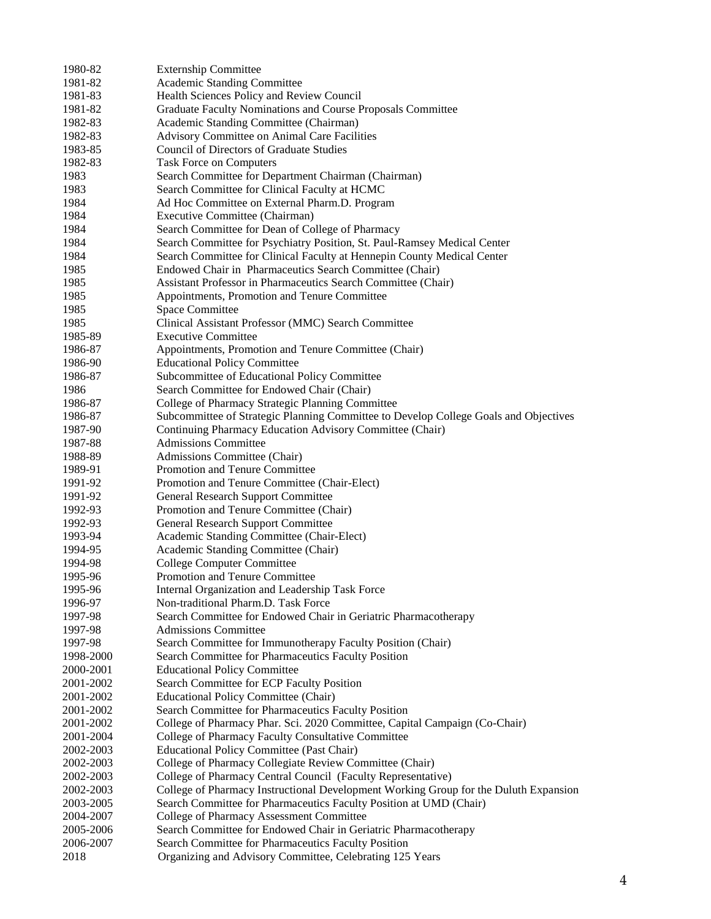1980-82 Externship Committee
1981-82 Academic Standing Committee
1981-83 Health Sciences Policy and Review Council
1981-82 Graduate Faculty Nominations and Course Proposals Committee
1982-83 Academic Standing Committee (Chairman)
1982-83 Advisory Committee on Animal Care Facilities
1983-85 Council of Directors of Graduate Studies
1982-83 Task Force on Computers
1983 Search Committee for Department Chairman (Chairman)
1983 Search Committee for Clinical Faculty at HCMC
1984 Ad Hoc Committee on External Pharm.D. Program
1984 Executive Committee (Chairman)
1984 Search Committee for Dean of College of Pharmacy
1984 Search Committee for Psychiatry Position, St. Paul-Ramsey Medical Center
1984 Search Committee for Clinical Faculty at Hennepin County Medical Center
1985 Endowed Chair in Pharmaceutics Search Committee (Chair)
1985 Assistant Professor in Pharmaceutics Search Committee (Chair)
1985 Appointments, Promotion and Tenure Committee
1985 Space Committee
1985 Clinical Assistant Professor (MMC) Search Committee
1985-89 Executive Committee
1986-87 Appointments, Promotion and Tenure Committee (Chair)
1986-90 Educational Policy Committee
1986-87 Subcommittee of Educational Policy Committee
1986 Search Committee for Endowed Chair (Chair)
1986-87 College of Pharmacy Strategic Planning Committee
1986-87 Subcommittee of Strategic Planning Committee to Develop College Goals and Objectives
1987-90 Continuing Pharmacy Education Advisory Committee (Chair)
1987-88 Admissions Committee
1988-89 Admissions Committee (Chair)
1989-91 Promotion and Tenure Committee
1991-92 Promotion and Tenure Committee (Chair-Elect)
1991-92 General Research Support Committee
1992-93 Promotion and Tenure Committee (Chair)
1992-93 General Research Support Committee
1993-94 Academic Standing Committee (Chair-Elect)
1994-95 Academic Standing Committee (Chair)
1994-98 College Computer Committee
1995-96 Promotion and Tenure Committee
1995-96 Internal Organization and Leadership Task Force
1996-97 Non-traditional Pharm.D. Task Force
1997-98 Search Committee for Endowed Chair in Geriatric Pharmacotherapy
1997-98 Admissions Committee
1997-98 Search Committee for Immunotherapy Faculty Position (Chair)
1998-2000 Search Committee for Pharmaceutics Faculty Position
2000-2001 Educational Policy Committee
2001-2002 Search Committee for ECP Faculty Position
2001-2002 Educational Policy Committee (Chair)
2001-2002 Search Committee for Pharmaceutics Faculty Position
2001-2002 College of Pharmacy Phar. Sci. 2020 Committee, Capital Campaign (Co-Chair)
2001-2004 College of Pharmacy Faculty Consultative Committee
2002-2003 Educational Policy Committee (Past Chair)
2002-2003 College of Pharmacy Collegiate Review Committee (Chair)
2002-2003 College of Pharmacy Central Council (Faculty Representative)
2002-2003 College of Pharmacy Instructional Development Working Group for the Duluth Expansion
2003-2005 Search Committee for Pharmaceutics Faculty Position at UMD (Chair)
2004-2007 College of Pharmacy Assessment Committee
2005-2006 Search Committee for Endowed Chair in Geriatric Pharmacotherapy
2006-2007 Search Committee for Pharmaceutics Faculty Position
2018 Organizing and Advisory Committee, Celebrating 125 Years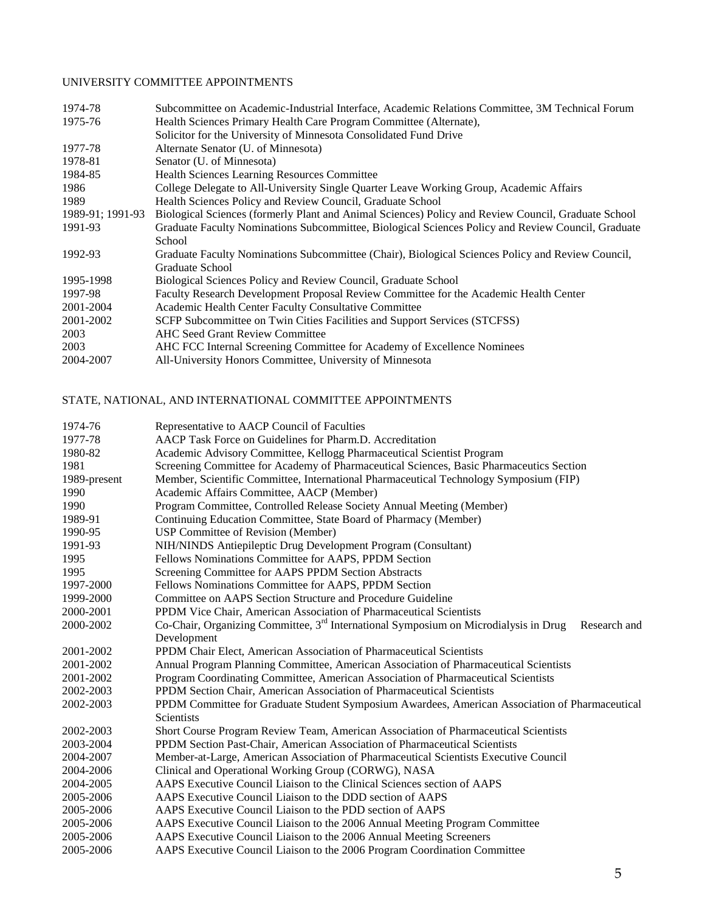## UNIVERSITY COMMITTEE APPOINTMENTS

| | |
|---|---|
| 1974-78 | Subcommittee on Academic-Industrial Interface, Academic Relations Committee, 3M Technical Forum |
| 1975-76 | Health Sciences Primary Health Care Program Committee (Alternate), Solicitor for the University of Minnesota Consolidated Fund Drive |
| 1977-78 | Alternate Senator (U. of Minnesota) |
| 1978-81 | Senator (U. of Minnesota) |
| 1984-85 | Health Sciences Learning Resources Committee |
| 1986 | College Delegate to All-University Single Quarter Leave Working Group, Academic Affairs |
| 1989 | Health Sciences Policy and Review Council, Graduate School |
| 1989-91; 1991-93 | Biological Sciences (formerly Plant and Animal Sciences) Policy and Review Council, Graduate School |
| 1991-93 | Graduate Faculty Nominations Subcommittee, Biological Sciences Policy and Review Council, Graduate School |
| 1992-93 | Graduate Faculty Nominations Subcommittee (Chair), Biological Sciences Policy and Review Council, Graduate School |
| 1995-1998 | Biological Sciences Policy and Review Council, Graduate School |
| 1997-98 | Faculty Research Development Proposal Review Committee for the Academic Health Center |
| 2001-2004 | Academic Health Center Faculty Consultative Committee |
| 2001-2002 | SCFP Subcommittee on Twin Cities Facilities and Support Services (STCFSS) |
| 2003 | AHC Seed Grant Review Committee |
| 2003 | AHC FCC Internal Screening Committee for Academy of Excellence Nominees |
| 2004-2007 | All-University Honors Committee, University of Minnesota |

## STATE, NATIONAL, AND INTERNATIONAL COMMITTEE APPOINTMENTS

| | |
|---|---|
| 1974-76 | Representative to AACP Council of Faculties |
| 1977-78 | AACP Task Force on Guidelines for Pharm.D. Accreditation |
| 1980-82 | Academic Advisory Committee, Kellogg Pharmaceutical Scientist Program |
| 1981 | Screening Committee for Academy of Pharmaceutical Sciences, Basic Pharmaceutics Section |
| 1989-present | Member, Scientific Committee, International Pharmaceutical Technology Symposium (FIP) |
| 1990 | Academic Affairs Committee, AACP (Member) |
| 1990 | Program Committee, Controlled Release Society Annual Meeting (Member) |
| 1989-91 | Continuing Education Committee, State Board of Pharmacy (Member) |
| 1990-95 | USP Committee of Revision (Member) |
| 1991-93 | NIH/NINDS Antiepileptic Drug Development Program (Consultant) |
| 1995 | Fellows Nominations Committee for AAPS, PPDM Section |
| 1995 | Screening Committee for AAPS PPDM Section Abstracts |
| 1997-2000 | Fellows Nominations Committee for AAPS, PPDM Section |
| 1999-2000 | Committee on AAPS Section Structure and Procedure Guideline |
| 2000-2001 | PPDM Vice Chair, American Association of Pharmaceutical Scientists |
| 2000-2002 | Co-Chair, Organizing Committee, 3rd International Symposium on Microdialysis in Drug Research and Development |
| 2001-2002 | PPDM Chair Elect, American Association of Pharmaceutical Scientists |
| 2001-2002 | Annual Program Planning Committee, American Association of Pharmaceutical Scientists |
| 2001-2002 | Program Coordinating Committee, American Association of Pharmaceutical Scientists |
| 2002-2003 | PPDM Section Chair, American Association of Pharmaceutical Scientists |
| 2002-2003 | PPDM Committee for Graduate Student Symposium Awardees, American Association of Pharmaceutical Scientists |
| 2002-2003 | Short Course Program Review Team, American Association of Pharmaceutical Scientists |
| 2003-2004 | PPDM Section Past-Chair, American Association of Pharmaceutical Scientists |
| 2004-2007 | Member-at-Large, American Association of Pharmaceutical Scientists Executive Council |
| 2004-2006 | Clinical and Operational Working Group (CORWG), NASA |
| 2004-2005 | AAPS Executive Council Liaison to the Clinical Sciences section of AAPS |
| 2005-2006 | AAPS Executive Council Liaison to the DDD section of AAPS |
| 2005-2006 | AAPS Executive Council Liaison to the PDD section of AAPS |
| 2005-2006 | AAPS Executive Council Liaison to the 2006 Annual Meeting Program Committee |
| 2005-2006 | AAPS Executive Council Liaison to the 2006 Annual Meeting Screeners |
| 2005-2006 | AAPS Executive Council Liaison to the 2006 Program Coordination Committee |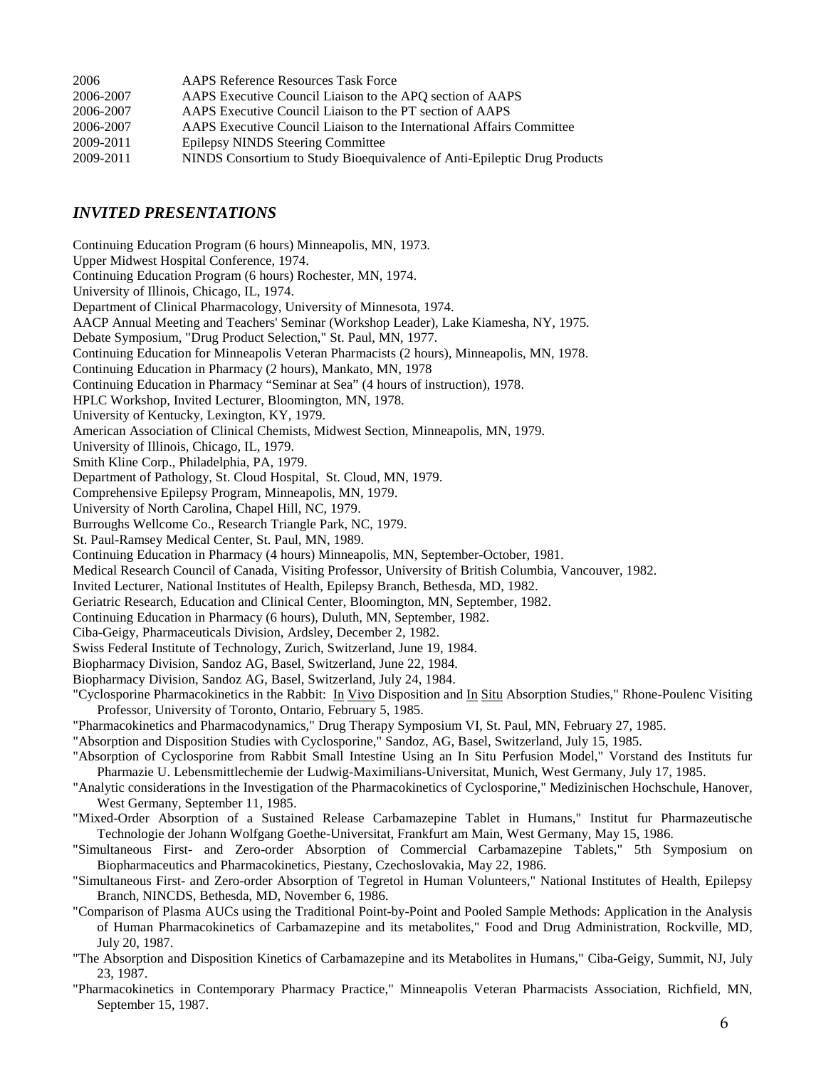| | |
|---|---|
| 2006 | AAPS Reference Resources Task Force |
| 2006-2007 | AAPS Executive Council Liaison to the APQ section of AAPS |
| 2006-2007 | AAPS Executive Council Liaison to the PT section of AAPS |
| 2006-2007 | AAPS Executive Council Liaison to the International Affairs Committee |
| 2009-2011 | Epilepsy NINDS Steering Committee |
| 2009-2011 | NINDS Consortium to Study Bioequivalence of Anti-Epileptic Drug Products |

## *INVITED PRESENTATIONS*

Continuing Education Program (6 hours) Minneapolis, MN, 1973.
Upper Midwest Hospital Conference, 1974.
Continuing Education Program (6 hours) Rochester, MN, 1974.
University of Illinois, Chicago, IL, 1974.
Department of Clinical Pharmacology, University of Minnesota, 1974.
AACP Annual Meeting and Teachers' Seminar (Workshop Leader), Lake Kiamesha, NY, 1975.
Debate Symposium, "Drug Product Selection," St. Paul, MN, 1977.
Continuing Education for Minneapolis Veteran Pharmacists (2 hours), Minneapolis, MN, 1978.
Continuing Education in Pharmacy (2 hours), Mankato, MN, 1978
Continuing Education in Pharmacy "Seminar at Sea" (4 hours of instruction), 1978.
HPLC Workshop, Invited Lecturer, Bloomington, MN, 1978.
University of Kentucky, Lexington, KY, 1979.
American Association of Clinical Chemists, Midwest Section, Minneapolis, MN, 1979.
University of Illinois, Chicago, IL, 1979.
Smith Kline Corp., Philadelphia, PA, 1979.
Department of Pathology, St. Cloud Hospital, St. Cloud, MN, 1979.
Comprehensive Epilepsy Program, Minneapolis, MN, 1979.
University of North Carolina, Chapel Hill, NC, 1979.
Burroughs Wellcome Co., Research Triangle Park, NC, 1979.
St. Paul-Ramsey Medical Center, St. Paul, MN, 1989.
Continuing Education in Pharmacy (4 hours) Minneapolis, MN, September-October, 1981.
Medical Research Council of Canada, Visiting Professor, University of British Columbia, Vancouver, 1982.
Invited Lecturer, National Institutes of Health, Epilepsy Branch, Bethesda, MD, 1982.
Geriatric Research, Education and Clinical Center, Bloomington, MN, September, 1982.
Continuing Education in Pharmacy (6 hours), Duluth, MN, September, 1982.
Ciba-Geigy, Pharmaceuticals Division, Ardsley, December 2, 1982.
Swiss Federal Institute of Technology, Zurich, Switzerland, June 19, 1984.
Biopharmacy Division, Sandoz AG, Basel, Switzerland, June 22, 1984.
Biopharmacy Division, Sandoz AG, Basel, Switzerland, July 24, 1984.
"Cyclosporine Pharmacokinetics in the Rabbit: In Vivo Disposition and In Situ Absorption Studies," Rhone-Poulenc Visiting Professor, University of Toronto, Ontario, February 5, 1985.
"Pharmacokinetics and Pharmacodynamics," Drug Therapy Symposium VI, St. Paul, MN, February 27, 1985.
"Absorption and Disposition Studies with Cyclosporine," Sandoz, AG, Basel, Switzerland, July 15, 1985.
"Absorption of Cyclosporine from Rabbit Small Intestine Using an In Situ Perfusion Model," Vorstand des Instituts fur Pharmazie U. Lebensmittlechemie der Ludwig-Maximilians-Universitat, Munich, West Germany, July 17, 1985.
"Analytic considerations in the Investigation of the Pharmacokinetics of Cyclosporine," Medizinischen Hochschule, Hanover, West Germany, September 11, 1985.
"Mixed-Order Absorption of a Sustained Release Carbamazepine Tablet in Humans," Institut fur Pharmazeutische Technologie der Johann Wolfgang Goethe-Universitat, Frankfurt am Main, West Germany, May 15, 1986.
"Simultaneous First- and Zero-order Absorption of Commercial Carbamazepine Tablets," 5th Symposium on Biopharmaceutics and Pharmacokinetics, Piestany, Czechoslovakia, May 22, 1986.
"Simultaneous First- and Zero-order Absorption of Tegretol in Human Volunteers," National Institutes of Health, Epilepsy Branch, NINCDS, Bethesda, MD, November 6, 1986.
"Comparison of Plasma AUCs using the Traditional Point-by-Point and Pooled Sample Methods: Application in the Analysis of Human Pharmacokinetics of Carbamazepine and its metabolites," Food and Drug Administration, Rockville, MD, July 20, 1987.
"The Absorption and Disposition Kinetics of Carbamazepine and its Metabolites in Humans," Ciba-Geigy, Summit, NJ, July 23, 1987.
"Pharmacokinetics in Contemporary Pharmacy Practice," Minneapolis Veteran Pharmacists Association, Richfield, MN, September 15, 1987.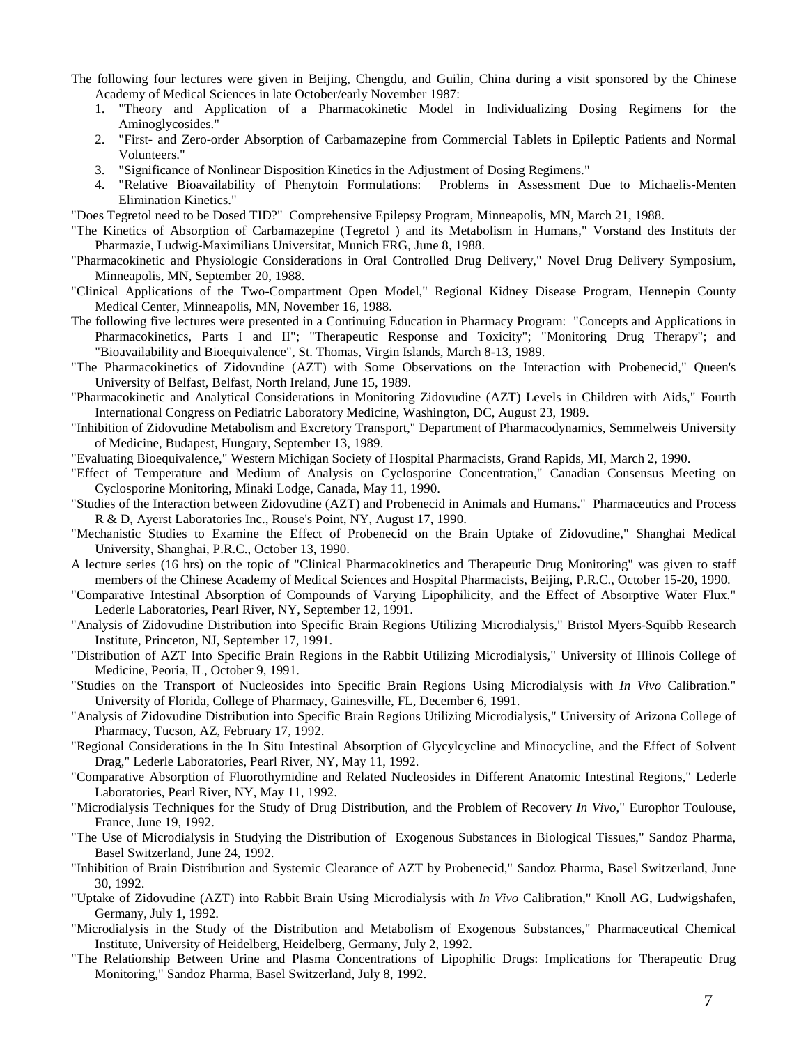The following four lectures were given in Beijing, Chengdu, and Guilin, China during a visit sponsored by the Chinese Academy of Medical Sciences in late October/early November 1987:

1. "Theory and Application of a Pharmacokinetic Model in Individualizing Dosing Regimens for the Aminoglycosides."
2. "First- and Zero-order Absorption of Carbamazepine from Commercial Tablets in Epileptic Patients and Normal Volunteers."
3. "Significance of Nonlinear Disposition Kinetics in the Adjustment of Dosing Regimens."
4. "Relative Bioavailability of Phenytoin Formulations: Problems in Assessment Due to Michaelis-Menten Elimination Kinetics."

"Does Tegretol need to be Dosed TID?" Comprehensive Epilepsy Program, Minneapolis, MN, March 21, 1988.

"The Kinetics of Absorption of Carbamazepine (Tegretol ) and its Metabolism in Humans," Vorstand des Instituts der Pharmazie, Ludwig-Maximilians Universitat, Munich FRG, June 8, 1988.

"Pharmacokinetic and Physiologic Considerations in Oral Controlled Drug Delivery," Novel Drug Delivery Symposium, Minneapolis, MN, September 20, 1988.

"Clinical Applications of the Two-Compartment Open Model," Regional Kidney Disease Program, Hennepin County Medical Center, Minneapolis, MN, November 16, 1988.

The following five lectures were presented in a Continuing Education in Pharmacy Program: "Concepts and Applications in Pharmacokinetics, Parts I and II"; "Therapeutic Response and Toxicity"; "Monitoring Drug Therapy"; and "Bioavailability and Bioequivalence", St. Thomas, Virgin Islands, March 8-13, 1989.

"The Pharmacokinetics of Zidovudine (AZT) with Some Observations on the Interaction with Probenecid," Queen's University of Belfast, Belfast, North Ireland, June 15, 1989.

"Pharmacokinetic and Analytical Considerations in Monitoring Zidovudine (AZT) Levels in Children with Aids," Fourth International Congress on Pediatric Laboratory Medicine, Washington, DC, August 23, 1989.

"Inhibition of Zidovudine Metabolism and Excretory Transport," Department of Pharmacodynamics, Semmelweis University of Medicine, Budapest, Hungary, September 13, 1989.

"Evaluating Bioequivalence," Western Michigan Society of Hospital Pharmacists, Grand Rapids, MI, March 2, 1990.

"Effect of Temperature and Medium of Analysis on Cyclosporine Concentration," Canadian Consensus Meeting on Cyclosporine Monitoring, Minaki Lodge, Canada, May 11, 1990.

"Studies of the Interaction between Zidovudine (AZT) and Probenecid in Animals and Humans." Pharmaceutics and Process R & D, Ayerst Laboratories Inc., Rouse's Point, NY, August 17, 1990.

"Mechanistic Studies to Examine the Effect of Probenecid on the Brain Uptake of Zidovudine," Shanghai Medical University, Shanghai, P.R.C., October 13, 1990.

A lecture series (16 hrs) on the topic of "Clinical Pharmacokinetics and Therapeutic Drug Monitoring" was given to staff members of the Chinese Academy of Medical Sciences and Hospital Pharmacists, Beijing, P.R.C., October 15-20, 1990.

"Comparative Intestinal Absorption of Compounds of Varying Lipophilicity, and the Effect of Absorptive Water Flux." Lederle Laboratories, Pearl River, NY, September 12, 1991.

"Analysis of Zidovudine Distribution into Specific Brain Regions Utilizing Microdialysis," Bristol Myers-Squibb Research Institute, Princeton, NJ, September 17, 1991.

"Distribution of AZT Into Specific Brain Regions in the Rabbit Utilizing Microdialysis," University of Illinois College of Medicine, Peoria, IL, October 9, 1991.

"Studies on the Transport of Nucleosides into Specific Brain Regions Using Microdialysis with *In Vivo* Calibration." University of Florida, College of Pharmacy, Gainesville, FL, December 6, 1991.

"Analysis of Zidovudine Distribution into Specific Brain Regions Utilizing Microdialysis," University of Arizona College of Pharmacy, Tucson, AZ, February 17, 1992.

"Regional Considerations in the In Situ Intestinal Absorption of Glycylcycline and Minocycline, and the Effect of Solvent Drag," Lederle Laboratories, Pearl River, NY, May 11, 1992.

"Comparative Absorption of Fluorothymidine and Related Nucleosides in Different Anatomic Intestinal Regions," Lederle Laboratories, Pearl River, NY, May 11, 1992.

"Microdialysis Techniques for the Study of Drug Distribution, and the Problem of Recovery *In Vivo*," Europhor Toulouse, France, June 19, 1992.

"The Use of Microdialysis in Studying the Distribution of Exogenous Substances in Biological Tissues," Sandoz Pharma, Basel Switzerland, June 24, 1992.

"Inhibition of Brain Distribution and Systemic Clearance of AZT by Probenecid," Sandoz Pharma, Basel Switzerland, June 30, 1992.

"Uptake of Zidovudine (AZT) into Rabbit Brain Using Microdialysis with *In Vivo* Calibration," Knoll AG, Ludwigshafen, Germany, July 1, 1992.

"Microdialysis in the Study of the Distribution and Metabolism of Exogenous Substances," Pharmaceutical Chemical Institute, University of Heidelberg, Heidelberg, Germany, July 2, 1992.

"The Relationship Between Urine and Plasma Concentrations of Lipophilic Drugs: Implications for Therapeutic Drug Monitoring," Sandoz Pharma, Basel Switzerland, July 8, 1992.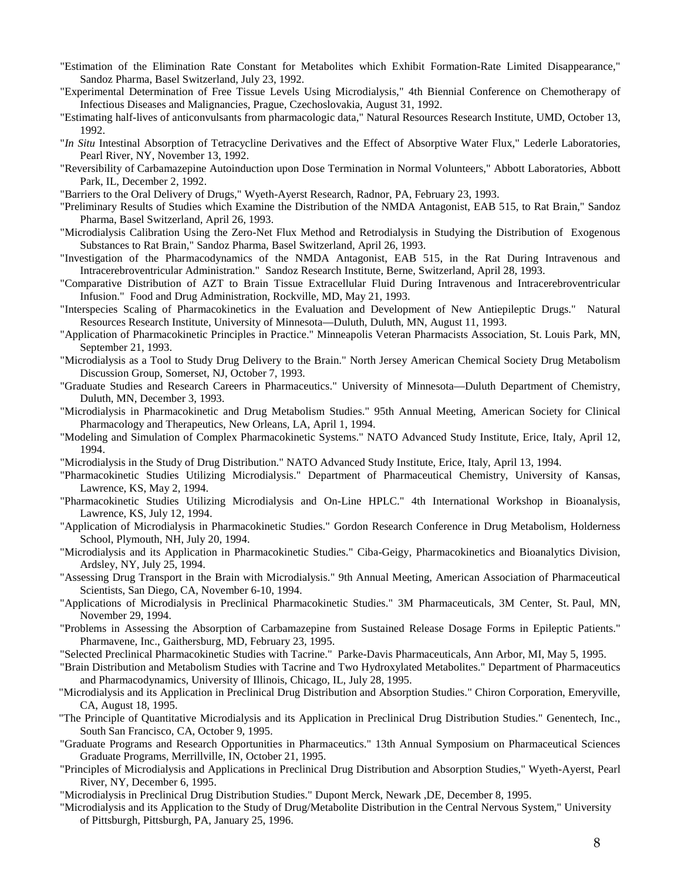"Estimation of the Elimination Rate Constant for Metabolites which Exhibit Formation-Rate Limited Disappearance," Sandoz Pharma, Basel Switzerland, July 23, 1992.

"Experimental Determination of Free Tissue Levels Using Microdialysis," 4th Biennial Conference on Chemotherapy of Infectious Diseases and Malignancies, Prague, Czechoslovakia, August 31, 1992.

"Estimating half-lives of anticonvulsants from pharmacologic data," Natural Resources Research Institute, UMD, October 13, 1992.

"*In Situ* Intestinal Absorption of Tetracycline Derivatives and the Effect of Absorptive Water Flux," Lederle Laboratories, Pearl River, NY, November 13, 1992.

"Reversibility of Carbamazepine Autoinduction upon Dose Termination in Normal Volunteers," Abbott Laboratories, Abbott Park, IL, December 2, 1992.

"Barriers to the Oral Delivery of Drugs," Wyeth-Ayerst Research, Radnor, PA, February 23, 1993.

"Preliminary Results of Studies which Examine the Distribution of the NMDA Antagonist, EAB 515, to Rat Brain," Sandoz Pharma, Basel Switzerland, April 26, 1993.

"Microdialysis Calibration Using the Zero-Net Flux Method and Retrodialysis in Studying the Distribution of Exogenous Substances to Rat Brain," Sandoz Pharma, Basel Switzerland, April 26, 1993.

"Investigation of the Pharmacodynamics of the NMDA Antagonist, EAB 515, in the Rat During Intravenous and Intracerebroventricular Administration." Sandoz Research Institute, Berne, Switzerland, April 28, 1993.

"Comparative Distribution of AZT to Brain Tissue Extracellular Fluid During Intravenous and Intracerebroventricular Infusion." Food and Drug Administration, Rockville, MD, May 21, 1993.

"Interspecies Scaling of Pharmacokinetics in the Evaluation and Development of New Antiepileptic Drugs." Natural Resources Research Institute, University of Minnesota—Duluth, Duluth, MN, August 11, 1993.

"Application of Pharmacokinetic Principles in Practice." Minneapolis Veteran Pharmacists Association, St. Louis Park, MN, September 21, 1993.

"Microdialysis as a Tool to Study Drug Delivery to the Brain." North Jersey American Chemical Society Drug Metabolism Discussion Group, Somerset, NJ, October 7, 1993.

"Graduate Studies and Research Careers in Pharmaceutics." University of Minnesota—Duluth Department of Chemistry, Duluth, MN, December 3, 1993.

"Microdialysis in Pharmacokinetic and Drug Metabolism Studies." 95th Annual Meeting, American Society for Clinical Pharmacology and Therapeutics, New Orleans, LA, April 1, 1994.

"Modeling and Simulation of Complex Pharmacokinetic Systems." NATO Advanced Study Institute, Erice, Italy, April 12, 1994.

"Microdialysis in the Study of Drug Distribution." NATO Advanced Study Institute, Erice, Italy, April 13, 1994.

"Pharmacokinetic Studies Utilizing Microdialysis." Department of Pharmaceutical Chemistry, University of Kansas, Lawrence, KS, May 2, 1994.

"Pharmacokinetic Studies Utilizing Microdialysis and On-Line HPLC." 4th International Workshop in Bioanalysis, Lawrence, KS, July 12, 1994.

"Application of Microdialysis in Pharmacokinetic Studies." Gordon Research Conference in Drug Metabolism, Holderness School, Plymouth, NH, July 20, 1994.

"Microdialysis and its Application in Pharmacokinetic Studies." Ciba-Geigy, Pharmacokinetics and Bioanalytics Division, Ardsley, NY, July 25, 1994.

"Assessing Drug Transport in the Brain with Microdialysis." 9th Annual Meeting, American Association of Pharmaceutical Scientists, San Diego, CA, November 6-10, 1994.

"Applications of Microdialysis in Preclinical Pharmacokinetic Studies." 3M Pharmaceuticals, 3M Center, St. Paul, MN, November 29, 1994.

"Problems in Assessing the Absorption of Carbamazepine from Sustained Release Dosage Forms in Epileptic Patients." Pharmavene, Inc., Gaithersburg, MD, February 23, 1995.

"Selected Preclinical Pharmacokinetic Studies with Tacrine." Parke-Davis Pharmaceuticals, Ann Arbor, MI, May 5, 1995.

"Brain Distribution and Metabolism Studies with Tacrine and Two Hydroxylated Metabolites." Department of Pharmaceutics and Pharmacodynamics, University of Illinois, Chicago, IL, July 28, 1995.

"Microdialysis and its Application in Preclinical Drug Distribution and Absorption Studies." Chiron Corporation, Emeryville, CA, August 18, 1995.

"The Principle of Quantitative Microdialysis and its Application in Preclinical Drug Distribution Studies." Genentech, Inc., South San Francisco, CA, October 9, 1995.

"Graduate Programs and Research Opportunities in Pharmaceutics." 13th Annual Symposium on Pharmaceutical Sciences Graduate Programs, Merrillville, IN, October 21, 1995.

"Principles of Microdialysis and Applications in Preclinical Drug Distribution and Absorption Studies," Wyeth-Ayerst, Pearl River, NY, December 6, 1995.

"Microdialysis in Preclinical Drug Distribution Studies." Dupont Merck, Newark ,DE, December 8, 1995.

"Microdialysis and its Application to the Study of Drug/Metabolite Distribution in the Central Nervous System," University of Pittsburgh, Pittsburgh, PA, January 25, 1996.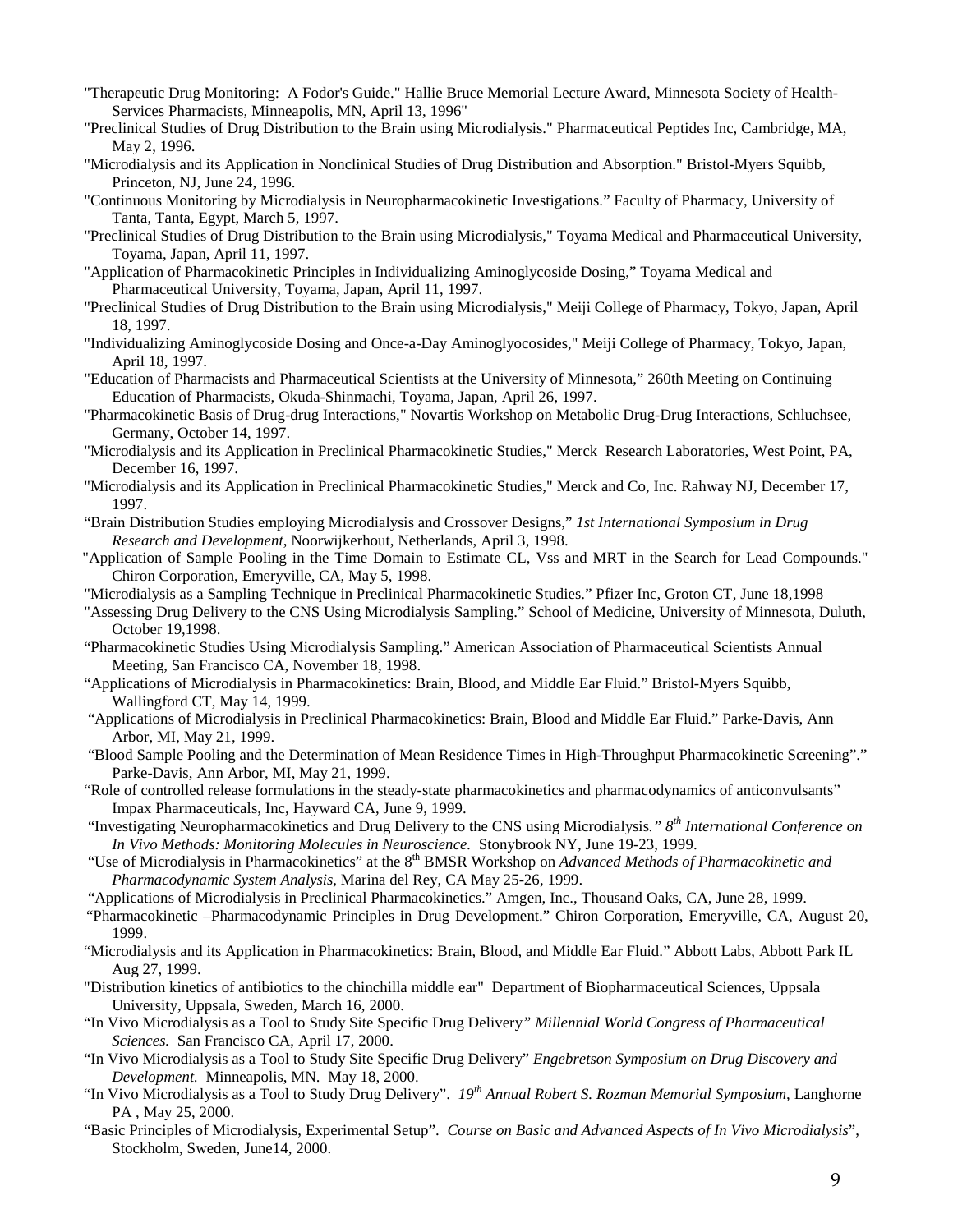"Therapeutic Drug Monitoring: A Fodor's Guide." Hallie Bruce Memorial Lecture Award, Minnesota Society of Health-Services Pharmacists, Minneapolis, MN, April 13, 1996"

"Preclinical Studies of Drug Distribution to the Brain using Microdialysis." Pharmaceutical Peptides Inc, Cambridge, MA, May 2, 1996.

"Microdialysis and its Application in Nonclinical Studies of Drug Distribution and Absorption." Bristol-Myers Squibb, Princeton, NJ, June 24, 1996.

"Continuous Monitoring by Microdialysis in Neuropharmacokinetic Investigations." Faculty of Pharmacy, University of Tanta, Tanta, Egypt, March 5, 1997.

"Preclinical Studies of Drug Distribution to the Brain using Microdialysis," Toyama Medical and Pharmaceutical University, Toyama, Japan, April 11, 1997.

"Application of Pharmacokinetic Principles in Individualizing Aminoglycoside Dosing," Toyama Medical and Pharmaceutical University, Toyama, Japan, April 11, 1997.

"Preclinical Studies of Drug Distribution to the Brain using Microdialysis," Meiji College of Pharmacy, Tokyo, Japan, April 18, 1997.

"Individualizing Aminoglycoside Dosing and Once-a-Day Aminoglyocosides," Meiji College of Pharmacy, Tokyo, Japan, April 18, 1997.

"Education of Pharmacists and Pharmaceutical Scientists at the University of Minnesota," 260th Meeting on Continuing Education of Pharmacists, Okuda-Shinmachi, Toyama, Japan, April 26, 1997.

"Pharmacokinetic Basis of Drug-drug Interactions," Novartis Workshop on Metabolic Drug-Drug Interactions, Schluchsee, Germany, October 14, 1997.

"Microdialysis and its Application in Preclinical Pharmacokinetic Studies," Merck Research Laboratories, West Point, PA, December 16, 1997.

"Microdialysis and its Application in Preclinical Pharmacokinetic Studies," Merck and Co, Inc. Rahway NJ, December 17, 1997.

"Brain Distribution Studies employing Microdialysis and Crossover Designs," *1st International Symposium in Drug Research and Development*, Noorwijkerhout, Netherlands, April 3, 1998.

"Application of Sample Pooling in the Time Domain to Estimate CL, Vss and MRT in the Search for Lead Compounds." Chiron Corporation, Emeryville, CA, May 5, 1998.

"Microdialysis as a Sampling Technique in Preclinical Pharmacokinetic Studies." Pfizer Inc, Groton CT, June 18,1998

"Assessing Drug Delivery to the CNS Using Microdialysis Sampling." School of Medicine, University of Minnesota, Duluth, October 19,1998.

"Pharmacokinetic Studies Using Microdialysis Sampling." American Association of Pharmaceutical Scientists Annual Meeting, San Francisco CA, November 18, 1998.

"Applications of Microdialysis in Pharmacokinetics: Brain, Blood, and Middle Ear Fluid." Bristol-Myers Squibb, Wallingford CT, May 14, 1999.

"Applications of Microdialysis in Preclinical Pharmacokinetics: Brain, Blood and Middle Ear Fluid." Parke-Davis, Ann Arbor, MI, May 21, 1999.

"Blood Sample Pooling and the Determination of Mean Residence Times in High-Throughput Pharmacokinetic Screening"." Parke-Davis, Ann Arbor, MI, May 21, 1999.

"Role of controlled release formulations in the steady-state pharmacokinetics and pharmacodynamics of anticonvulsants" Impax Pharmaceuticals, Inc, Hayward CA, June 9, 1999.

"Investigating Neuropharmacokinetics and Drug Delivery to the CNS using Microdialysis*." 8th International Conference on In Vivo Methods: Monitoring Molecules in Neuroscience.* Stonybrook NY, June 19-23, 1999.

"Use of Microdialysis in Pharmacokinetics" at the 8th BMSR Workshop on *Advanced Methods of Pharmacokinetic and Pharmacodynamic System Analysis*, Marina del Rey, CA May 25-26, 1999.

"Applications of Microdialysis in Preclinical Pharmacokinetics." Amgen, Inc., Thousand Oaks, CA, June 28, 1999.

"Pharmacokinetic –Pharmacodynamic Principles in Drug Development." Chiron Corporation, Emeryville, CA, August 20, 1999.

"Microdialysis and its Application in Pharmacokinetics: Brain, Blood, and Middle Ear Fluid." Abbott Labs, Abbott Park IL Aug 27, 1999.

"Distribution kinetics of antibiotics to the chinchilla middle ear" Department of Biopharmaceutical Sciences, Uppsala University, Uppsala, Sweden, March 16, 2000.

"In Vivo Microdialysis as a Tool to Study Site Specific Drug Delivery*" Millennial World Congress of Pharmaceutical Sciences.* San Francisco CA, April 17, 2000.

"In Vivo Microdialysis as a Tool to Study Site Specific Drug Delivery" *Engebretson Symposium on Drug Discovery and Development.* Minneapolis, MN. May 18, 2000.

"In Vivo Microdialysis as a Tool to Study Drug Delivery". *19th Annual Robert S. Rozman Memorial Symposium*, Langhorne PA , May 25, 2000.

"Basic Principles of Microdialysis, Experimental Setup". *Course on Basic and Advanced Aspects of In Vivo Microdialysis*", Stockholm, Sweden, June14, 2000.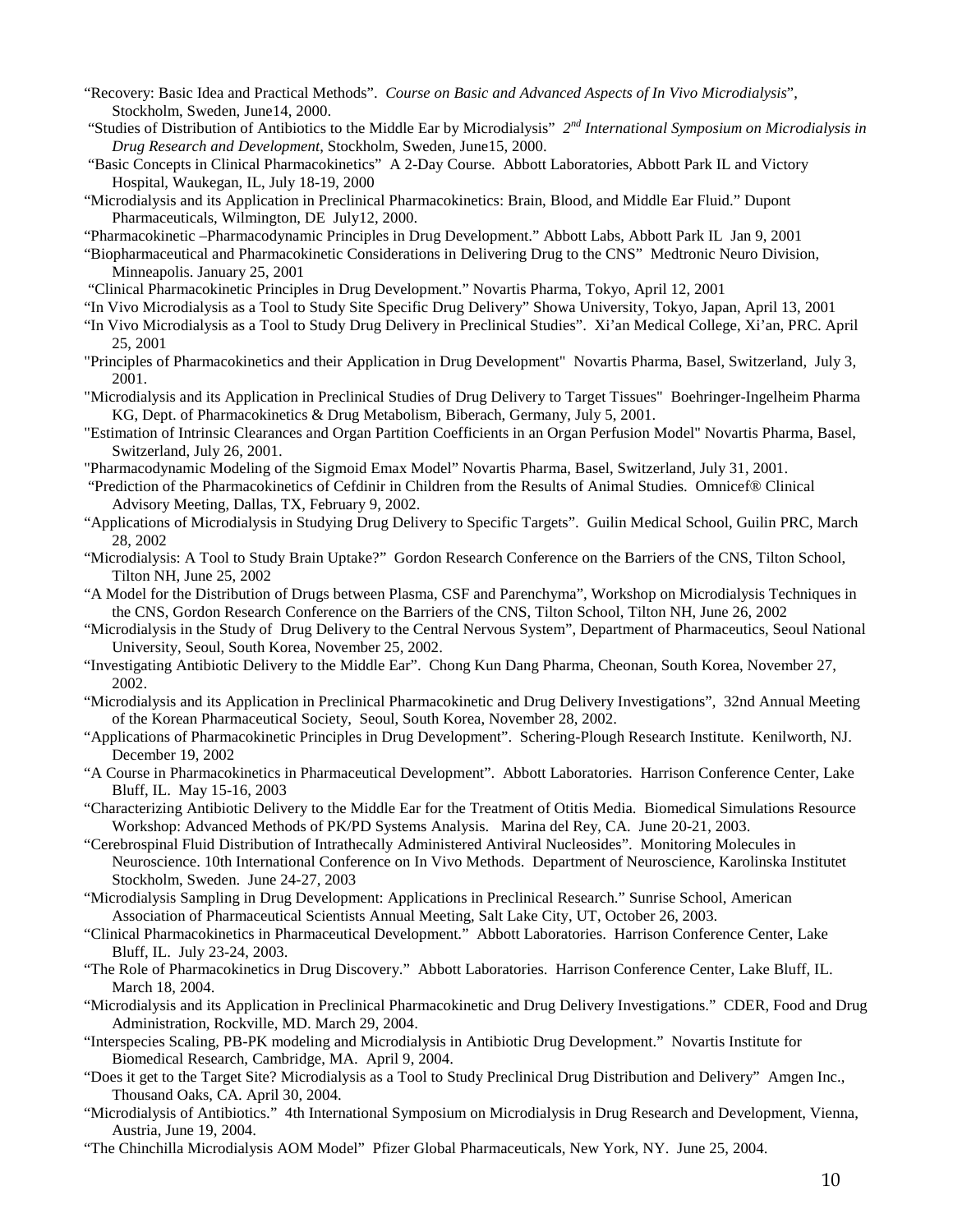"Recovery: Basic Idea and Practical Methods". *Course on Basic and Advanced Aspects of In Vivo Microdialysis*", Stockholm, Sweden, June14, 2000.

"Studies of Distribution of Antibiotics to the Middle Ear by Microdialysis" *2nd International Symposium on Microdialysis in Drug Research and Development*, Stockholm, Sweden, June15, 2000.

"Basic Concepts in Clinical Pharmacokinetics" A 2-Day Course. Abbott Laboratories, Abbott Park IL and Victory Hospital, Waukegan, IL, July 18-19, 2000

"Microdialysis and its Application in Preclinical Pharmacokinetics: Brain, Blood, and Middle Ear Fluid." Dupont Pharmaceuticals, Wilmington, DE July12, 2000.

"Pharmacokinetic –Pharmacodynamic Principles in Drug Development." Abbott Labs, Abbott Park IL Jan 9, 2001

"Biopharmaceutical and Pharmacokinetic Considerations in Delivering Drug to the CNS" Medtronic Neuro Division, Minneapolis. January 25, 2001

"Clinical Pharmacokinetic Principles in Drug Development." Novartis Pharma, Tokyo, April 12, 2001

"In Vivo Microdialysis as a Tool to Study Site Specific Drug Delivery" Showa University, Tokyo, Japan, April 13, 2001

"In Vivo Microdialysis as a Tool to Study Drug Delivery in Preclinical Studies". Xi'an Medical College, Xi'an, PRC. April 25, 2001

"Principles of Pharmacokinetics and their Application in Drug Development" Novartis Pharma, Basel, Switzerland, July 3, 2001.

"Microdialysis and its Application in Preclinical Studies of Drug Delivery to Target Tissues" Boehringer-Ingelheim Pharma KG, Dept. of Pharmacokinetics & Drug Metabolism, Biberach, Germany, July 5, 2001.

"Estimation of Intrinsic Clearances and Organ Partition Coefficients in an Organ Perfusion Model" Novartis Pharma, Basel, Switzerland, July 26, 2001.

"Pharmacodynamic Modeling of the Sigmoid Emax Model" Novartis Pharma, Basel, Switzerland, July 31, 2001.

"Prediction of the Pharmacokinetics of Cefdinir in Children from the Results of Animal Studies. Omnicef® Clinical Advisory Meeting, Dallas, TX, February 9, 2002.

"Applications of Microdialysis in Studying Drug Delivery to Specific Targets". Guilin Medical School, Guilin PRC, March 28, 2002

"Microdialysis: A Tool to Study Brain Uptake?" Gordon Research Conference on the Barriers of the CNS, Tilton School, Tilton NH, June 25, 2002

"A Model for the Distribution of Drugs between Plasma, CSF and Parenchyma", Workshop on Microdialysis Techniques in the CNS, Gordon Research Conference on the Barriers of the CNS, Tilton School, Tilton NH, June 26, 2002

"Microdialysis in the Study of Drug Delivery to the Central Nervous System", Department of Pharmaceutics, Seoul National University, Seoul, South Korea, November 25, 2002.

"Investigating Antibiotic Delivery to the Middle Ear". Chong Kun Dang Pharma, Cheonan, South Korea, November 27, 2002.

"Microdialysis and its Application in Preclinical Pharmacokinetic and Drug Delivery Investigations", 32nd Annual Meeting of the Korean Pharmaceutical Society, Seoul, South Korea, November 28, 2002.

"Applications of Pharmacokinetic Principles in Drug Development". Schering-Plough Research Institute. Kenilworth, NJ. December 19, 2002

"A Course in Pharmacokinetics in Pharmaceutical Development". Abbott Laboratories. Harrison Conference Center, Lake Bluff, IL. May 15-16, 2003

"Characterizing Antibiotic Delivery to the Middle Ear for the Treatment of Otitis Media. Biomedical Simulations Resource Workshop: Advanced Methods of PK/PD Systems Analysis. Marina del Rey, CA. June 20-21, 2003.

"Cerebrospinal Fluid Distribution of Intrathecally Administered Antiviral Nucleosides". Monitoring Molecules in Neuroscience. 10th International Conference on In Vivo Methods. Department of Neuroscience, Karolinska Institutet Stockholm, Sweden. June 24-27, 2003

"Microdialysis Sampling in Drug Development: Applications in Preclinical Research." Sunrise School, American Association of Pharmaceutical Scientists Annual Meeting, Salt Lake City, UT, October 26, 2003.

"Clinical Pharmacokinetics in Pharmaceutical Development." Abbott Laboratories. Harrison Conference Center, Lake Bluff, IL. July 23-24, 2003.

"The Role of Pharmacokinetics in Drug Discovery." Abbott Laboratories. Harrison Conference Center, Lake Bluff, IL. March 18, 2004.

"Microdialysis and its Application in Preclinical Pharmacokinetic and Drug Delivery Investigations." CDER, Food and Drug Administration, Rockville, MD. March 29, 2004.

"Interspecies Scaling, PB-PK modeling and Microdialysis in Antibiotic Drug Development." Novartis Institute for Biomedical Research, Cambridge, MA. April 9, 2004.

"Does it get to the Target Site? Microdialysis as a Tool to Study Preclinical Drug Distribution and Delivery" Amgen Inc., Thousand Oaks, CA. April 30, 2004.

"Microdialysis of Antibiotics." 4th International Symposium on Microdialysis in Drug Research and Development, Vienna, Austria, June 19, 2004.

"The Chinchilla Microdialysis AOM Model" Pfizer Global Pharmaceuticals, New York, NY. June 25, 2004.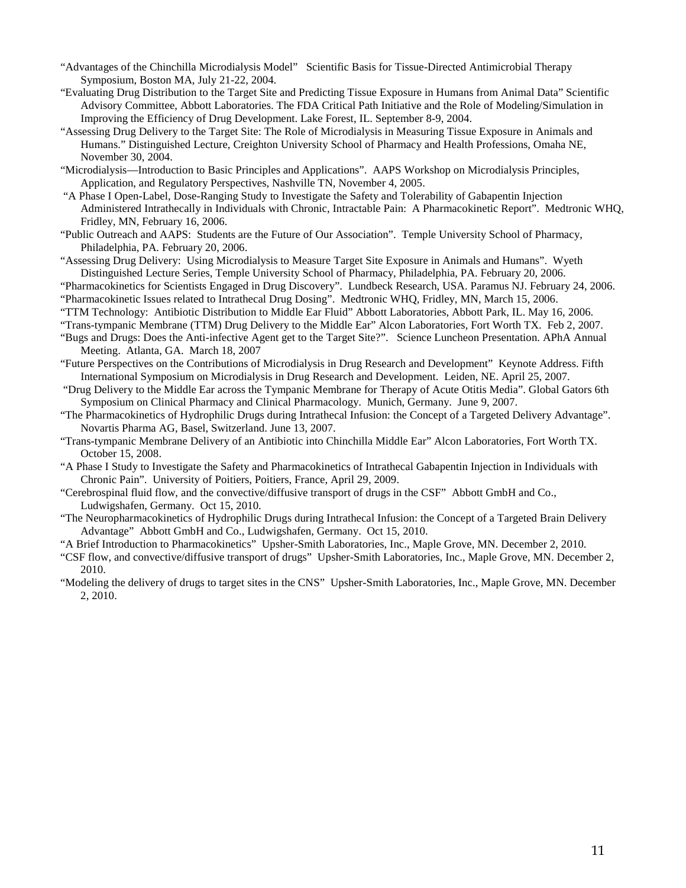"Advantages of the Chinchilla Microdialysis Model"   Scientific Basis for Tissue-Directed Antimicrobial Therapy Symposium, Boston MA, July 21-22, 2004.

"Evaluating Drug Distribution to the Target Site and Predicting Tissue Exposure in Humans from Animal Data" Scientific Advisory Committee, Abbott Laboratories. The FDA Critical Path Initiative and the Role of Modeling/Simulation in Improving the Efficiency of Drug Development. Lake Forest, IL. September 8-9, 2004.

"Assessing Drug Delivery to the Target Site: The Role of Microdialysis in Measuring Tissue Exposure in Animals and Humans." Distinguished Lecture, Creighton University School of Pharmacy and Health Professions, Omaha NE, November 30, 2004.

"Microdialysis—Introduction to Basic Principles and Applications".  AAPS Workshop on Microdialysis Principles, Application, and Regulatory Perspectives, Nashville TN, November 4, 2005.

"A Phase I Open-Label, Dose-Ranging Study to Investigate the Safety and Tolerability of Gabapentin Injection Administered Intrathecally in Individuals with Chronic, Intractable Pain:  A Pharmacokinetic Report".  Medtronic WHQ, Fridley, MN, February 16, 2006.

"Public Outreach and AAPS:  Students are the Future of Our Association".  Temple University School of Pharmacy, Philadelphia, PA. February 20, 2006.

"Assessing Drug Delivery:  Using Microdialysis to Measure Target Site Exposure in Animals and Humans".  Wyeth Distinguished Lecture Series, Temple University School of Pharmacy, Philadelphia, PA. February 20, 2006.

"Pharmacokinetics for Scientists Engaged in Drug Discovery".  Lundbeck Research, USA. Paramus NJ. February 24, 2006.

"Pharmacokinetic Issues related to Intrathecal Drug Dosing".  Medtronic WHQ, Fridley, MN, March 15, 2006.

"TTM Technology:  Antibiotic Distribution to Middle Ear Fluid" Abbott Laboratories, Abbott Park, IL. May 16, 2006.

"Trans-tympanic Membrane (TTM) Drug Delivery to the Middle Ear" Alcon Laboratories, Fort Worth TX.  Feb 2, 2007.

"Bugs and Drugs: Does the Anti-infective Agent get to the Target Site?".   Science Luncheon Presentation. APhA Annual Meeting.  Atlanta, GA.  March 18, 2007

"Future Perspectives on the Contributions of Microdialysis in Drug Research and Development"  Keynote Address. Fifth International Symposium on Microdialysis in Drug Research and Development.  Leiden, NE. April 25, 2007.

"Drug Delivery to the Middle Ear across the Tympanic Membrane for Therapy of Acute Otitis Media". Global Gators 6th Symposium on Clinical Pharmacy and Clinical Pharmacology.  Munich, Germany.  June 9, 2007.

"The Pharmacokinetics of Hydrophilic Drugs during Intrathecal Infusion: the Concept of a Targeted Delivery Advantage". Novartis Pharma AG, Basel, Switzerland. June 13, 2007.

"Trans-tympanic Membrane Delivery of an Antibiotic into Chinchilla Middle Ear" Alcon Laboratories, Fort Worth TX. October 15, 2008.

"A Phase I Study to Investigate the Safety and Pharmacokinetics of Intrathecal Gabapentin Injection in Individuals with Chronic Pain".  University of Poitiers, Poitiers, France, April 29, 2009.

"Cerebrospinal fluid flow, and the convective/diffusive transport of drugs in the CSF"  Abbott GmbH and Co., Ludwigshafen, Germany.  Oct 15, 2010.

"The Neuropharmacokinetics of Hydrophilic Drugs during Intrathecal Infusion: the Concept of a Targeted Brain Delivery Advantage"  Abbott GmbH and Co., Ludwigshafen, Germany.  Oct 15, 2010.

"A Brief Introduction to Pharmacokinetics"  Upsher-Smith Laboratories, Inc., Maple Grove, MN. December 2, 2010.

"CSF flow, and convective/diffusive transport of drugs"  Upsher-Smith Laboratories, Inc., Maple Grove, MN. December 2, 2010.

"Modeling the delivery of drugs to target sites in the CNS"  Upsher-Smith Laboratories, Inc., Maple Grove, MN. December 2, 2010.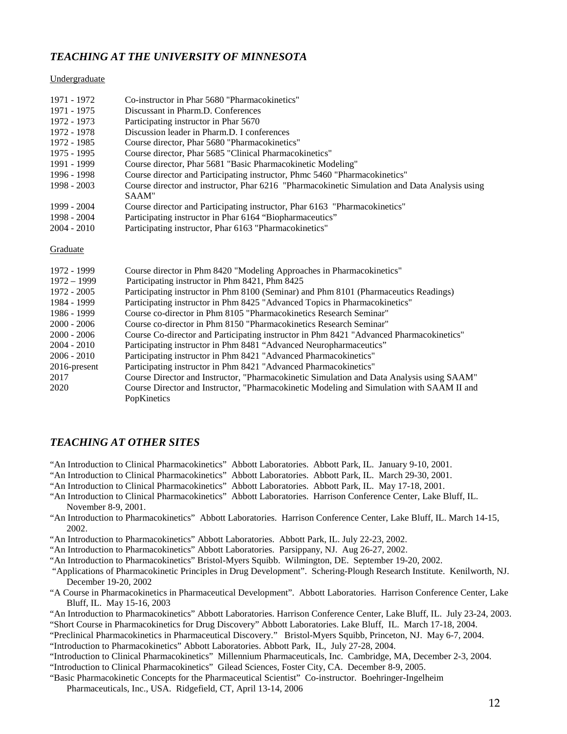## *TEACHING AT THE UNIVERSITY OF MINNESOTA*

Undergraduate

| | |
|---|---|
| 1971 - 1972 | Co-instructor in Phar 5680 "Pharmacokinetics" |
| 1971 - 1975 | Discussant in Pharm.D. Conferences |
| 1972 - 1973 | Participating instructor in Phar 5670 |
| 1972 - 1978 | Discussion leader in Pharm.D. I conferences |
| 1972 - 1985 | Course director, Phar 5680 "Pharmacokinetics" |
| 1975 - 1995 | Course director, Phar 5685 "Clinical Pharmacokinetics" |
| 1991 - 1999 | Course director, Phar 5681 "Basic Pharmacokinetic Modeling" |
| 1996 - 1998 | Course director and Participating instructor, Phmc 5460 "Pharmacokinetics" |
| 1998 - 2003 | Course director and instructor, Phar 6216 "Pharmacokinetic Simulation and Data Analysis using SAAM" |
| 1999 - 2004 | Course director and Participating instructor, Phar 6163 "Pharmacokinetics" |
| 1998 - 2004 | Participating instructor in Phar 6164 "Biopharmaceutics" |
| 2004 - 2010 | Participating instructor, Phar 6163 "Pharmacokinetics" |

Graduate

| | |
|---|---|
| 1972 - 1999 | Course director in Phm 8420 "Modeling Approaches in Pharmacokinetics" |
| 1972 – 1999 | Participating instructor in Phm 8421, Phm 8425 |
| 1972 - 2005 | Participating instructor in Phm 8100 (Seminar) and Phm 8101 (Pharmaceutics Readings) |
| 1984 - 1999 | Participating instructor in Phm 8425 "Advanced Topics in Pharmacokinetics" |
| 1986 - 1999 | Course co-director in Phm 8105 "Pharmacokinetics Research Seminar" |
| 2000 - 2006 | Course co-director in Phm 8150 "Pharmacokinetics Research Seminar" |
| 2000 - 2006 | Course Co-director and Participating instructor in Phm 8421 "Advanced Pharmacokinetics" |
| 2004 - 2010 | Participating instructor in Phm 8481 "Advanced Neuropharmaceutics" |
| 2006 - 2010 | Participating instructor in Phm 8421 "Advanced Pharmacokinetics" |
| 2016-present | Participating instructor in Phm 8421 "Advanced Pharmacokinetics" |
| 2017 | Course Director and Instructor, "Pharmacokinetic Simulation and Data Analysis using SAAM" |
| 2020 | Course Director and Instructor, "Pharmacokinetic Modeling and Simulation with SAAM II and PopKinetics |

## *TEACHING AT OTHER SITES*

"An Introduction to Clinical Pharmacokinetics" Abbott Laboratories. Abbott Park, IL. January 9-10, 2001.

"An Introduction to Clinical Pharmacokinetics" Abbott Laboratories. Abbott Park, IL. March 29-30, 2001.

"An Introduction to Clinical Pharmacokinetics" Abbott Laboratories. Abbott Park, IL. May 17-18, 2001.

"An Introduction to Clinical Pharmacokinetics" Abbott Laboratories. Harrison Conference Center, Lake Bluff, IL. November 8-9, 2001.

"An Introduction to Pharmacokinetics" Abbott Laboratories. Harrison Conference Center, Lake Bluff, IL. March 14-15, 2002.

"An Introduction to Pharmacokinetics" Abbott Laboratories. Abbott Park, IL. July 22-23, 2002.

"An Introduction to Pharmacokinetics" Abbott Laboratories. Parsippany, NJ. Aug 26-27, 2002.

"An Introduction to Pharmacokinetics" Bristol-Myers Squibb. Wilmington, DE. September 19-20, 2002.

"Applications of Pharmacokinetic Principles in Drug Development". Schering-Plough Research Institute. Kenilworth, NJ. December 19-20, 2002

"A Course in Pharmacokinetics in Pharmaceutical Development". Abbott Laboratories. Harrison Conference Center, Lake Bluff, IL. May 15-16, 2003

"An Introduction to Pharmacokinetics" Abbott Laboratories. Harrison Conference Center, Lake Bluff, IL. July 23-24, 2003.

"Short Course in Pharmacokinetics for Drug Discovery" Abbott Laboratories. Lake Bluff, IL. March 17-18, 2004.

"Preclinical Pharmacokinetics in Pharmaceutical Discovery." Bristol-Myers Squibb, Princeton, NJ. May 6-7, 2004.

"Introduction to Pharmacokinetics" Abbott Laboratories. Abbott Park, IL, July 27-28, 2004.

"Introduction to Clinical Pharmacokinetics" Millennium Pharmaceuticals, Inc. Cambridge, MA, December 2-3, 2004.

"Introduction to Clinical Pharmacokinetics" Gilead Sciences, Foster City, CA. December 8-9, 2005.

"Basic Pharmacokinetic Concepts for the Pharmaceutical Scientist" Co-instructor. Boehringer-Ingelheim Pharmaceuticals, Inc., USA. Ridgefield, CT, April 13-14, 2006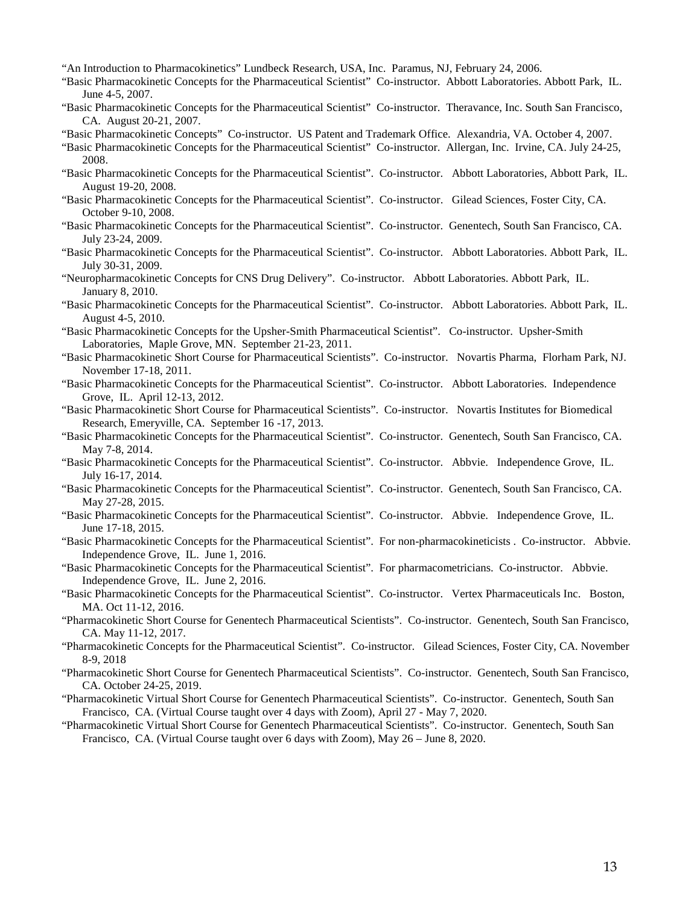"An Introduction to Pharmacokinetics" Lundbeck Research, USA, Inc. Paramus, NJ, February 24, 2006.

"Basic Pharmacokinetic Concepts for the Pharmaceutical Scientist" Co-instructor. Abbott Laboratories. Abbott Park, IL. June 4-5, 2007.

"Basic Pharmacokinetic Concepts for the Pharmaceutical Scientist" Co-instructor. Theravance, Inc. South San Francisco, CA. August 20-21, 2007.

"Basic Pharmacokinetic Concepts" Co-instructor. US Patent and Trademark Office. Alexandria, VA. October 4, 2007.

"Basic Pharmacokinetic Concepts for the Pharmaceutical Scientist" Co-instructor. Allergan, Inc. Irvine, CA. July 24-25, 2008.

"Basic Pharmacokinetic Concepts for the Pharmaceutical Scientist". Co-instructor. Abbott Laboratories, Abbott Park, IL. August 19-20, 2008.

"Basic Pharmacokinetic Concepts for the Pharmaceutical Scientist". Co-instructor. Gilead Sciences, Foster City, CA. October 9-10, 2008.

"Basic Pharmacokinetic Concepts for the Pharmaceutical Scientist". Co-instructor. Genentech, South San Francisco, CA. July 23-24, 2009.

"Basic Pharmacokinetic Concepts for the Pharmaceutical Scientist". Co-instructor. Abbott Laboratories. Abbott Park, IL. July 30-31, 2009.

"Neuropharmacokinetic Concepts for CNS Drug Delivery". Co-instructor. Abbott Laboratories. Abbott Park, IL. January 8, 2010.

"Basic Pharmacokinetic Concepts for the Pharmaceutical Scientist". Co-instructor. Abbott Laboratories. Abbott Park, IL. August 4-5, 2010.

"Basic Pharmacokinetic Concepts for the Upsher-Smith Pharmaceutical Scientist". Co-instructor. Upsher-Smith Laboratories, Maple Grove, MN. September 21-23, 2011.

"Basic Pharmacokinetic Short Course for Pharmaceutical Scientists". Co-instructor. Novartis Pharma, Florham Park, NJ. November 17-18, 2011.

"Basic Pharmacokinetic Concepts for the Pharmaceutical Scientist". Co-instructor. Abbott Laboratories. Independence Grove, IL. April 12-13, 2012.

"Basic Pharmacokinetic Short Course for Pharmaceutical Scientists". Co-instructor. Novartis Institutes for Biomedical Research, Emeryville, CA. September 16 -17, 2013.

"Basic Pharmacokinetic Concepts for the Pharmaceutical Scientist". Co-instructor. Genentech, South San Francisco, CA. May 7-8, 2014.

"Basic Pharmacokinetic Concepts for the Pharmaceutical Scientist". Co-instructor. Abbvie. Independence Grove, IL. July 16-17, 2014.

"Basic Pharmacokinetic Concepts for the Pharmaceutical Scientist". Co-instructor. Genentech, South San Francisco, CA. May 27-28, 2015.

"Basic Pharmacokinetic Concepts for the Pharmaceutical Scientist". Co-instructor. Abbvie. Independence Grove, IL. June 17-18, 2015.

"Basic Pharmacokinetic Concepts for the Pharmaceutical Scientist". For non-pharmacokineticists . Co-instructor. Abbvie. Independence Grove, IL. June 1, 2016.

"Basic Pharmacokinetic Concepts for the Pharmaceutical Scientist". For pharmacometricians. Co-instructor. Abbvie. Independence Grove, IL. June 2, 2016.

"Basic Pharmacokinetic Concepts for the Pharmaceutical Scientist". Co-instructor. Vertex Pharmaceuticals Inc. Boston, MA. Oct 11-12, 2016.

"Pharmacokinetic Short Course for Genentech Pharmaceutical Scientists". Co-instructor. Genentech, South San Francisco, CA. May 11-12, 2017.

"Pharmacokinetic Concepts for the Pharmaceutical Scientist". Co-instructor. Gilead Sciences, Foster City, CA. November 8-9, 2018

"Pharmacokinetic Short Course for Genentech Pharmaceutical Scientists". Co-instructor. Genentech, South San Francisco, CA. October 24-25, 2019.

"Pharmacokinetic Virtual Short Course for Genentech Pharmaceutical Scientists". Co-instructor. Genentech, South San Francisco, CA. (Virtual Course taught over 4 days with Zoom), April 27 - May 7, 2020.

"Pharmacokinetic Virtual Short Course for Genentech Pharmaceutical Scientists". Co-instructor. Genentech, South San Francisco, CA. (Virtual Course taught over 6 days with Zoom), May 26 – June 8, 2020.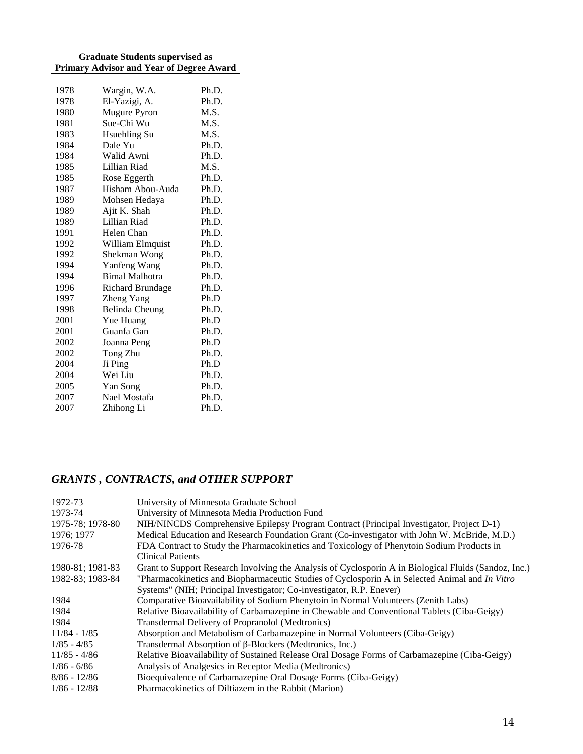| Graduate Students supervised as Primary Advisor and Year of Degree Award | | |
|---|---|---|
| 1978 | Wargin, W.A. | Ph.D. |
| 1978 | El-Yazigi, A. | Ph.D. |
| 1980 | Mugure Pyron | M.S. |
| 1981 | Sue-Chi Wu | M.S. |
| 1983 | Hsuehling Su | M.S. |
| 1984 | Dale Yu | Ph.D. |
| 1984 | Walid Awni | Ph.D. |
| 1985 | Lillian Riad | M.S. |
| 1985 | Rose Eggerth | Ph.D. |
| 1987 | Hisham Abou-Auda | Ph.D. |
| 1989 | Mohsen Hedaya | Ph.D. |
| 1989 | Ajit K. Shah | Ph.D. |
| 1989 | Lillian Riad | Ph.D. |
| 1991 | Helen Chan | Ph.D. |
| 1992 | William Elmquist | Ph.D. |
| 1992 | Shekman Wong | Ph.D. |
| 1994 | Yanfeng Wang | Ph.D. |
| 1994 | Bimal Malhotra | Ph.D. |
| 1996 | Richard Brundage | Ph.D. |
| 1997 | Zheng Yang | Ph.D |
| 1998 | Belinda Cheung | Ph.D. |
| 2001 | Yue Huang | Ph.D |
| 2001 | Guanfa Gan | Ph.D. |
| 2002 | Joanna Peng | Ph.D |
| 2002 | Tong Zhu | Ph.D. |
| 2004 | Ji Ping | Ph.D |
| 2004 | Wei Liu | Ph.D. |
| 2005 | Yan Song | Ph.D. |
| 2007 | Nael Mostafa | Ph.D. |
| 2007 | Zhihong Li | Ph.D. |

## *GRANTS , CONTRACTS, and OTHER SUPPORT*

| | |
|---|---|
| 1972-73 | University of Minnesota Graduate School |
| 1973-74 | University of Minnesota Media Production Fund |
| 1975-78; 1978-80 | NIH/NINCDS Comprehensive Epilepsy Program Contract (Principal Investigator, Project D-1) |
| 1976; 1977 | Medical Education and Research Foundation Grant (Co-investigator with John W. McBride, M.D.) |
| 1976-78 | FDA Contract to Study the Pharmacokinetics and Toxicology of Phenytoin Sodium Products in Clinical Patients |
| 1980-81; 1981-83 | Grant to Support Research Involving the Analysis of Cyclosporin A in Biological Fluids (Sandoz, Inc.) |
| 1982-83; 1983-84 | "Pharmacokinetics and Biopharmaceutic Studies of Cyclosporin A in Selected Animal and *In Vitro* Systems" (NIH; Principal Investigator; Co-investigator, R.P. Enever) |
| 1984 | Comparative Bioavailability of Sodium Phenytoin in Normal Volunteers (Zenith Labs) |
| 1984 | Relative Bioavailability of Carbamazepine in Chewable and Conventional Tablets (Ciba-Geigy) |
| 1984 | Transdermal Delivery of Propranolol (Medtronics) |
| 11/84 - 1/85 | Absorption and Metabolism of Carbamazepine in Normal Volunteers (Ciba-Geigy) |
| 1/85 - 4/85 | Transdermal Absorption of β-Blockers (Medtronics, Inc.) |
| 11/85 - 4/86 | Relative Bioavailability of Sustained Release Oral Dosage Forms of Carbamazepine (Ciba-Geigy) |
| 1/86 - 6/86 | Analysis of Analgesics in Receptor Media (Medtronics) |
| 8/86 - 12/86 | Bioequivalence of Carbamazepine Oral Dosage Forms (Ciba-Geigy) |
| 1/86 - 12/88 | Pharmacokinetics of Diltiazem in the Rabbit (Marion) |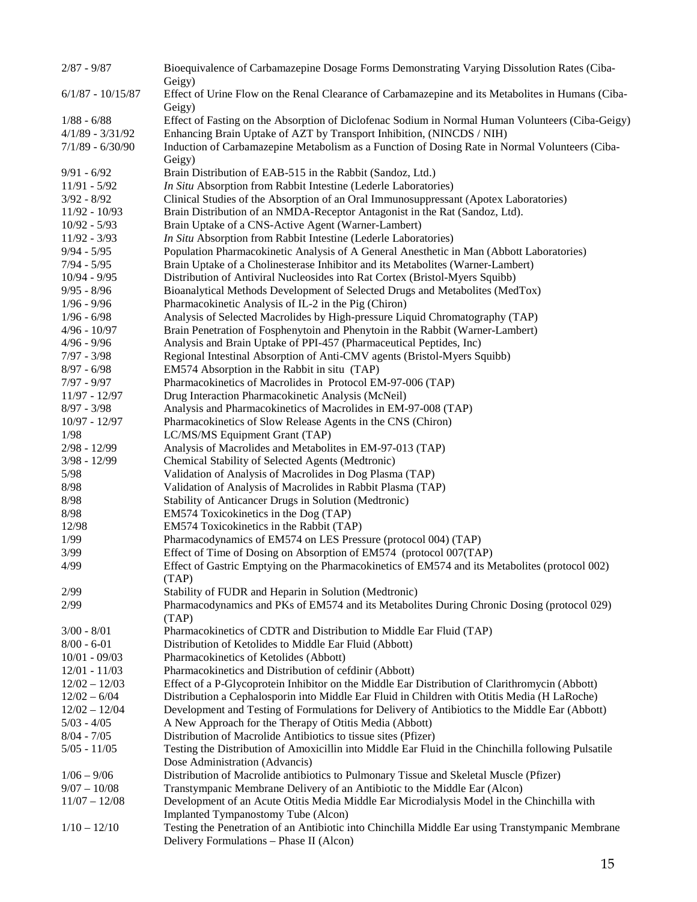| | |
|---|---|
| 2/87 - 9/87 | Bioequivalence of Carbamazepine Dosage Forms Demonstrating Varying Dissolution Rates (Ciba-Geigy) |
| 6/1/87 - 10/15/87 | Effect of Urine Flow on the Renal Clearance of Carbamazepine and its Metabolites in Humans (Ciba-Geigy) |
| 1/88 - 6/88 | Effect of Fasting on the Absorption of Diclofenac Sodium in Normal Human Volunteers (Ciba-Geigy) |
| 4/1/89 - 3/31/92 | Enhancing Brain Uptake of AZT by Transport Inhibition, (NINCDS / NIH) |
| 7/1/89 - 6/30/90 | Induction of Carbamazepine Metabolism as a Function of Dosing Rate in Normal Volunteers (Ciba-Geigy) |
| 9/91 - 6/92 | Brain Distribution of EAB-515 in the Rabbit (Sandoz, Ltd.) |
| 11/91 - 5/92 | *In Situ* Absorption from Rabbit Intestine (Lederle Laboratories) |
| 3/92 - 8/92 | Clinical Studies of the Absorption of an Oral Immunosuppressant (Apotex Laboratories) |
| 11/92 - 10/93 | Brain Distribution of an NMDA-Receptor Antagonist in the Rat (Sandoz, Ltd). |
| 10/92 - 5/93 | Brain Uptake of a CNS-Active Agent (Warner-Lambert) |
| 11/92 - 3/93 | *In Situ* Absorption from Rabbit Intestine (Lederle Laboratories) |
| 9/94 - 5/95 | Population Pharmacokinetic Analysis of A General Anesthetic in Man (Abbott Laboratories) |
| 7/94 - 5/95 | Brain Uptake of a Cholinesterase Inhibitor and its Metabolites (Warner-Lambert) |
| 10/94 - 9/95 | Distribution of Antiviral Nucleosides into Rat Cortex (Bristol-Myers Squibb) |
| 9/95 - 8/96 | Bioanalytical Methods Development of Selected Drugs and Metabolites (MedTox) |
| 1/96 - 9/96 | Pharmacokinetic Analysis of IL-2 in the Pig (Chiron) |
| 1/96 - 6/98 | Analysis of Selected Macrolides by High-pressure Liquid Chromatography (TAP) |
| 4/96 - 10/97 | Brain Penetration of Fosphenytoin and Phenytoin in the Rabbit (Warner-Lambert) |
| 4/96 - 9/96 | Analysis and Brain Uptake of PPI-457 (Pharmaceutical Peptides, Inc) |
| 7/97 - 3/98 | Regional Intestinal Absorption of Anti-CMV agents (Bristol-Myers Squibb) |
| 8/97 - 6/98 | EM574 Absorption in the Rabbit in situ (TAP) |
| 7/97 - 9/97 | Pharmacokinetics of Macrolides in Protocol EM-97-006 (TAP) |
| 11/97 - 12/97 | Drug Interaction Pharmacokinetic Analysis (McNeil) |
| 8/97 - 3/98 | Analysis and Pharmacokinetics of Macrolides in EM-97-008 (TAP) |
| 10/97 - 12/97 | Pharmacokinetics of Slow Release Agents in the CNS (Chiron) |
| 1/98 | LC/MS/MS Equipment Grant (TAP) |
| 2/98 - 12/99 | Analysis of Macrolides and Metabolites in EM-97-013 (TAP) |
| 3/98 - 12/99 | Chemical Stability of Selected Agents (Medtronic) |
| 5/98 | Validation of Analysis of Macrolides in Dog Plasma (TAP) |
| 8/98 | Validation of Analysis of Macrolides in Rabbit Plasma (TAP) |
| 8/98 | Stability of Anticancer Drugs in Solution (Medtronic) |
| 8/98 | EM574 Toxicokinetics in the Dog (TAP) |
| 12/98 | EM574 Toxicokinetics in the Rabbit (TAP) |
| 1/99 | Pharmacodynamics of EM574 on LES Pressure (protocol 004) (TAP) |
| 3/99 | Effect of Time of Dosing on Absorption of EM574 (protocol 007(TAP) |
| 4/99 | Effect of Gastric Emptying on the Pharmacokinetics of EM574 and its Metabolites (protocol 002) (TAP) |
| 2/99 | Stability of FUDR and Heparin in Solution (Medtronic) |
| 2/99 | Pharmacodynamics and PKs of EM574 and its Metabolites During Chronic Dosing (protocol 029) (TAP) |
| 3/00 - 8/01 | Pharmacokinetics of CDTR and Distribution to Middle Ear Fluid (TAP) |
| 8/00 - 6-01 | Distribution of Ketolides to Middle Ear Fluid (Abbott) |
| 10/01 - 09/03 | Pharmacokinetics of Ketolides (Abbott) |
| 12/01 - 11/03 | Pharmacokinetics and Distribution of cefdinir (Abbott) |
| 12/02 – 12/03 | Effect of a P-Glycoprotein Inhibitor on the Middle Ear Distribution of Clarithromycin (Abbott) |
| 12/02 – 6/04 | Distribution a Cephalosporin into Middle Ear Fluid in Children with Otitis Media (H LaRoche) |
| 12/02 – 12/04 | Development and Testing of Formulations for Delivery of Antibiotics to the Middle Ear (Abbott) |
| 5/03 - 4/05 | A New Approach for the Therapy of Otitis Media (Abbott) |
| 8/04 - 7/05 | Distribution of Macrolide Antibiotics to tissue sites (Pfizer) |
| 5/05 - 11/05 | Testing the Distribution of Amoxicillin into Middle Ear Fluid in the Chinchilla following Pulsatile Dose Administration (Advancis) |
| 1/06 – 9/06 | Distribution of Macrolide antibiotics to Pulmonary Tissue and Skeletal Muscle (Pfizer) |
| 9/07 – 10/08 | Transtympanic Membrane Delivery of an Antibiotic to the Middle Ear (Alcon) |
| 11/07 – 12/08 | Development of an Acute Otitis Media Middle Ear Microdialysis Model in the Chinchilla with Implanted Tympanostomy Tube (Alcon) |
| 1/10 – 12/10 | Testing the Penetration of an Antibiotic into Chinchilla Middle Ear using Transtympanic Membrane Delivery Formulations – Phase II (Alcon) |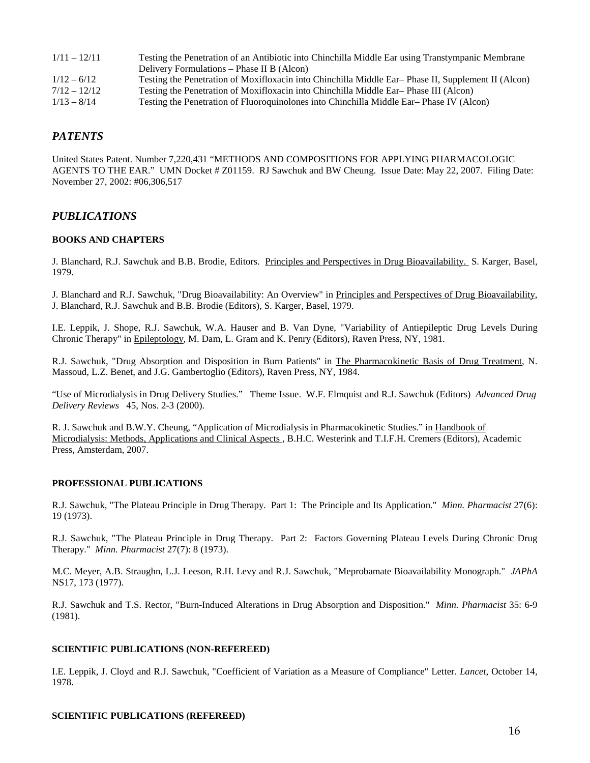| | |
|---|---|
| 1/11 – 12/11 | Testing the Penetration of an Antibiotic into Chinchilla Middle Ear using Transtympanic Membrane Delivery Formulations – Phase II B (Alcon) |
| 1/12 – 6/12 | Testing the Penetration of Moxifloxacin into Chinchilla Middle Ear– Phase II, Supplement II (Alcon) |
| 7/12 – 12/12 | Testing the Penetration of Moxifloxacin into Chinchilla Middle Ear– Phase III (Alcon) |
| 1/13 – 8/14 | Testing the Penetration of Fluoroquinolones into Chinchilla Middle Ear– Phase IV (Alcon) |

## *PATENTS*

United States Patent. Number 7,220,431 "METHODS AND COMPOSITIONS FOR APPLYING PHARMACOLOGIC AGENTS TO THE EAR." UMN Docket # Z01159. RJ Sawchuk and BW Cheung. Issue Date: May 22, 2007. Filing Date: November 27, 2002: #06,306,517

## *PUBLICATIONS*

### BOOKS AND CHAPTERS

J. Blanchard, R.J. Sawchuk and B.B. Brodie, Editors. Principles and Perspectives in Drug Bioavailability. S. Karger, Basel, 1979.

J. Blanchard and R.J. Sawchuk, "Drug Bioavailability: An Overview" in Principles and Perspectives of Drug Bioavailability, J. Blanchard, R.J. Sawchuk and B.B. Brodie (Editors), S. Karger, Basel, 1979.

I.E. Leppik, J. Shope, R.J. Sawchuk, W.A. Hauser and B. Van Dyne, "Variability of Antiepileptic Drug Levels During Chronic Therapy" in Epileptology, M. Dam, L. Gram and K. Penry (Editors), Raven Press, NY, 1981.

R.J. Sawchuk, "Drug Absorption and Disposition in Burn Patients" in The Pharmacokinetic Basis of Drug Treatment, N. Massoud, L.Z. Benet, and J.G. Gambertoglio (Editors), Raven Press, NY, 1984.

"Use of Microdialysis in Drug Delivery Studies." Theme Issue. W.F. Elmquist and R.J. Sawchuk (Editors) *Advanced Drug Delivery Reviews* 45, Nos. 2-3 (2000).

R. J. Sawchuk and B.W.Y. Cheung, "Application of Microdialysis in Pharmacokinetic Studies." in Handbook of Microdialysis: Methods, Applications and Clinical Aspects , B.H.C. Westerink and T.I.F.H. Cremers (Editors), Academic Press, Amsterdam, 2007.

### PROFESSIONAL PUBLICATIONS

R.J. Sawchuk, "The Plateau Principle in Drug Therapy. Part 1: The Principle and Its Application." *Minn. Pharmacist* 27(6): 19 (1973).

R.J. Sawchuk, "The Plateau Principle in Drug Therapy. Part 2: Factors Governing Plateau Levels During Chronic Drug Therapy." *Minn. Pharmacist* 27(7): 8 (1973).

M.C. Meyer, A.B. Straughn, L.J. Leeson, R.H. Levy and R.J. Sawchuk, "Meprobamate Bioavailability Monograph." *JAPhA* NS17, 173 (1977).

R.J. Sawchuk and T.S. Rector, "Burn-Induced Alterations in Drug Absorption and Disposition." *Minn. Pharmacist* 35: 6-9 (1981).

### SCIENTIFIC PUBLICATIONS (NON-REFEREED)

I.E. Leppik, J. Cloyd and R.J. Sawchuk, "Coefficient of Variation as a Measure of Compliance" Letter. *Lancet*, October 14, 1978.

### SCIENTIFIC PUBLICATIONS (REFEREED)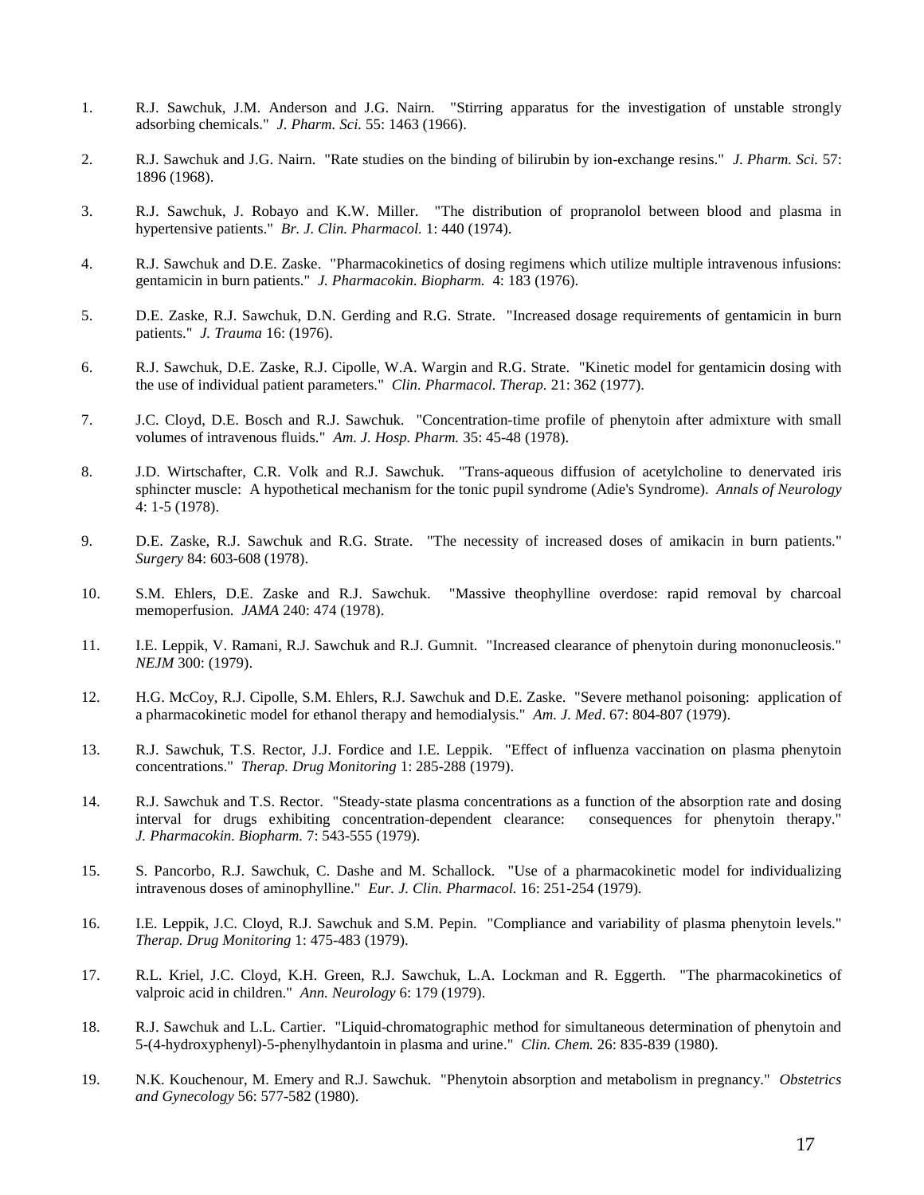1. R.J. Sawchuk, J.M. Anderson and J.G. Nairn. "Stirring apparatus for the investigation of unstable strongly adsorbing chemicals." *J. Pharm. Sci.* 55: 1463 (1966).

2. R.J. Sawchuk and J.G. Nairn. "Rate studies on the binding of bilirubin by ion-exchange resins." *J. Pharm. Sci.* 57: 1896 (1968).

3. R.J. Sawchuk, J. Robayo and K.W. Miller. "The distribution of propranolol between blood and plasma in hypertensive patients." *Br. J. Clin. Pharmacol.* 1: 440 (1974).

4. R.J. Sawchuk and D.E. Zaske. "Pharmacokinetics of dosing regimens which utilize multiple intravenous infusions: gentamicin in burn patients." *J. Pharmacokin. Biopharm.* 4: 183 (1976).

5. D.E. Zaske, R.J. Sawchuk, D.N. Gerding and R.G. Strate. "Increased dosage requirements of gentamicin in burn patients." *J. Trauma* 16: (1976).

6. R.J. Sawchuk, D.E. Zaske, R.J. Cipolle, W.A. Wargin and R.G. Strate. "Kinetic model for gentamicin dosing with the use of individual patient parameters." *Clin. Pharmacol. Therap.* 21: 362 (1977).

7. J.C. Cloyd, D.E. Bosch and R.J. Sawchuk. "Concentration-time profile of phenytoin after admixture with small volumes of intravenous fluids." *Am. J. Hosp. Pharm.* 35: 45-48 (1978).

8. J.D. Wirtschafter, C.R. Volk and R.J. Sawchuk. "Trans-aqueous diffusion of acetylcholine to denervated iris sphincter muscle: A hypothetical mechanism for the tonic pupil syndrome (Adie's Syndrome). *Annals of Neurology* 4: 1-5 (1978).

9. D.E. Zaske, R.J. Sawchuk and R.G. Strate. "The necessity of increased doses of amikacin in burn patients." *Surgery* 84: 603-608 (1978).

10. S.M. Ehlers, D.E. Zaske and R.J. Sawchuk. "Massive theophylline overdose: rapid removal by charcoal memoperfusion. *JAMA* 240: 474 (1978).

11. I.E. Leppik, V. Ramani, R.J. Sawchuk and R.J. Gumnit. "Increased clearance of phenytoin during mononucleosis." *NEJM* 300: (1979).

12. H.G. McCoy, R.J. Cipolle, S.M. Ehlers, R.J. Sawchuk and D.E. Zaske. "Severe methanol poisoning: application of a pharmacokinetic model for ethanol therapy and hemodialysis." *Am. J. Med*. 67: 804-807 (1979).

13. R.J. Sawchuk, T.S. Rector, J.J. Fordice and I.E. Leppik. "Effect of influenza vaccination on plasma phenytoin concentrations." *Therap. Drug Monitoring* 1: 285-288 (1979).

14. R.J. Sawchuk and T.S. Rector. "Steady-state plasma concentrations as a function of the absorption rate and dosing interval for drugs exhibiting concentration-dependent clearance: consequences for phenytoin therapy." *J. Pharmacokin. Biopharm.* 7: 543-555 (1979).

15. S. Pancorbo, R.J. Sawchuk, C. Dashe and M. Schallock. "Use of a pharmacokinetic model for individualizing intravenous doses of aminophylline." *Eur. J. Clin. Pharmacol.* 16: 251-254 (1979).

16. I.E. Leppik, J.C. Cloyd, R.J. Sawchuk and S.M. Pepin. "Compliance and variability of plasma phenytoin levels." *Therap. Drug Monitoring* 1: 475-483 (1979).

17. R.L. Kriel, J.C. Cloyd, K.H. Green, R.J. Sawchuk, L.A. Lockman and R. Eggerth. "The pharmacokinetics of valproic acid in children." *Ann. Neurology* 6: 179 (1979).

18. R.J. Sawchuk and L.L. Cartier. "Liquid-chromatographic method for simultaneous determination of phenytoin and 5-(4-hydroxyphenyl)-5-phenylhydantoin in plasma and urine." *Clin. Chem.* 26: 835-839 (1980).

19. N.K. Kouchenour, M. Emery and R.J. Sawchuk. "Phenytoin absorption and metabolism in pregnancy." *Obstetrics and Gynecology* 56: 577-582 (1980).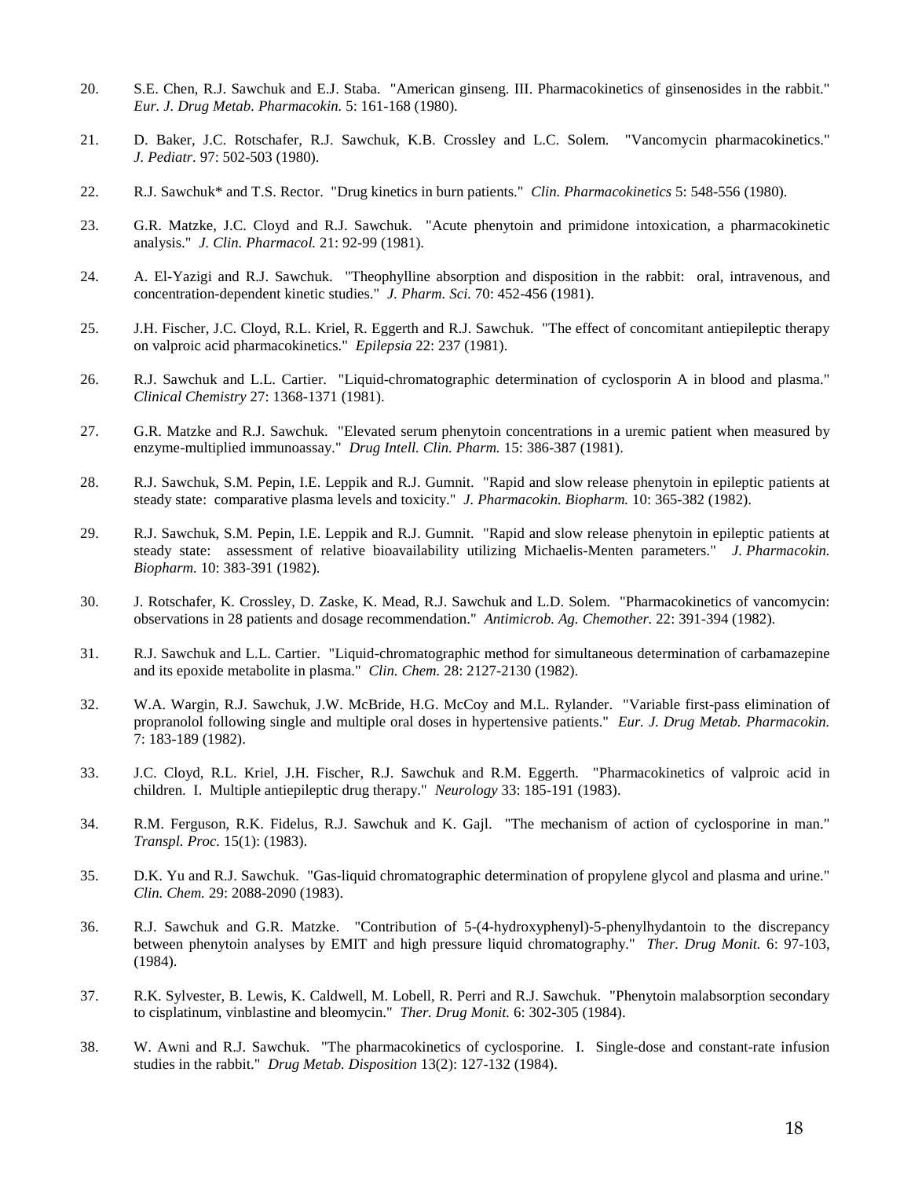20. S.E. Chen, R.J. Sawchuk and E.J. Staba. "American ginseng. III. Pharmacokinetics of ginsenosides in the rabbit." *Eur. J. Drug Metab. Pharmacokin.* 5: 161-168 (1980).

21. D. Baker, J.C. Rotschafer, R.J. Sawchuk, K.B. Crossley and L.C. Solem. "Vancomycin pharmacokinetics." *J. Pediatr*. 97: 502-503 (1980).

22. R.J. Sawchuk* and T.S. Rector. "Drug kinetics in burn patients." *Clin. Pharmacokinetics* 5: 548-556 (1980).

23. G.R. Matzke, J.C. Cloyd and R.J. Sawchuk. "Acute phenytoin and primidone intoxication, a pharmacokinetic analysis." *J. Clin. Pharmacol.* 21: 92-99 (1981).

24. A. El-Yazigi and R.J. Sawchuk. "Theophylline absorption and disposition in the rabbit: oral, intravenous, and concentration-dependent kinetic studies." *J. Pharm. Sci.* 70: 452-456 (1981).

25. J.H. Fischer, J.C. Cloyd, R.L. Kriel, R. Eggerth and R.J. Sawchuk. "The effect of concomitant antiepileptic therapy on valproic acid pharmacokinetics." *Epilepsia* 22: 237 (1981).

26. R.J. Sawchuk and L.L. Cartier. "Liquid-chromatographic determination of cyclosporin A in blood and plasma." *Clinical Chemistry* 27: 1368-1371 (1981).

27. G.R. Matzke and R.J. Sawchuk. "Elevated serum phenytoin concentrations in a uremic patient when measured by enzyme-multiplied immunoassay." *Drug Intell. Clin. Pharm.* 15: 386-387 (1981).

28. R.J. Sawchuk, S.M. Pepin, I.E. Leppik and R.J. Gumnit. "Rapid and slow release phenytoin in epileptic patients at steady state: comparative plasma levels and toxicity." *J. Pharmacokin. Biopharm.* 10: 365-382 (1982).

29. R.J. Sawchuk, S.M. Pepin, I.E. Leppik and R.J. Gumnit. "Rapid and slow release phenytoin in epileptic patients at steady state: assessment of relative bioavailability utilizing Michaelis-Menten parameters." *J. Pharmacokin. Biopharm.* 10: 383-391 (1982).

30. J. Rotschafer, K. Crossley, D. Zaske, K. Mead, R.J. Sawchuk and L.D. Solem. "Pharmacokinetics of vancomycin: observations in 28 patients and dosage recommendation." *Antimicrob. Ag. Chemother.* 22: 391-394 (1982).

31. R.J. Sawchuk and L.L. Cartier. "Liquid-chromatographic method for simultaneous determination of carbamazepine and its epoxide metabolite in plasma." *Clin. Chem.* 28: 2127-2130 (1982).

32. W.A. Wargin, R.J. Sawchuk, J.W. McBride, H.G. McCoy and M.L. Rylander. "Variable first-pass elimination of propranolol following single and multiple oral doses in hypertensive patients." *Eur. J. Drug Metab. Pharmacokin.* 7: 183-189 (1982).

33. J.C. Cloyd, R.L. Kriel, J.H. Fischer, R.J. Sawchuk and R.M. Eggerth. "Pharmacokinetics of valproic acid in children. I. Multiple antiepileptic drug therapy." *Neurology* 33: 185-191 (1983).

34. R.M. Ferguson, R.K. Fidelus, R.J. Sawchuk and K. Gajl. "The mechanism of action of cyclosporine in man." *Transpl. Proc.* 15(1): (1983).

35. D.K. Yu and R.J. Sawchuk. "Gas-liquid chromatographic determination of propylene glycol and plasma and urine." *Clin. Chem.* 29: 2088-2090 (1983).

36. R.J. Sawchuk and G.R. Matzke. "Contribution of 5-(4-hydroxyphenyl)-5-phenylhydantoin to the discrepancy between phenytoin analyses by EMIT and high pressure liquid chromatography." *Ther. Drug Monit.* 6: 97-103, (1984).

37. R.K. Sylvester, B. Lewis, K. Caldwell, M. Lobell, R. Perri and R.J. Sawchuk. "Phenytoin malabsorption secondary to cisplatinum, vinblastine and bleomycin." *Ther. Drug Monit.* 6: 302-305 (1984).

38. W. Awni and R.J. Sawchuk. "The pharmacokinetics of cyclosporine. I. Single-dose and constant-rate infusion studies in the rabbit." *Drug Metab. Disposition* 13(2): 127-132 (1984).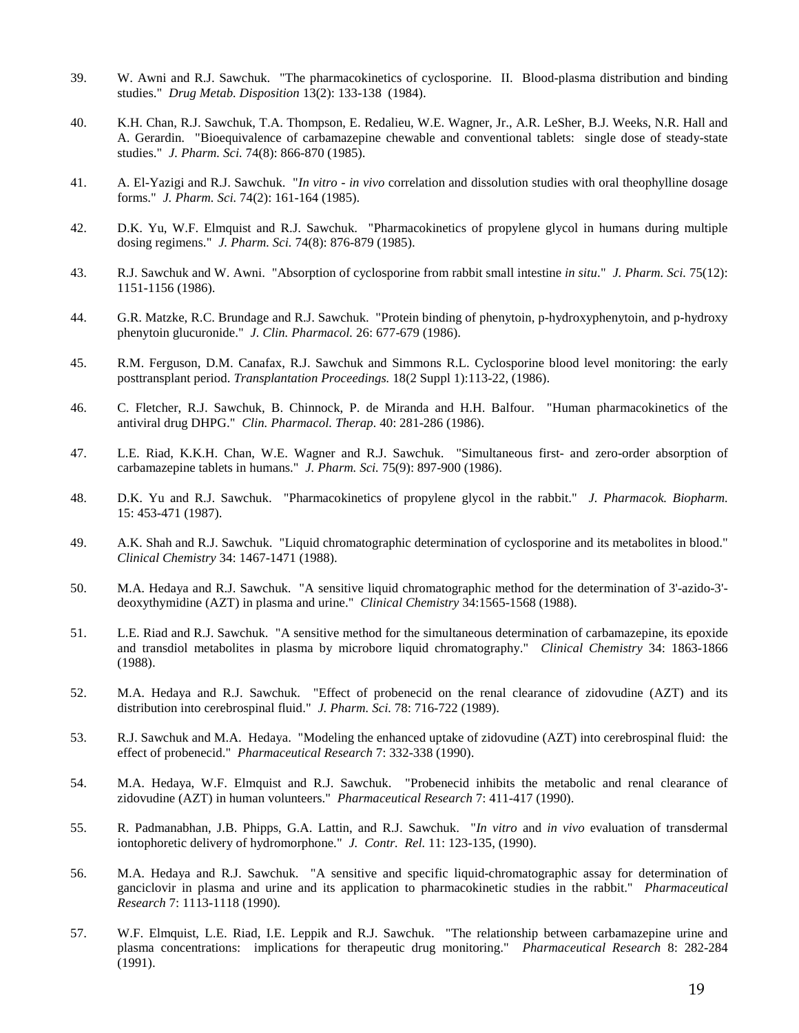39. W. Awni and R.J. Sawchuk. "The pharmacokinetics of cyclosporine. II. Blood-plasma distribution and binding studies." *Drug Metab. Disposition* 13(2): 133-138 (1984).

40. K.H. Chan, R.J. Sawchuk, T.A. Thompson, E. Redalieu, W.E. Wagner, Jr., A.R. LeSher, B.J. Weeks, N.R. Hall and A. Gerardin. "Bioequivalence of carbamazepine chewable and conventional tablets: single dose of steady-state studies." *J. Pharm. Sci.* 74(8): 866-870 (1985).

41. A. El-Yazigi and R.J. Sawchuk. "*In vitro - in vivo* correlation and dissolution studies with oral theophylline dosage forms." *J. Pharm. Sci.* 74(2): 161-164 (1985).

42. D.K. Yu, W.F. Elmquist and R.J. Sawchuk. "Pharmacokinetics of propylene glycol in humans during multiple dosing regimens." *J. Pharm. Sci.* 74(8): 876-879 (1985).

43. R.J. Sawchuk and W. Awni. "Absorption of cyclosporine from rabbit small intestine *in situ*." *J. Pharm. Sci.* 75(12): 1151-1156 (1986).

44. G.R. Matzke, R.C. Brundage and R.J. Sawchuk. "Protein binding of phenytoin, p-hydroxyphenytoin, and p-hydroxy phenytoin glucuronide." *J. Clin. Pharmacol.* 26: 677-679 (1986).

45. R.M. Ferguson, D.M. Canafax, R.J. Sawchuk and Simmons R.L. Cyclosporine blood level monitoring: the early posttransplant period. *Transplantation Proceedings.* 18(2 Suppl 1):113-22, (1986).

46. C. Fletcher, R.J. Sawchuk, B. Chinnock, P. de Miranda and H.H. Balfour. "Human pharmacokinetics of the antiviral drug DHPG." *Clin. Pharmacol. Therap.* 40: 281-286 (1986).

47. L.E. Riad, K.K.H. Chan, W.E. Wagner and R.J. Sawchuk. "Simultaneous first- and zero-order absorption of carbamazepine tablets in humans." *J. Pharm. Sci.* 75(9): 897-900 (1986).

48. D.K. Yu and R.J. Sawchuk. "Pharmacokinetics of propylene glycol in the rabbit." *J. Pharmacok. Biopharm.* 15: 453-471 (1987).

49. A.K. Shah and R.J. Sawchuk. "Liquid chromatographic determination of cyclosporine and its metabolites in blood." *Clinical Chemistry* 34: 1467-1471 (1988).

50. M.A. Hedaya and R.J. Sawchuk. "A sensitive liquid chromatographic method for the determination of 3'-azido-3'-deoxythymidine (AZT) in plasma and urine." *Clinical Chemistry* 34:1565-1568 (1988).

51. L.E. Riad and R.J. Sawchuk. "A sensitive method for the simultaneous determination of carbamazepine, its epoxide and transdiol metabolites in plasma by microbore liquid chromatography." *Clinical Chemistry* 34: 1863-1866 (1988).

52. M.A. Hedaya and R.J. Sawchuk. "Effect of probenecid on the renal clearance of zidovudine (AZT) and its distribution into cerebrospinal fluid." *J. Pharm. Sci.* 78: 716-722 (1989).

53. R.J. Sawchuk and M.A. Hedaya. "Modeling the enhanced uptake of zidovudine (AZT) into cerebrospinal fluid: the effect of probenecid." *Pharmaceutical Research* 7: 332-338 (1990).

54. M.A. Hedaya, W.F. Elmquist and R.J. Sawchuk. "Probenecid inhibits the metabolic and renal clearance of zidovudine (AZT) in human volunteers." *Pharmaceutical Research* 7: 411-417 (1990).

55. R. Padmanabhan, J.B. Phipps, G.A. Lattin, and R.J. Sawchuk. "*In vitro* and *in vivo* evaluation of transdermal iontophoretic delivery of hydromorphone." *J. Contr. Rel.* 11: 123-135, (1990).

56. M.A. Hedaya and R.J. Sawchuk. "A sensitive and specific liquid-chromatographic assay for determination of ganciclovir in plasma and urine and its application to pharmacokinetic studies in the rabbit." *Pharmaceutical Research* 7: 1113-1118 (1990).

57. W.F. Elmquist, L.E. Riad, I.E. Leppik and R.J. Sawchuk. "The relationship between carbamazepine urine and plasma concentrations: implications for therapeutic drug monitoring." *Pharmaceutical Research* 8: 282-284 (1991).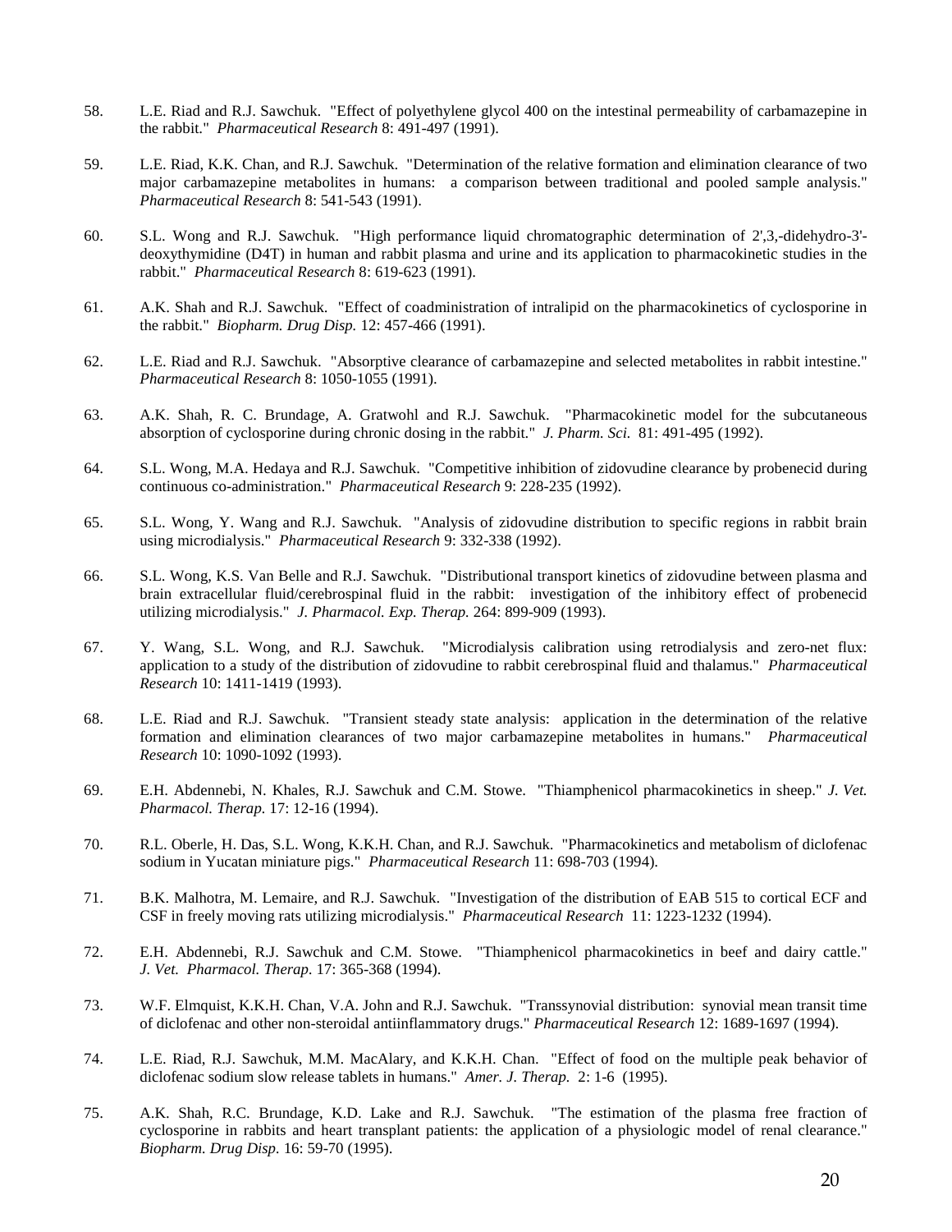58. L.E. Riad and R.J. Sawchuk. "Effect of polyethylene glycol 400 on the intestinal permeability of carbamazepine in the rabbit." *Pharmaceutical Research* 8: 491-497 (1991).

59. L.E. Riad, K.K. Chan, and R.J. Sawchuk. "Determination of the relative formation and elimination clearance of two major carbamazepine metabolites in humans: a comparison between traditional and pooled sample analysis." *Pharmaceutical Research* 8: 541-543 (1991).

60. S.L. Wong and R.J. Sawchuk. "High performance liquid chromatographic determination of 2',3,-didehydro-3'-deoxythymidine (D4T) in human and rabbit plasma and urine and its application to pharmacokinetic studies in the rabbit." *Pharmaceutical Research* 8: 619-623 (1991).

61. A.K. Shah and R.J. Sawchuk. "Effect of coadministration of intralipid on the pharmacokinetics of cyclosporine in the rabbit." *Biopharm. Drug Disp.* 12: 457-466 (1991).

62. L.E. Riad and R.J. Sawchuk. "Absorptive clearance of carbamazepine and selected metabolites in rabbit intestine." *Pharmaceutical Research* 8: 1050-1055 (1991).

63. A.K. Shah, R. C. Brundage, A. Gratwohl and R.J. Sawchuk. "Pharmacokinetic model for the subcutaneous absorption of cyclosporine during chronic dosing in the rabbit." *J. Pharm. Sci.* 81: 491-495 (1992).

64. S.L. Wong, M.A. Hedaya and R.J. Sawchuk. "Competitive inhibition of zidovudine clearance by probenecid during continuous co-administration." *Pharmaceutical Research* 9: 228-235 (1992).

65. S.L. Wong, Y. Wang and R.J. Sawchuk. "Analysis of zidovudine distribution to specific regions in rabbit brain using microdialysis." *Pharmaceutical Research* 9: 332-338 (1992).

66. S.L. Wong, K.S. Van Belle and R.J. Sawchuk. "Distributional transport kinetics of zidovudine between plasma and brain extracellular fluid/cerebrospinal fluid in the rabbit: investigation of the inhibitory effect of probenecid utilizing microdialysis." *J. Pharmacol. Exp. Therap.* 264: 899-909 (1993).

67. Y. Wang, S.L. Wong, and R.J. Sawchuk. "Microdialysis calibration using retrodialysis and zero-net flux: application to a study of the distribution of zidovudine to rabbit cerebrospinal fluid and thalamus." *Pharmaceutical Research* 10: 1411-1419 (1993).

68. L.E. Riad and R.J. Sawchuk. "Transient steady state analysis: application in the determination of the relative formation and elimination clearances of two major carbamazepine metabolites in humans." *Pharmaceutical Research* 10: 1090-1092 (1993).

69. E.H. Abdennebi, N. Khales, R.J. Sawchuk and C.M. Stowe. "Thiamphenicol pharmacokinetics in sheep." *J. Vet. Pharmacol. Therap.* 17: 12-16 (1994).

70. R.L. Oberle, H. Das, S.L. Wong, K.K.H. Chan, and R.J. Sawchuk. "Pharmacokinetics and metabolism of diclofenac sodium in Yucatan miniature pigs." *Pharmaceutical Research* 11: 698-703 (1994).

71. B.K. Malhotra, M. Lemaire, and R.J. Sawchuk. "Investigation of the distribution of EAB 515 to cortical ECF and CSF in freely moving rats utilizing microdialysis." *Pharmaceutical Research* 11: 1223-1232 (1994).

72. E.H. Abdennebi, R.J. Sawchuk and C.M. Stowe. "Thiamphenicol pharmacokinetics in beef and dairy cattle." *J. Vet. Pharmacol. Therap*. 17: 365-368 (1994).

73. W.F. Elmquist, K.K.H. Chan, V.A. John and R.J. Sawchuk. "Transsynovial distribution: synovial mean transit time of diclofenac and other non-steroidal antiinflammatory drugs." *Pharmaceutical Research* 12: 1689-1697 (1994).

74. L.E. Riad, R.J. Sawchuk, M.M. MacAlary, and K.K.H. Chan. "Effect of food on the multiple peak behavior of diclofenac sodium slow release tablets in humans." *Amer. J. Therap.* 2: 1-6 (1995).

75. A.K. Shah, R.C. Brundage, K.D. Lake and R.J. Sawchuk. "The estimation of the plasma free fraction of cyclosporine in rabbits and heart transplant patients: the application of a physiologic model of renal clearance." *Biopharm. Drug Disp.* 16: 59-70 (1995).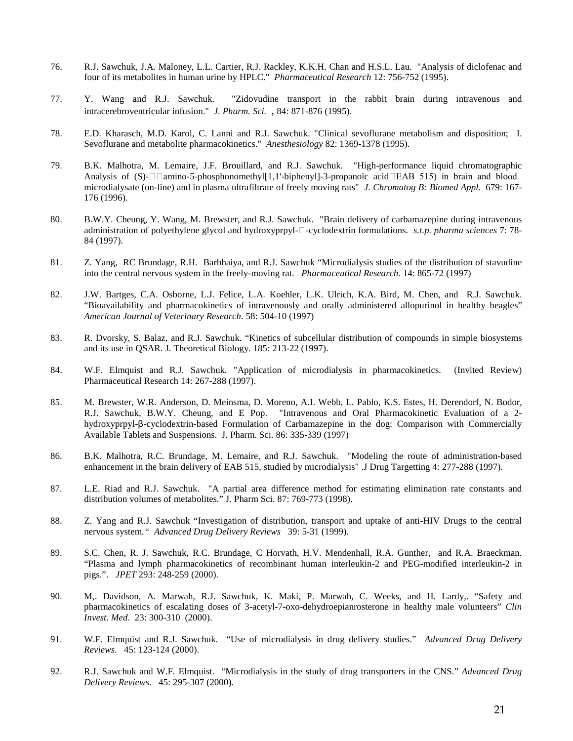76. R.J. Sawchuk, J.A. Maloney, L.L. Cartier, R.J. Rackley, K.K.H. Chan and H.S.L. Lau. "Analysis of diclofenac and four of its metabolites in human urine by HPLC." *Pharmaceutical Research* 12: 756-752 (1995).

77. Y. Wang and R.J. Sawchuk. "Zidovudine transport in the rabbit brain during intravenous and intracerebroventricular infusion." *J. Pharm. Sci.* , 84: 871-876 (1995).

78. E.D. Kharasch, M.D. Karol, C. Lanni and R.J. Sawchuk. "Clinical sevoflurane metabolism and disposition; I. Sevoflurane and metabolite pharmacokinetics." *Anesthesiology* 82: 1369-1378 (1995).

79. B.K. Malhotra, M. Lemaire, J.F. Brouillard, and R.J. Sawchuk. "High-performance liquid chromatographic Analysis of (S)-□□amino-5-phosphonomethyl[1,1'-biphenyl]-3-propanoic acid□EAB 515) in brain and blood microdialysate (on-line) and in plasma ultrafiltrate of freely moving rats" *J. Chromatog B: Biomed Appl.* 679: 167-176 (1996).

80. B.W.Y. Cheung, Y. Wang, M. Brewster, and R.J. Sawchuk. "Brain delivery of carbamazepine during intravenous administration of polyethylene glycol and hydroxyprpyl-□-cyclodextrin formulations. *s.t.p. pharma sciences* 7: 78-84 (1997).

81. Z. Yang, RC Brundage, R.H. Barbhaiya, and R.J. Sawchuk "Microdialysis studies of the distribution of stavudine into the central nervous system in the freely-moving rat. *Pharmaceutical Research*. 14: 865-72 (1997)

82. J.W. Bartges, C.A. Osborne, L.J. Felice, L.A. Koehler, L.K. Ulrich, K.A. Bird, M. Chen, and R.J. Sawchuk. "Bioavailability and pharmacokinetics of intravenously and orally administered allopurinol in healthy beagles" *American Journal of Veterinary Research*. 58: 504-10 (1997)

83. R. Dvorsky, S. Balaz, and R.J. Sawchuk. "Kinetics of subcellular distribution of compounds in simple biosystems and its use in QSAR. J. Theoretical Biology. 185: 213-22 (1997).

84. W.F. Elmquist and R.J. Sawchuk. "Application of microdialysis in pharmacokinetics. (Invited Review) Pharmaceutical Research 14: 267-288 (1997).

85. M. Brewster, W.R. Anderson, D. Meinsma, D. Moreno, A.I. Webb, L. Pablo, K.S. Estes, H. Derendorf, N. Bodor, R.J. Sawchuk, B.W.Y. Cheung, and E Pop. "Intravenous and Oral Pharmacokinetic Evaluation of a 2-hydroxyprpyl-β-cyclodextrin-based Formulation of Carbamazepine in the dog: Comparison with Commercially Available Tablets and Suspensions. J. Pharm. Sci. 86: 335-339 (1997)

86. B.K. Malhotra, R.C. Brundage, M. Lemaire, and R.J. Sawchuk. "Modeling the route of administration-based enhancement in the brain delivery of EAB 515, studied by microdialysis" .J Drug Targetting 4: 277-288 (1997).

87. L.E. Riad and R.J. Sawchuk. "A partial area difference method for estimating elimination rate constants and distribution volumes of metabolites." J. Pharm Sci. 87: 769-773 (1998).

88. Z. Yang and R.J. Sawchuk "Investigation of distribution, transport and uptake of anti-HIV Drugs to the central nervous system.*" Advanced Drug Delivery Reviews* 39: 5-31 (1999).

89. S.C. Chen, R. J. Sawchuk, R.C. Brundage, C Horvath, H.V. Mendenhall, R.A. Gunther, and R.A. Braeckman. "Plasma and lymph pharmacokinetics of recombinant human interleukin-2 and PEG-modified interleukin-2 in pigs.". *JPET* 293: 248-259 (2000).

90. M,. Davidson, A. Marwah, R.J. Sawchuk, K. Maki, P. Marwah, C. Weeks, and H. Lardy,. "Safety and pharmacokinetics of escalating doses of 3-acetyl-7-oxo-dehydroepianrosterone in healthy male volunteers" *Clin Invest. Med*. 23: 300-310 (2000).

91. W.F. Elmquist and R.J. Sawchuk. "Use of microdialysis in drug delivery studies." *Advanced Drug Delivery Reviews*. 45: 123-124 (2000).

92. R.J. Sawchuk and W.F. Elmquist. "Microdialysis in the study of drug transporters in the CNS." *Advanced Drug Delivery Reviews*. 45: 295-307 (2000).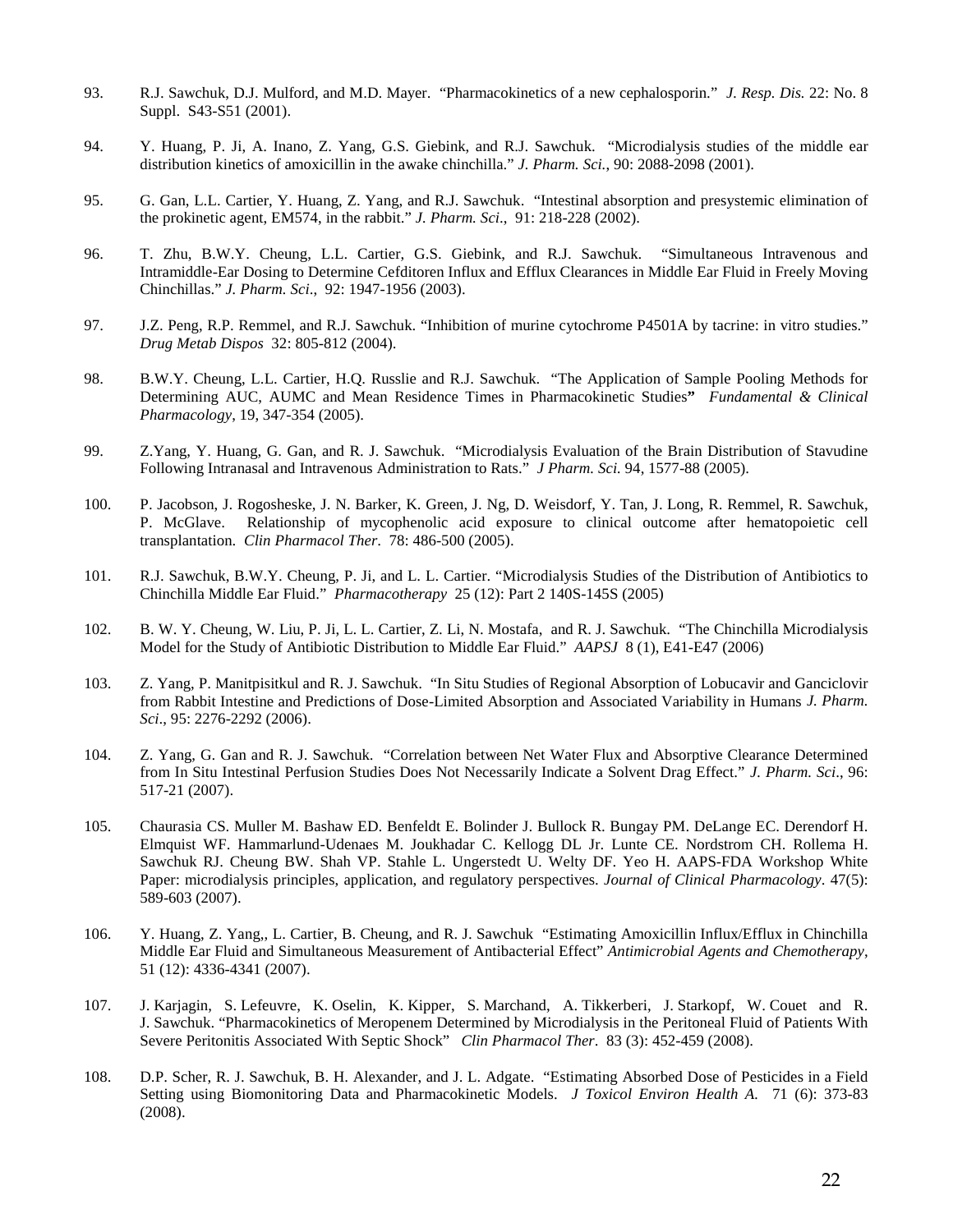93. R.J. Sawchuk, D.J. Mulford, and M.D. Mayer. "Pharmacokinetics of a new cephalosporin." *J. Resp. Dis.* 22: No. 8 Suppl. S43-S51 (2001).

94. Y. Huang, P. Ji, A. Inano, Z. Yang, G.S. Giebink, and R.J. Sawchuk. "Microdialysis studies of the middle ear distribution kinetics of amoxicillin in the awake chinchilla." *J. Pharm. Sci.*, 90: 2088-2098 (2001).

95. G. Gan, L.L. Cartier, Y. Huang, Z. Yang, and R.J. Sawchuk. "Intestinal absorption and presystemic elimination of the prokinetic agent, EM574, in the rabbit." *J. Pharm. Sci*., 91: 218-228 (2002).

96. T. Zhu, B.W.Y. Cheung, L.L. Cartier, G.S. Giebink, and R.J. Sawchuk. "Simultaneous Intravenous and Intramiddle-Ear Dosing to Determine Cefditoren Influx and Efflux Clearances in Middle Ear Fluid in Freely Moving Chinchillas." *J. Pharm. Sci*., 92: 1947-1956 (2003).

97. J.Z. Peng, R.P. Remmel, and R.J. Sawchuk. "Inhibition of murine cytochrome P4501A by tacrine: in vitro studies." *Drug Metab Dispos* 32: 805-812 (2004).

98. B.W.Y. Cheung, L.L. Cartier, H.Q. Russlie and R.J. Sawchuk. "The Application of Sample Pooling Methods for Determining AUC, AUMC and Mean Residence Times in Pharmacokinetic Studies**"** *Fundamental & Clinical Pharmacology*, 19, 347-354 (2005).

99. Z.Yang, Y. Huang, G. Gan, and R. J. Sawchuk. "Microdialysis Evaluation of the Brain Distribution of Stavudine Following Intranasal and Intravenous Administration to Rats." *J Pharm. Sci.* 94, 1577-88 (2005).

100. P. Jacobson, J. Rogosheske, J. N. Barker, K. Green, J. Ng, D. Weisdorf, Y. Tan, J. Long, R. Remmel, R. Sawchuk, P. McGlave. Relationship of mycophenolic acid exposure to clinical outcome after hematopoietic cell transplantation. *Clin Pharmacol Ther*. 78: 486-500 (2005).

101. R.J. Sawchuk, B.W.Y. Cheung, P. Ji, and L. L. Cartier. "Microdialysis Studies of the Distribution of Antibiotics to Chinchilla Middle Ear Fluid." *Pharmacotherapy* 25 (12): Part 2 140S-145S (2005)

102. B. W. Y. Cheung, W. Liu, P. Ji, L. L. Cartier, Z. Li, N. Mostafa, and R. J. Sawchuk. "The Chinchilla Microdialysis Model for the Study of Antibiotic Distribution to Middle Ear Fluid." *AAPSJ* 8 (1), E41-E47 (2006)

103. Z. Yang, P. Manitpisitkul and R. J. Sawchuk. "In Situ Studies of Regional Absorption of Lobucavir and Ganciclovir from Rabbit Intestine and Predictions of Dose-Limited Absorption and Associated Variability in Humans *J. Pharm. Sci*., 95: 2276-2292 (2006).

104. Z. Yang, G. Gan and R. J. Sawchuk. "Correlation between Net Water Flux and Absorptive Clearance Determined from In Situ Intestinal Perfusion Studies Does Not Necessarily Indicate a Solvent Drag Effect." *J. Pharm. Sci*., 96: 517-21 (2007).

105. Chaurasia CS. Muller M. Bashaw ED. Benfeldt E. Bolinder J. Bullock R. Bungay PM. DeLange EC. Derendorf H. Elmquist WF. Hammarlund-Udenaes M. Joukhadar C. Kellogg DL Jr. Lunte CE. Nordstrom CH. Rollema H. Sawchuk RJ. Cheung BW. Shah VP. Stahle L. Ungerstedt U. Welty DF. Yeo H. AAPS-FDA Workshop White Paper: microdialysis principles, application, and regulatory perspectives. *Journal of Clinical Pharmacology*. 47(5): 589-603 (2007).

106. Y. Huang, Z. Yang,, L. Cartier, B. Cheung, and R. J. Sawchuk "Estimating Amoxicillin Influx/Efflux in Chinchilla Middle Ear Fluid and Simultaneous Measurement of Antibacterial Effect" *Antimicrobial Agents and Chemotherapy*, 51 (12): 4336-4341 (2007).

107. J. Karjagin, S. Lefeuvre, K. Oselin, K. Kipper, S. Marchand, A. Tikkerberi, J. Starkopf, W. Couet and R. J. Sawchuk. "Pharmacokinetics of Meropenem Determined by Microdialysis in the Peritoneal Fluid of Patients With Severe Peritonitis Associated With Septic Shock" *Clin Pharmacol Ther*. 83 (3): 452-459 (2008).

108. D.P. Scher, R. J. Sawchuk, B. H. Alexander, and J. L. Adgate. "Estimating Absorbed Dose of Pesticides in a Field Setting using Biomonitoring Data and Pharmacokinetic Models. *J Toxicol Environ Health A.* 71 (6): 373-83 (2008).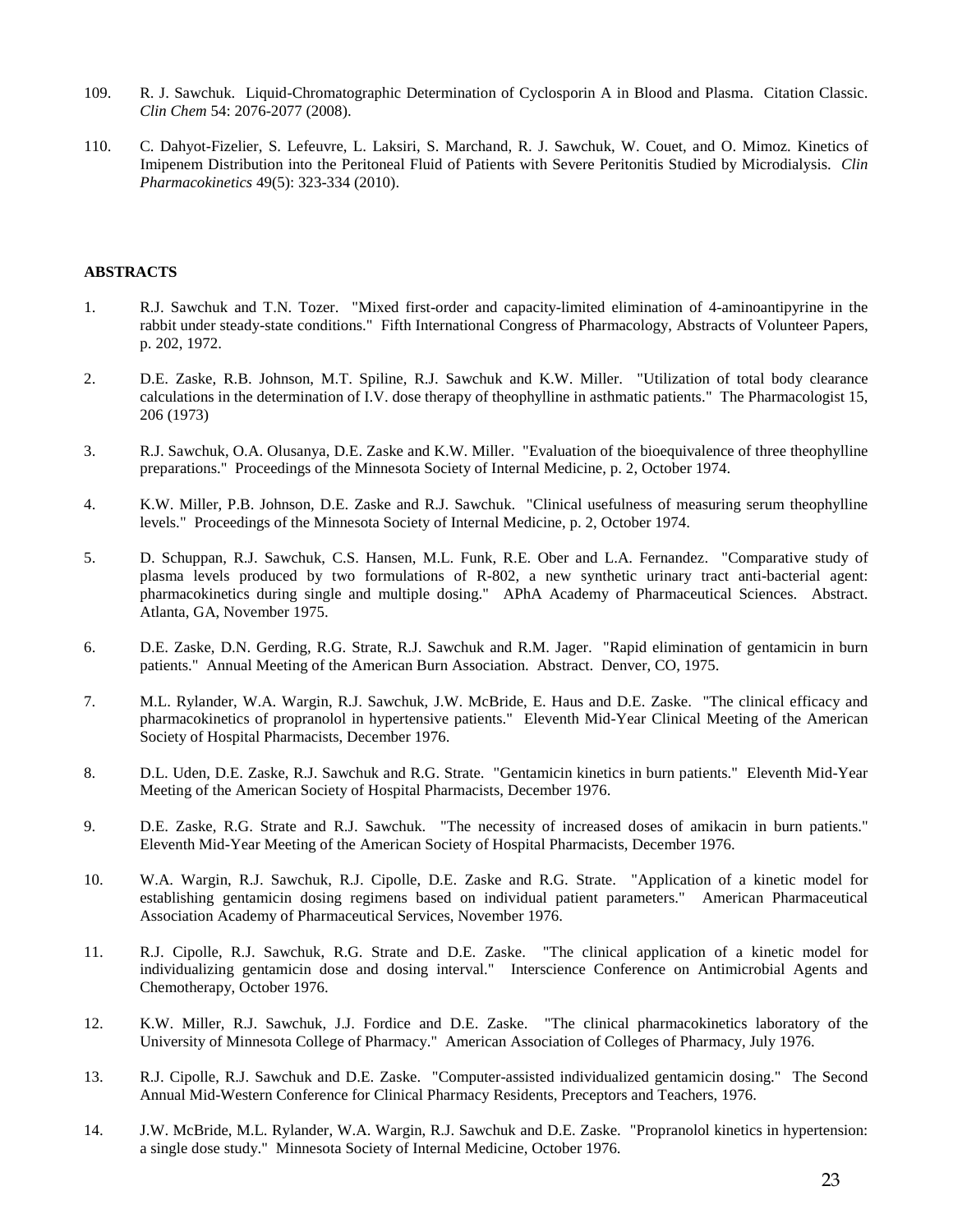109. R. J. Sawchuk. Liquid-Chromatographic Determination of Cyclosporin A in Blood and Plasma. Citation Classic. *Clin Chem* 54: 2076-2077 (2008).

110. C. Dahyot-Fizelier, S. Lefeuvre, L. Laksiri, S. Marchand, R. J. Sawchuk, W. Couet, and O. Mimoz. Kinetics of Imipenem Distribution into the Peritoneal Fluid of Patients with Severe Peritonitis Studied by Microdialysis. *Clin Pharmacokinetics* 49(5): 323-334 (2010).

**ABSTRACTS**

1. R.J. Sawchuk and T.N. Tozer. "Mixed first-order and capacity-limited elimination of 4-aminoantipyrine in the rabbit under steady-state conditions." Fifth International Congress of Pharmacology, Abstracts of Volunteer Papers, p. 202, 1972.

2. D.E. Zaske, R.B. Johnson, M.T. Spiline, R.J. Sawchuk and K.W. Miller. "Utilization of total body clearance calculations in the determination of I.V. dose therapy of theophylline in asthmatic patients." The Pharmacologist 15, 206 (1973)

3. R.J. Sawchuk, O.A. Olusanya, D.E. Zaske and K.W. Miller. "Evaluation of the bioequivalence of three theophylline preparations." Proceedings of the Minnesota Society of Internal Medicine, p. 2, October 1974.

4. K.W. Miller, P.B. Johnson, D.E. Zaske and R.J. Sawchuk. "Clinical usefulness of measuring serum theophylline levels." Proceedings of the Minnesota Society of Internal Medicine, p. 2, October 1974.

5. D. Schuppan, R.J. Sawchuk, C.S. Hansen, M.L. Funk, R.E. Ober and L.A. Fernandez. "Comparative study of plasma levels produced by two formulations of R-802, a new synthetic urinary tract anti-bacterial agent: pharmacokinetics during single and multiple dosing." APhA Academy of Pharmaceutical Sciences. Abstract. Atlanta, GA, November 1975.

6. D.E. Zaske, D.N. Gerding, R.G. Strate, R.J. Sawchuk and R.M. Jager. "Rapid elimination of gentamicin in burn patients." Annual Meeting of the American Burn Association. Abstract. Denver, CO, 1975.

7. M.L. Rylander, W.A. Wargin, R.J. Sawchuk, J.W. McBride, E. Haus and D.E. Zaske. "The clinical efficacy and pharmacokinetics of propranolol in hypertensive patients." Eleventh Mid-Year Clinical Meeting of the American Society of Hospital Pharmacists, December 1976.

8. D.L. Uden, D.E. Zaske, R.J. Sawchuk and R.G. Strate. "Gentamicin kinetics in burn patients." Eleventh Mid-Year Meeting of the American Society of Hospital Pharmacists, December 1976.

9. D.E. Zaske, R.G. Strate and R.J. Sawchuk. "The necessity of increased doses of amikacin in burn patients." Eleventh Mid-Year Meeting of the American Society of Hospital Pharmacists, December 1976.

10. W.A. Wargin, R.J. Sawchuk, R.J. Cipolle, D.E. Zaske and R.G. Strate. "Application of a kinetic model for establishing gentamicin dosing regimens based on individual patient parameters." American Pharmaceutical Association Academy of Pharmaceutical Services, November 1976.

11. R.J. Cipolle, R.J. Sawchuk, R.G. Strate and D.E. Zaske. "The clinical application of a kinetic model for individualizing gentamicin dose and dosing interval." Interscience Conference on Antimicrobial Agents and Chemotherapy, October 1976.

12. K.W. Miller, R.J. Sawchuk, J.J. Fordice and D.E. Zaske. "The clinical pharmacokinetics laboratory of the University of Minnesota College of Pharmacy." American Association of Colleges of Pharmacy, July 1976.

13. R.J. Cipolle, R.J. Sawchuk and D.E. Zaske. "Computer-assisted individualized gentamicin dosing." The Second Annual Mid-Western Conference for Clinical Pharmacy Residents, Preceptors and Teachers, 1976.

14. J.W. McBride, M.L. Rylander, W.A. Wargin, R.J. Sawchuk and D.E. Zaske. "Propranolol kinetics in hypertension: a single dose study." Minnesota Society of Internal Medicine, October 1976.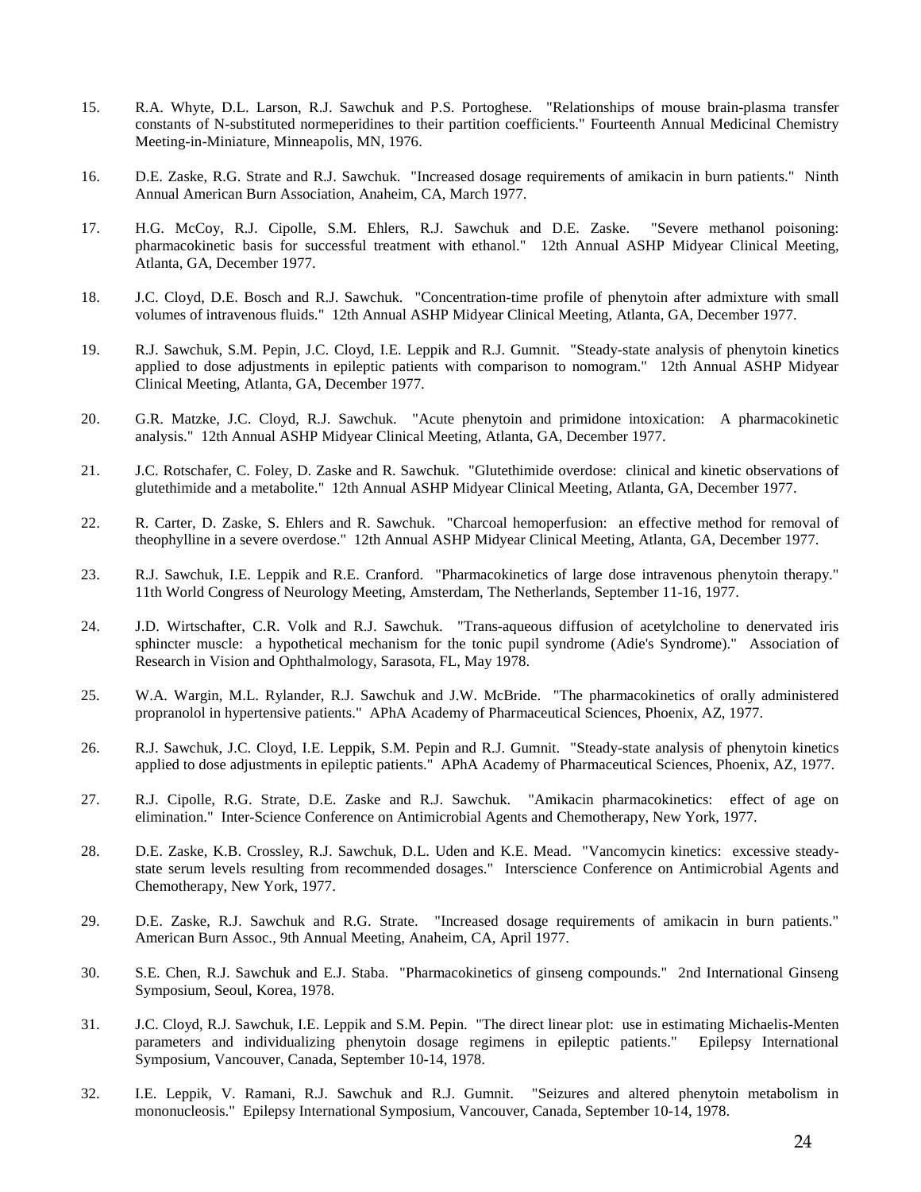15. R.A. Whyte, D.L. Larson, R.J. Sawchuk and P.S. Portoghese. "Relationships of mouse brain-plasma transfer constants of N-substituted normeperidines to their partition coefficients." Fourteenth Annual Medicinal Chemistry Meeting-in-Miniature, Minneapolis, MN, 1976.

16. D.E. Zaske, R.G. Strate and R.J. Sawchuk. "Increased dosage requirements of amikacin in burn patients." Ninth Annual American Burn Association, Anaheim, CA, March 1977.

17. H.G. McCoy, R.J. Cipolle, S.M. Ehlers, R.J. Sawchuk and D.E. Zaske. "Severe methanol poisoning: pharmacokinetic basis for successful treatment with ethanol." 12th Annual ASHP Midyear Clinical Meeting, Atlanta, GA, December 1977.

18. J.C. Cloyd, D.E. Bosch and R.J. Sawchuk. "Concentration-time profile of phenytoin after admixture with small volumes of intravenous fluids." 12th Annual ASHP Midyear Clinical Meeting, Atlanta, GA, December 1977.

19. R.J. Sawchuk, S.M. Pepin, J.C. Cloyd, I.E. Leppik and R.J. Gumnit. "Steady-state analysis of phenytoin kinetics applied to dose adjustments in epileptic patients with comparison to nomogram." 12th Annual ASHP Midyear Clinical Meeting, Atlanta, GA, December 1977.

20. G.R. Matzke, J.C. Cloyd, R.J. Sawchuk. "Acute phenytoin and primidone intoxication: A pharmacokinetic analysis." 12th Annual ASHP Midyear Clinical Meeting, Atlanta, GA, December 1977.

21. J.C. Rotschafer, C. Foley, D. Zaske and R. Sawchuk. "Glutethimide overdose: clinical and kinetic observations of glutethimide and a metabolite." 12th Annual ASHP Midyear Clinical Meeting, Atlanta, GA, December 1977.

22. R. Carter, D. Zaske, S. Ehlers and R. Sawchuk. "Charcoal hemoperfusion: an effective method for removal of theophylline in a severe overdose." 12th Annual ASHP Midyear Clinical Meeting, Atlanta, GA, December 1977.

23. R.J. Sawchuk, I.E. Leppik and R.E. Cranford. "Pharmacokinetics of large dose intravenous phenytoin therapy." 11th World Congress of Neurology Meeting, Amsterdam, The Netherlands, September 11-16, 1977.

24. J.D. Wirtschafter, C.R. Volk and R.J. Sawchuk. "Trans-aqueous diffusion of acetylcholine to denervated iris sphincter muscle: a hypothetical mechanism for the tonic pupil syndrome (Adie's Syndrome)." Association of Research in Vision and Ophthalmology, Sarasota, FL, May 1978.

25. W.A. Wargin, M.L. Rylander, R.J. Sawchuk and J.W. McBride. "The pharmacokinetics of orally administered propranolol in hypertensive patients." APhA Academy of Pharmaceutical Sciences, Phoenix, AZ, 1977.

26. R.J. Sawchuk, J.C. Cloyd, I.E. Leppik, S.M. Pepin and R.J. Gumnit. "Steady-state analysis of phenytoin kinetics applied to dose adjustments in epileptic patients." APhA Academy of Pharmaceutical Sciences, Phoenix, AZ, 1977.

27. R.J. Cipolle, R.G. Strate, D.E. Zaske and R.J. Sawchuk. "Amikacin pharmacokinetics: effect of age on elimination." Inter-Science Conference on Antimicrobial Agents and Chemotherapy, New York, 1977.

28. D.E. Zaske, K.B. Crossley, R.J. Sawchuk, D.L. Uden and K.E. Mead. "Vancomycin kinetics: excessive steady-state serum levels resulting from recommended dosages." Interscience Conference on Antimicrobial Agents and Chemotherapy, New York, 1977.

29. D.E. Zaske, R.J. Sawchuk and R.G. Strate. "Increased dosage requirements of amikacin in burn patients." American Burn Assoc., 9th Annual Meeting, Anaheim, CA, April 1977.

30. S.E. Chen, R.J. Sawchuk and E.J. Staba. "Pharmacokinetics of ginseng compounds." 2nd International Ginseng Symposium, Seoul, Korea, 1978.

31. J.C. Cloyd, R.J. Sawchuk, I.E. Leppik and S.M. Pepin. "The direct linear plot: use in estimating Michaelis-Menten parameters and individualizing phenytoin dosage regimens in epileptic patients." Epilepsy International Symposium, Vancouver, Canada, September 10-14, 1978.

32. I.E. Leppik, V. Ramani, R.J. Sawchuk and R.J. Gumnit. "Seizures and altered phenytoin metabolism in mononucleosis." Epilepsy International Symposium, Vancouver, Canada, September 10-14, 1978.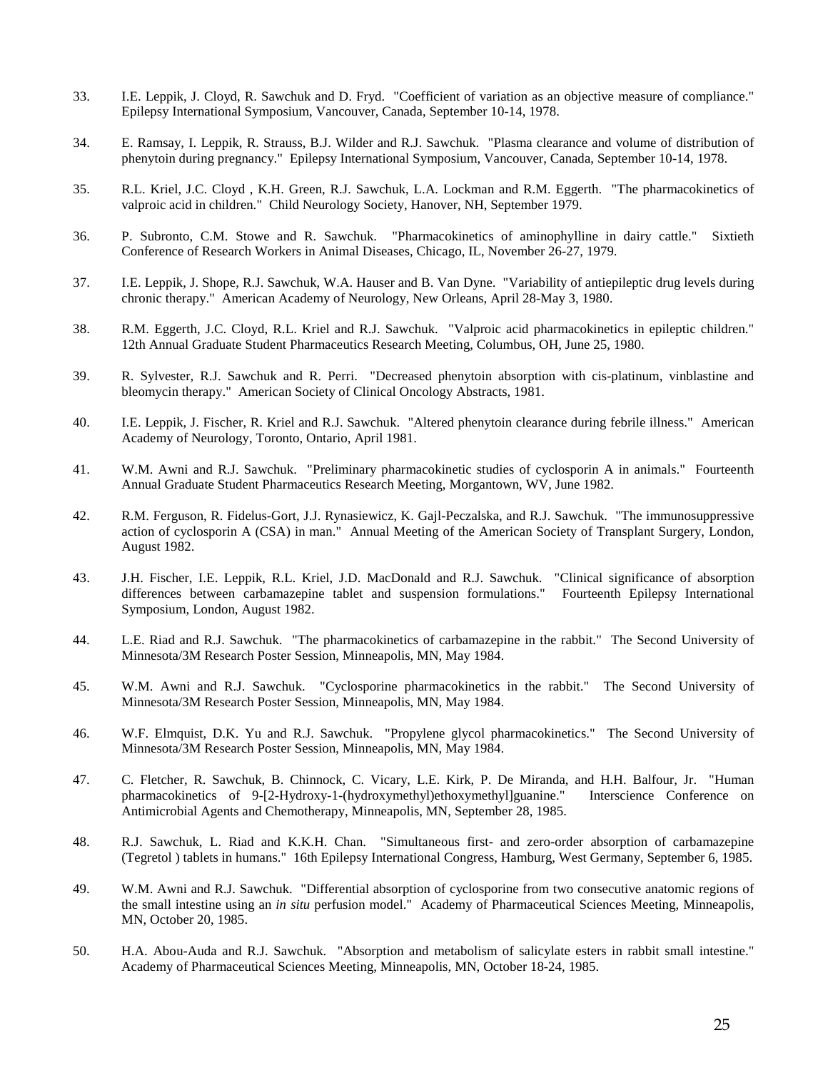33. I.E. Leppik, J. Cloyd, R. Sawchuk and D. Fryd. "Coefficient of variation as an objective measure of compliance." Epilepsy International Symposium, Vancouver, Canada, September 10-14, 1978.

34. E. Ramsay, I. Leppik, R. Strauss, B.J. Wilder and R.J. Sawchuk. "Plasma clearance and volume of distribution of phenytoin during pregnancy." Epilepsy International Symposium, Vancouver, Canada, September 10-14, 1978.

35. R.L. Kriel, J.C. Cloyd , K.H. Green, R.J. Sawchuk, L.A. Lockman and R.M. Eggerth. "The pharmacokinetics of valproic acid in children." Child Neurology Society, Hanover, NH, September 1979.

36. P. Subronto, C.M. Stowe and R. Sawchuk. "Pharmacokinetics of aminophylline in dairy cattle." Sixtieth Conference of Research Workers in Animal Diseases, Chicago, IL, November 26-27, 1979.

37. I.E. Leppik, J. Shope, R.J. Sawchuk, W.A. Hauser and B. Van Dyne. "Variability of antiepileptic drug levels during chronic therapy." American Academy of Neurology, New Orleans, April 28-May 3, 1980.

38. R.M. Eggerth, J.C. Cloyd, R.L. Kriel and R.J. Sawchuk. "Valproic acid pharmacokinetics in epileptic children." 12th Annual Graduate Student Pharmaceutics Research Meeting, Columbus, OH, June 25, 1980.

39. R. Sylvester, R.J. Sawchuk and R. Perri. "Decreased phenytoin absorption with cis-platinum, vinblastine and bleomycin therapy." American Society of Clinical Oncology Abstracts, 1981.

40. I.E. Leppik, J. Fischer, R. Kriel and R.J. Sawchuk. "Altered phenytoin clearance during febrile illness." American Academy of Neurology, Toronto, Ontario, April 1981.

41. W.M. Awni and R.J. Sawchuk. "Preliminary pharmacokinetic studies of cyclosporin A in animals." Fourteenth Annual Graduate Student Pharmaceutics Research Meeting, Morgantown, WV, June 1982.

42. R.M. Ferguson, R. Fidelus-Gort, J.J. Rynasiewicz, K. Gajl-Peczalska, and R.J. Sawchuk. "The immunosuppressive action of cyclosporin A (CSA) in man." Annual Meeting of the American Society of Transplant Surgery, London, August 1982.

43. J.H. Fischer, I.E. Leppik, R.L. Kriel, J.D. MacDonald and R.J. Sawchuk. "Clinical significance of absorption differences between carbamazepine tablet and suspension formulations." Fourteenth Epilepsy International Symposium, London, August 1982.

44. L.E. Riad and R.J. Sawchuk. "The pharmacokinetics of carbamazepine in the rabbit." The Second University of Minnesota/3M Research Poster Session, Minneapolis, MN, May 1984.

45. W.M. Awni and R.J. Sawchuk. "Cyclosporine pharmacokinetics in the rabbit." The Second University of Minnesota/3M Research Poster Session, Minneapolis, MN, May 1984.

46. W.F. Elmquist, D.K. Yu and R.J. Sawchuk. "Propylene glycol pharmacokinetics." The Second University of Minnesota/3M Research Poster Session, Minneapolis, MN, May 1984.

47. C. Fletcher, R. Sawchuk, B. Chinnock, C. Vicary, L.E. Kirk, P. De Miranda, and H.H. Balfour, Jr. "Human pharmacokinetics of 9-[2-Hydroxy-1-(hydroxymethyl)ethoxymethyl]guanine." Interscience Conference on Antimicrobial Agents and Chemotherapy, Minneapolis, MN, September 28, 1985.

48. R.J. Sawchuk, L. Riad and K.K.H. Chan. "Simultaneous first- and zero-order absorption of carbamazepine (Tegretol ) tablets in humans." 16th Epilepsy International Congress, Hamburg, West Germany, September 6, 1985.

49. W.M. Awni and R.J. Sawchuk. "Differential absorption of cyclosporine from two consecutive anatomic regions of the small intestine using an *in situ* perfusion model." Academy of Pharmaceutical Sciences Meeting, Minneapolis, MN, October 20, 1985.

50. H.A. Abou-Auda and R.J. Sawchuk. "Absorption and metabolism of salicylate esters in rabbit small intestine." Academy of Pharmaceutical Sciences Meeting, Minneapolis, MN, October 18-24, 1985.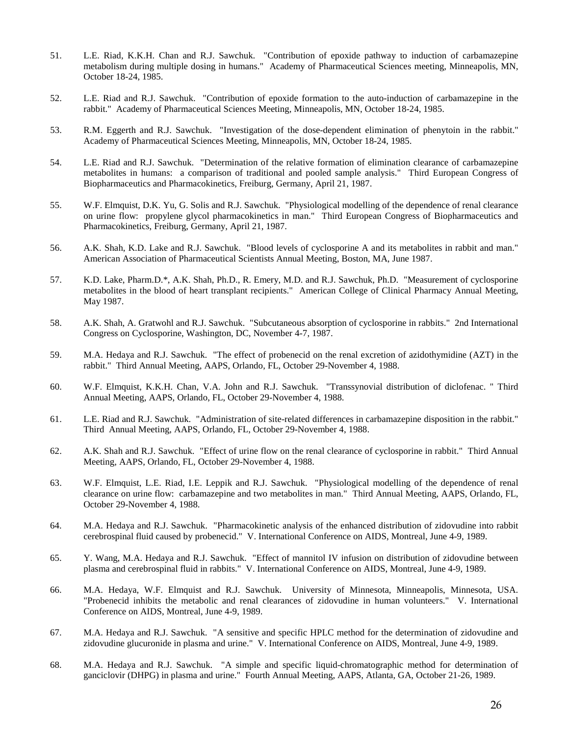51. L.E. Riad, K.K.H. Chan and R.J. Sawchuk. "Contribution of epoxide pathway to induction of carbamazepine metabolism during multiple dosing in humans." Academy of Pharmaceutical Sciences meeting, Minneapolis, MN, October 18-24, 1985.

52. L.E. Riad and R.J. Sawchuk. "Contribution of epoxide formation to the auto-induction of carbamazepine in the rabbit." Academy of Pharmaceutical Sciences Meeting, Minneapolis, MN, October 18-24, 1985.

53. R.M. Eggerth and R.J. Sawchuk. "Investigation of the dose-dependent elimination of phenytoin in the rabbit." Academy of Pharmaceutical Sciences Meeting, Minneapolis, MN, October 18-24, 1985.

54. L.E. Riad and R.J. Sawchuk. "Determination of the relative formation of elimination clearance of carbamazepine metabolites in humans: a comparison of traditional and pooled sample analysis." Third European Congress of Biopharmaceutics and Pharmacokinetics, Freiburg, Germany, April 21, 1987.

55. W.F. Elmquist, D.K. Yu, G. Solis and R.J. Sawchuk. "Physiological modelling of the dependence of renal clearance on urine flow: propylene glycol pharmacokinetics in man." Third European Congress of Biopharmaceutics and Pharmacokinetics, Freiburg, Germany, April 21, 1987.

56. A.K. Shah, K.D. Lake and R.J. Sawchuk. "Blood levels of cyclosporine A and its metabolites in rabbit and man." American Association of Pharmaceutical Scientists Annual Meeting, Boston, MA, June 1987.

57. K.D. Lake, Pharm.D.*, A.K. Shah, Ph.D., R. Emery, M.D. and R.J. Sawchuk, Ph.D. "Measurement of cyclosporine metabolites in the blood of heart transplant recipients." American College of Clinical Pharmacy Annual Meeting, May 1987.

58. A.K. Shah, A. Gratwohl and R.J. Sawchuk. "Subcutaneous absorption of cyclosporine in rabbits." 2nd International Congress on Cyclosporine, Washington, DC, November 4-7, 1987.

59. M.A. Hedaya and R.J. Sawchuk. "The effect of probenecid on the renal excretion of azidothymidine (AZT) in the rabbit." Third Annual Meeting, AAPS, Orlando, FL, October 29-November 4, 1988.

60. W.F. Elmquist, K.K.H. Chan, V.A. John and R.J. Sawchuk. "Transsynovial distribution of diclofenac. " Third Annual Meeting, AAPS, Orlando, FL, October 29-November 4, 1988.

61. L.E. Riad and R.J. Sawchuk. "Administration of site-related differences in carbamazepine disposition in the rabbit." Third Annual Meeting, AAPS, Orlando, FL, October 29-November 4, 1988.

62. A.K. Shah and R.J. Sawchuk. "Effect of urine flow on the renal clearance of cyclosporine in rabbit." Third Annual Meeting, AAPS, Orlando, FL, October 29-November 4, 1988.

63. W.F. Elmquist, L.E. Riad, I.E. Leppik and R.J. Sawchuk. "Physiological modelling of the dependence of renal clearance on urine flow: carbamazepine and two metabolites in man." Third Annual Meeting, AAPS, Orlando, FL, October 29-November 4, 1988.

64. M.A. Hedaya and R.J. Sawchuk. "Pharmacokinetic analysis of the enhanced distribution of zidovudine into rabbit cerebrospinal fluid caused by probenecid." V. International Conference on AIDS, Montreal, June 4-9, 1989.

65. Y. Wang, M.A. Hedaya and R.J. Sawchuk. "Effect of mannitol IV infusion on distribution of zidovudine between plasma and cerebrospinal fluid in rabbits." V. International Conference on AIDS, Montreal, June 4-9, 1989.

66. M.A. Hedaya, W.F. Elmquist and R.J. Sawchuk. University of Minnesota, Minneapolis, Minnesota, USA. "Probenecid inhibits the metabolic and renal clearances of zidovudine in human volunteers." V. International Conference on AIDS, Montreal, June 4-9, 1989.

67. M.A. Hedaya and R.J. Sawchuk. "A sensitive and specific HPLC method for the determination of zidovudine and zidovudine glucuronide in plasma and urine." V. International Conference on AIDS, Montreal, June 4-9, 1989.

68. M.A. Hedaya and R.J. Sawchuk. "A simple and specific liquid-chromatographic method for determination of ganciclovir (DHPG) in plasma and urine." Fourth Annual Meeting, AAPS, Atlanta, GA, October 21-26, 1989.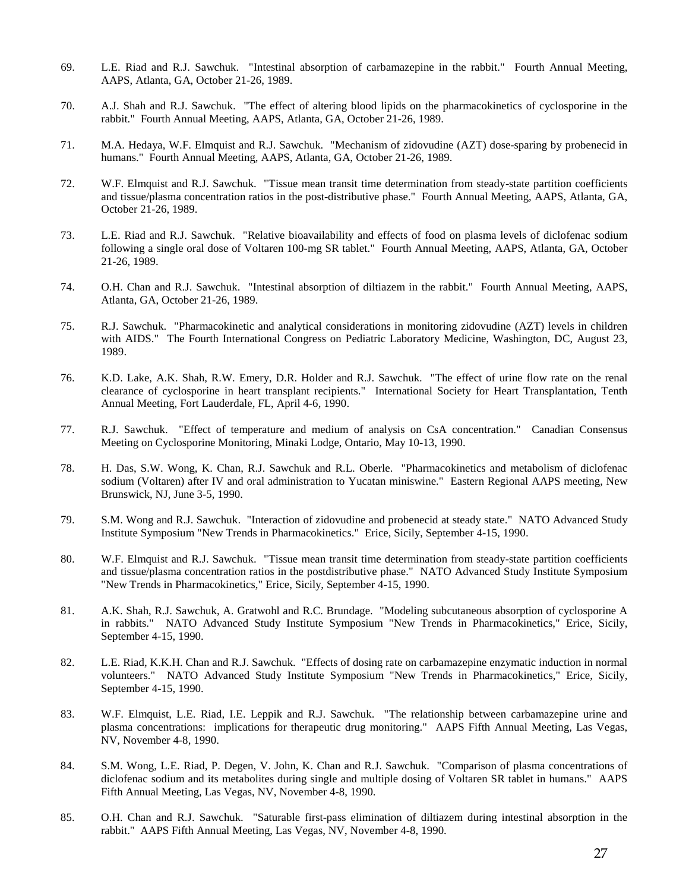69. L.E. Riad and R.J. Sawchuk. "Intestinal absorption of carbamazepine in the rabbit." Fourth Annual Meeting, AAPS, Atlanta, GA, October 21-26, 1989.

70. A.J. Shah and R.J. Sawchuk. "The effect of altering blood lipids on the pharmacokinetics of cyclosporine in the rabbit." Fourth Annual Meeting, AAPS, Atlanta, GA, October 21-26, 1989.

71. M.A. Hedaya, W.F. Elmquist and R.J. Sawchuk. "Mechanism of zidovudine (AZT) dose-sparing by probenecid in humans." Fourth Annual Meeting, AAPS, Atlanta, GA, October 21-26, 1989.

72. W.F. Elmquist and R.J. Sawchuk. "Tissue mean transit time determination from steady-state partition coefficients and tissue/plasma concentration ratios in the post-distributive phase." Fourth Annual Meeting, AAPS, Atlanta, GA, October 21-26, 1989.

73. L.E. Riad and R.J. Sawchuk. "Relative bioavailability and effects of food on plasma levels of diclofenac sodium following a single oral dose of Voltaren 100-mg SR tablet." Fourth Annual Meeting, AAPS, Atlanta, GA, October 21-26, 1989.

74. O.H. Chan and R.J. Sawchuk. "Intestinal absorption of diltiazem in the rabbit." Fourth Annual Meeting, AAPS, Atlanta, GA, October 21-26, 1989.

75. R.J. Sawchuk. "Pharmacokinetic and analytical considerations in monitoring zidovudine (AZT) levels in children with AIDS." The Fourth International Congress on Pediatric Laboratory Medicine, Washington, DC, August 23, 1989.

76. K.D. Lake, A.K. Shah, R.W. Emery, D.R. Holder and R.J. Sawchuk. "The effect of urine flow rate on the renal clearance of cyclosporine in heart transplant recipients." International Society for Heart Transplantation, Tenth Annual Meeting, Fort Lauderdale, FL, April 4-6, 1990.

77. R.J. Sawchuk. "Effect of temperature and medium of analysis on CsA concentration." Canadian Consensus Meeting on Cyclosporine Monitoring, Minaki Lodge, Ontario, May 10-13, 1990.

78. H. Das, S.W. Wong, K. Chan, R.J. Sawchuk and R.L. Oberle. "Pharmacokinetics and metabolism of diclofenac sodium (Voltaren) after IV and oral administration to Yucatan miniswine." Eastern Regional AAPS meeting, New Brunswick, NJ, June 3-5, 1990.

79. S.M. Wong and R.J. Sawchuk. "Interaction of zidovudine and probenecid at steady state." NATO Advanced Study Institute Symposium "New Trends in Pharmacokinetics." Erice, Sicily, September 4-15, 1990.

80. W.F. Elmquist and R.J. Sawchuk. "Tissue mean transit time determination from steady-state partition coefficients and tissue/plasma concentration ratios in the postdistributive phase." NATO Advanced Study Institute Symposium "New Trends in Pharmacokinetics," Erice, Sicily, September 4-15, 1990.

81. A.K. Shah, R.J. Sawchuk, A. Gratwohl and R.C. Brundage. "Modeling subcutaneous absorption of cyclosporine A in rabbits." NATO Advanced Study Institute Symposium "New Trends in Pharmacokinetics," Erice, Sicily, September 4-15, 1990.

82. L.E. Riad, K.K.H. Chan and R.J. Sawchuk. "Effects of dosing rate on carbamazepine enzymatic induction in normal volunteers." NATO Advanced Study Institute Symposium "New Trends in Pharmacokinetics," Erice, Sicily, September 4-15, 1990.

83. W.F. Elmquist, L.E. Riad, I.E. Leppik and R.J. Sawchuk. "The relationship between carbamazepine urine and plasma concentrations: implications for therapeutic drug monitoring." AAPS Fifth Annual Meeting, Las Vegas, NV, November 4-8, 1990.

84. S.M. Wong, L.E. Riad, P. Degen, V. John, K. Chan and R.J. Sawchuk. "Comparison of plasma concentrations of diclofenac sodium and its metabolites during single and multiple dosing of Voltaren SR tablet in humans." AAPS Fifth Annual Meeting, Las Vegas, NV, November 4-8, 1990.

85. O.H. Chan and R.J. Sawchuk. "Saturable first-pass elimination of diltiazem during intestinal absorption in the rabbit." AAPS Fifth Annual Meeting, Las Vegas, NV, November 4-8, 1990.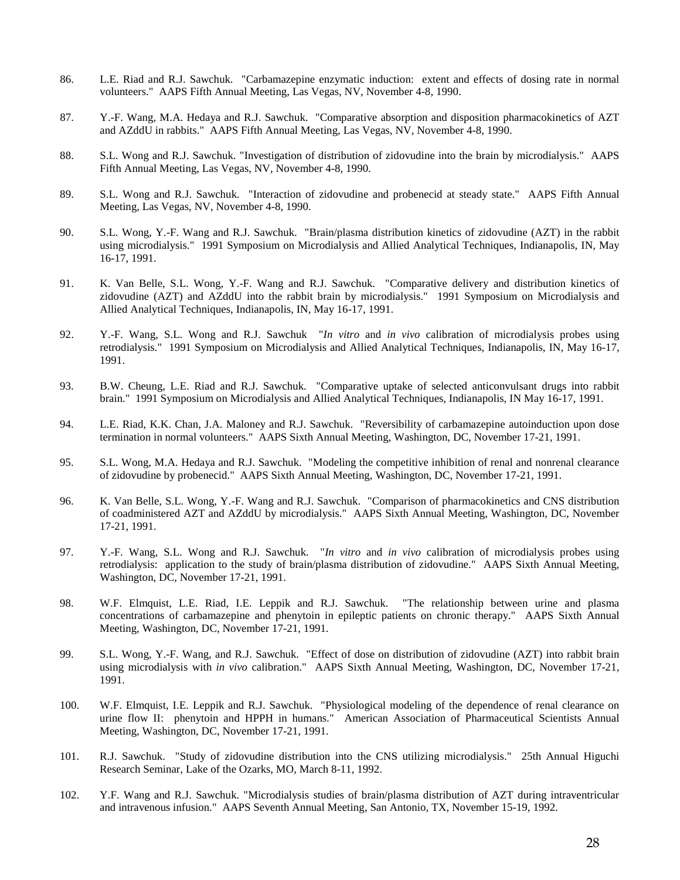86. L.E. Riad and R.J. Sawchuk. "Carbamazepine enzymatic induction: extent and effects of dosing rate in normal volunteers." AAPS Fifth Annual Meeting, Las Vegas, NV, November 4-8, 1990.

87. Y.-F. Wang, M.A. Hedaya and R.J. Sawchuk. "Comparative absorption and disposition pharmacokinetics of AZT and AZddU in rabbits." AAPS Fifth Annual Meeting, Las Vegas, NV, November 4-8, 1990.

88. S.L. Wong and R.J. Sawchuk. "Investigation of distribution of zidovudine into the brain by microdialysis." AAPS Fifth Annual Meeting, Las Vegas, NV, November 4-8, 1990.

89. S.L. Wong and R.J. Sawchuk. "Interaction of zidovudine and probenecid at steady state." AAPS Fifth Annual Meeting, Las Vegas, NV, November 4-8, 1990.

90. S.L. Wong, Y.-F. Wang and R.J. Sawchuk. "Brain/plasma distribution kinetics of zidovudine (AZT) in the rabbit using microdialysis." 1991 Symposium on Microdialysis and Allied Analytical Techniques, Indianapolis, IN, May 16-17, 1991.

91. K. Van Belle, S.L. Wong, Y.-F. Wang and R.J. Sawchuk. "Comparative delivery and distribution kinetics of zidovudine (AZT) and AZddU into the rabbit brain by microdialysis." 1991 Symposium on Microdialysis and Allied Analytical Techniques, Indianapolis, IN, May 16-17, 1991.

92. Y.-F. Wang, S.L. Wong and R.J. Sawchuk "*In vitro* and *in vivo* calibration of microdialysis probes using retrodialysis." 1991 Symposium on Microdialysis and Allied Analytical Techniques, Indianapolis, IN, May 16-17, 1991.

93. B.W. Cheung, L.E. Riad and R.J. Sawchuk. "Comparative uptake of selected anticonvulsant drugs into rabbit brain." 1991 Symposium on Microdialysis and Allied Analytical Techniques, Indianapolis, IN May 16-17, 1991.

94. L.E. Riad, K.K. Chan, J.A. Maloney and R.J. Sawchuk. "Reversibility of carbamazepine autoinduction upon dose termination in normal volunteers." AAPS Sixth Annual Meeting, Washington, DC, November 17-21, 1991.

95. S.L. Wong, M.A. Hedaya and R.J. Sawchuk. "Modeling the competitive inhibition of renal and nonrenal clearance of zidovudine by probenecid." AAPS Sixth Annual Meeting, Washington, DC, November 17-21, 1991.

96. K. Van Belle, S.L. Wong, Y.-F. Wang and R.J. Sawchuk. "Comparison of pharmacokinetics and CNS distribution of coadministered AZT and AZddU by microdialysis." AAPS Sixth Annual Meeting, Washington, DC, November 17-21, 1991.

97. Y.-F. Wang, S.L. Wong and R.J. Sawchuk. "*In vitro* and *in vivo* calibration of microdialysis probes using retrodialysis: application to the study of brain/plasma distribution of zidovudine." AAPS Sixth Annual Meeting, Washington, DC, November 17-21, 1991.

98. W.F. Elmquist, L.E. Riad, I.E. Leppik and R.J. Sawchuk. "The relationship between urine and plasma concentrations of carbamazepine and phenytoin in epileptic patients on chronic therapy." AAPS Sixth Annual Meeting, Washington, DC, November 17-21, 1991.

99. S.L. Wong, Y.-F. Wang, and R.J. Sawchuk. "Effect of dose on distribution of zidovudine (AZT) into rabbit brain using microdialysis with *in vivo* calibration." AAPS Sixth Annual Meeting, Washington, DC, November 17-21, 1991.

100. W.F. Elmquist, I.E. Leppik and R.J. Sawchuk. "Physiological modeling of the dependence of renal clearance on urine flow II: phenytoin and HPPH in humans." American Association of Pharmaceutical Scientists Annual Meeting, Washington, DC, November 17-21, 1991.

101. R.J. Sawchuk. "Study of zidovudine distribution into the CNS utilizing microdialysis." 25th Annual Higuchi Research Seminar, Lake of the Ozarks, MO, March 8-11, 1992.

102. Y.F. Wang and R.J. Sawchuk. "Microdialysis studies of brain/plasma distribution of AZT during intraventricular and intravenous infusion." AAPS Seventh Annual Meeting, San Antonio, TX, November 15-19, 1992.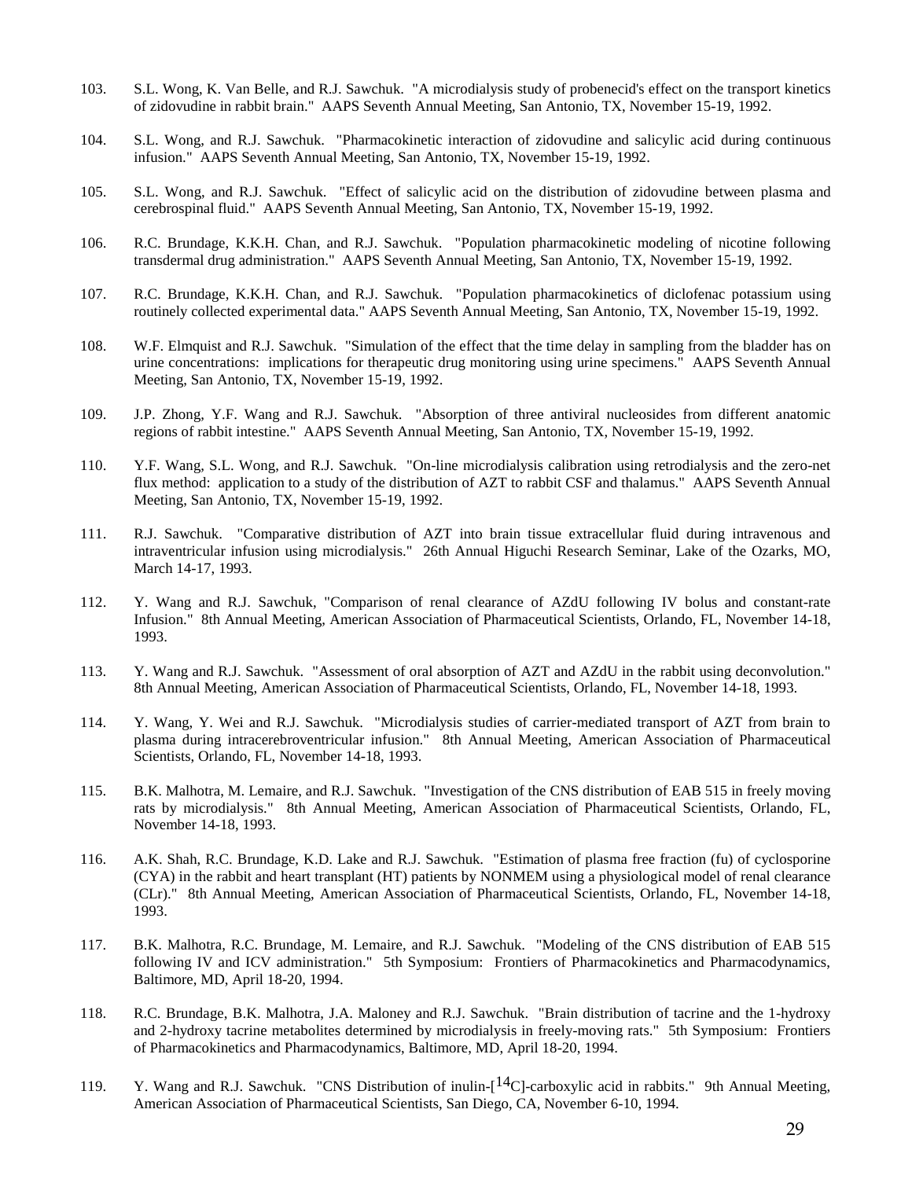103. S.L. Wong, K. Van Belle, and R.J. Sawchuk. "A microdialysis study of probenecid's effect on the transport kinetics of zidovudine in rabbit brain." AAPS Seventh Annual Meeting, San Antonio, TX, November 15-19, 1992.

104. S.L. Wong, and R.J. Sawchuk. "Pharmacokinetic interaction of zidovudine and salicylic acid during continuous infusion." AAPS Seventh Annual Meeting, San Antonio, TX, November 15-19, 1992.

105. S.L. Wong, and R.J. Sawchuk. "Effect of salicylic acid on the distribution of zidovudine between plasma and cerebrospinal fluid." AAPS Seventh Annual Meeting, San Antonio, TX, November 15-19, 1992.

106. R.C. Brundage, K.K.H. Chan, and R.J. Sawchuk. "Population pharmacokinetic modeling of nicotine following transdermal drug administration." AAPS Seventh Annual Meeting, San Antonio, TX, November 15-19, 1992.

107. R.C. Brundage, K.K.H. Chan, and R.J. Sawchuk. "Population pharmacokinetics of diclofenac potassium using routinely collected experimental data." AAPS Seventh Annual Meeting, San Antonio, TX, November 15-19, 1992.

108. W.F. Elmquist and R.J. Sawchuk. "Simulation of the effect that the time delay in sampling from the bladder has on urine concentrations: implications for therapeutic drug monitoring using urine specimens." AAPS Seventh Annual Meeting, San Antonio, TX, November 15-19, 1992.

109. J.P. Zhong, Y.F. Wang and R.J. Sawchuk. "Absorption of three antiviral nucleosides from different anatomic regions of rabbit intestine." AAPS Seventh Annual Meeting, San Antonio, TX, November 15-19, 1992.

110. Y.F. Wang, S.L. Wong, and R.J. Sawchuk. "On-line microdialysis calibration using retrodialysis and the zero-net flux method: application to a study of the distribution of AZT to rabbit CSF and thalamus." AAPS Seventh Annual Meeting, San Antonio, TX, November 15-19, 1992.

111. R.J. Sawchuk. "Comparative distribution of AZT into brain tissue extracellular fluid during intravenous and intraventricular infusion using microdialysis." 26th Annual Higuchi Research Seminar, Lake of the Ozarks, MO, March 14-17, 1993.

112. Y. Wang and R.J. Sawchuk, "Comparison of renal clearance of AZdU following IV bolus and constant-rate Infusion." 8th Annual Meeting, American Association of Pharmaceutical Scientists, Orlando, FL, November 14-18, 1993.

113. Y. Wang and R.J. Sawchuk. "Assessment of oral absorption of AZT and AZdU in the rabbit using deconvolution." 8th Annual Meeting, American Association of Pharmaceutical Scientists, Orlando, FL, November 14-18, 1993.

114. Y. Wang, Y. Wei and R.J. Sawchuk. "Microdialysis studies of carrier-mediated transport of AZT from brain to plasma during intracerebroventricular infusion." 8th Annual Meeting, American Association of Pharmaceutical Scientists, Orlando, FL, November 14-18, 1993.

115. B.K. Malhotra, M. Lemaire, and R.J. Sawchuk. "Investigation of the CNS distribution of EAB 515 in freely moving rats by microdialysis." 8th Annual Meeting, American Association of Pharmaceutical Scientists, Orlando, FL, November 14-18, 1993.

116. A.K. Shah, R.C. Brundage, K.D. Lake and R.J. Sawchuk. "Estimation of plasma free fraction (fu) of cyclosporine (CYA) in the rabbit and heart transplant (HT) patients by NONMEM using a physiological model of renal clearance (CLr)." 8th Annual Meeting, American Association of Pharmaceutical Scientists, Orlando, FL, November 14-18, 1993.

117. B.K. Malhotra, R.C. Brundage, M. Lemaire, and R.J. Sawchuk. "Modeling of the CNS distribution of EAB 515 following IV and ICV administration." 5th Symposium: Frontiers of Pharmacokinetics and Pharmacodynamics, Baltimore, MD, April 18-20, 1994.

118. R.C. Brundage, B.K. Malhotra, J.A. Maloney and R.J. Sawchuk. "Brain distribution of tacrine and the 1-hydroxy and 2-hydroxy tacrine metabolites determined by microdialysis in freely-moving rats." 5th Symposium: Frontiers of Pharmacokinetics and Pharmacodynamics, Baltimore, MD, April 18-20, 1994.

119. Y. Wang and R.J. Sawchuk. "CNS Distribution of inulin-[$^{14}$C]-carboxylic acid in rabbits." 9th Annual Meeting, American Association of Pharmaceutical Scientists, San Diego, CA, November 6-10, 1994.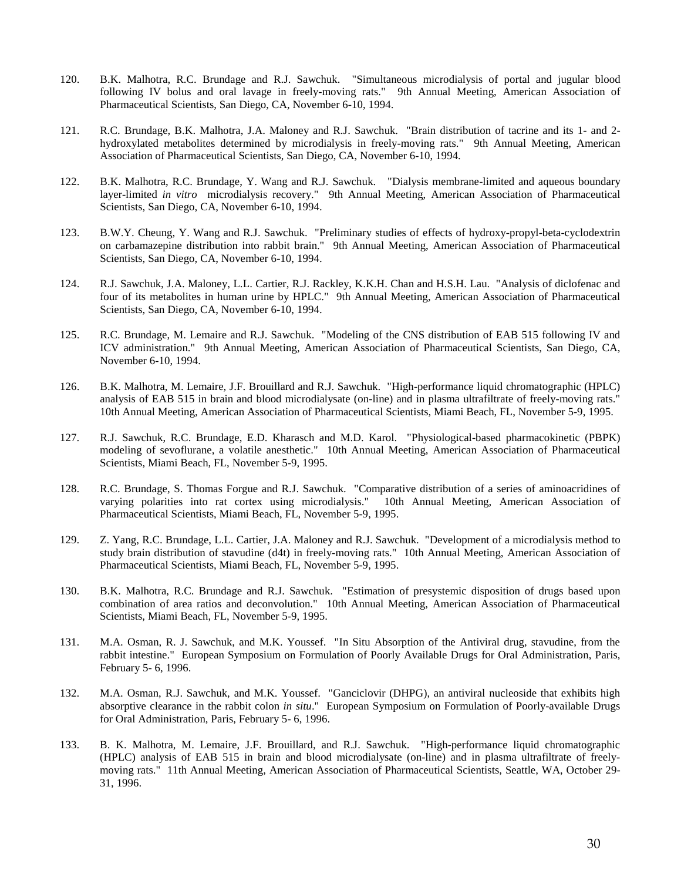120. B.K. Malhotra, R.C. Brundage and R.J. Sawchuk. "Simultaneous microdialysis of portal and jugular blood following IV bolus and oral lavage in freely-moving rats." 9th Annual Meeting, American Association of Pharmaceutical Scientists, San Diego, CA, November 6-10, 1994.

121. R.C. Brundage, B.K. Malhotra, J.A. Maloney and R.J. Sawchuk. "Brain distribution of tacrine and its 1- and 2-hydroxylated metabolites determined by microdialysis in freely-moving rats." 9th Annual Meeting, American Association of Pharmaceutical Scientists, San Diego, CA, November 6-10, 1994.

122. B.K. Malhotra, R.C. Brundage, Y. Wang and R.J. Sawchuk. "Dialysis membrane-limited and aqueous boundary layer-limited *in vitro* microdialysis recovery." 9th Annual Meeting, American Association of Pharmaceutical Scientists, San Diego, CA, November 6-10, 1994.

123. B.W.Y. Cheung, Y. Wang and R.J. Sawchuk. "Preliminary studies of effects of hydroxy-propyl-beta-cyclodextrin on carbamazepine distribution into rabbit brain." 9th Annual Meeting, American Association of Pharmaceutical Scientists, San Diego, CA, November 6-10, 1994.

124. R.J. Sawchuk, J.A. Maloney, L.L. Cartier, R.J. Rackley, K.K.H. Chan and H.S.H. Lau. "Analysis of diclofenac and four of its metabolites in human urine by HPLC." 9th Annual Meeting, American Association of Pharmaceutical Scientists, San Diego, CA, November 6-10, 1994.

125. R.C. Brundage, M. Lemaire and R.J. Sawchuk. "Modeling of the CNS distribution of EAB 515 following IV and ICV administration." 9th Annual Meeting, American Association of Pharmaceutical Scientists, San Diego, CA, November 6-10, 1994.

126. B.K. Malhotra, M. Lemaire, J.F. Brouillard and R.J. Sawchuk. "High-performance liquid chromatographic (HPLC) analysis of EAB 515 in brain and blood microdialysate (on-line) and in plasma ultrafiltrate of freely-moving rats." 10th Annual Meeting, American Association of Pharmaceutical Scientists, Miami Beach, FL, November 5-9, 1995.

127. R.J. Sawchuk, R.C. Brundage, E.D. Kharasch and M.D. Karol. "Physiological-based pharmacokinetic (PBPK) modeling of sevoflurane, a volatile anesthetic." 10th Annual Meeting, American Association of Pharmaceutical Scientists, Miami Beach, FL, November 5-9, 1995.

128. R.C. Brundage, S. Thomas Forgue and R.J. Sawchuk. "Comparative distribution of a series of aminoacridines of varying polarities into rat cortex using microdialysis." 10th Annual Meeting, American Association of Pharmaceutical Scientists, Miami Beach, FL, November 5-9, 1995.

129. Z. Yang, R.C. Brundage, L.L. Cartier, J.A. Maloney and R.J. Sawchuk. "Development of a microdialysis method to study brain distribution of stavudine (d4t) in freely-moving rats." 10th Annual Meeting, American Association of Pharmaceutical Scientists, Miami Beach, FL, November 5-9, 1995.

130. B.K. Malhotra, R.C. Brundage and R.J. Sawchuk. "Estimation of presystemic disposition of drugs based upon combination of area ratios and deconvolution." 10th Annual Meeting, American Association of Pharmaceutical Scientists, Miami Beach, FL, November 5-9, 1995.

131. M.A. Osman, R. J. Sawchuk, and M.K. Youssef. "In Situ Absorption of the Antiviral drug, stavudine, from the rabbit intestine." European Symposium on Formulation of Poorly Available Drugs for Oral Administration, Paris, February 5- 6, 1996.

132. M.A. Osman, R.J. Sawchuk, and M.K. Youssef. "Ganciclovir (DHPG), an antiviral nucleoside that exhibits high absorptive clearance in the rabbit colon *in situ*." European Symposium on Formulation of Poorly-available Drugs for Oral Administration, Paris, February 5- 6, 1996.

133. B. K. Malhotra, M. Lemaire, J.F. Brouillard, and R.J. Sawchuk. "High-performance liquid chromatographic (HPLC) analysis of EAB 515 in brain and blood microdialysate (on-line) and in plasma ultrafiltrate of freely-moving rats." 11th Annual Meeting, American Association of Pharmaceutical Scientists, Seattle, WA, October 29-31, 1996.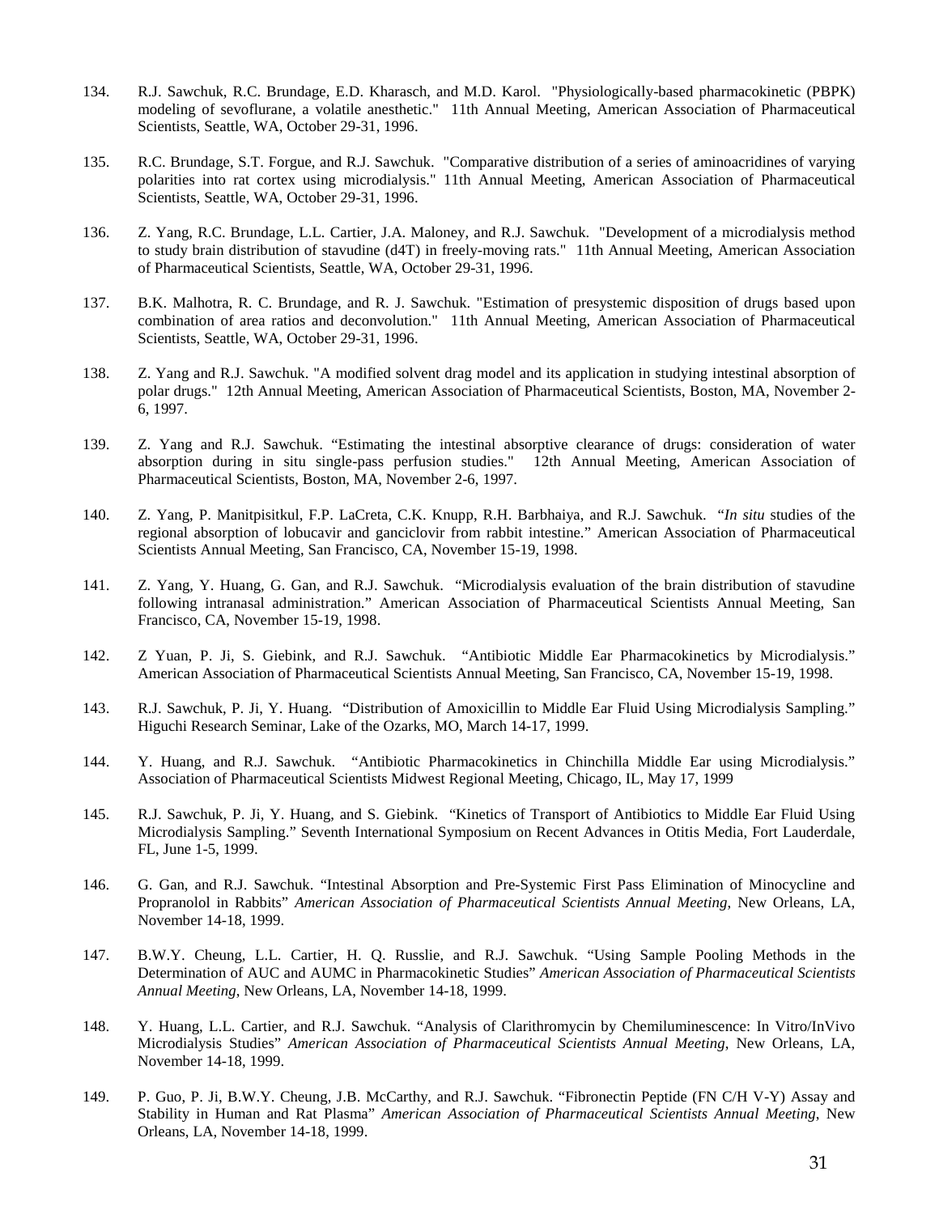134. R.J. Sawchuk, R.C. Brundage, E.D. Kharasch, and M.D. Karol. "Physiologically-based pharmacokinetic (PBPK) modeling of sevoflurane, a volatile anesthetic." 11th Annual Meeting, American Association of Pharmaceutical Scientists, Seattle, WA, October 29-31, 1996.

135. R.C. Brundage, S.T. Forgue, and R.J. Sawchuk. "Comparative distribution of a series of aminoacridines of varying polarities into rat cortex using microdialysis." 11th Annual Meeting, American Association of Pharmaceutical Scientists, Seattle, WA, October 29-31, 1996.

136. Z. Yang, R.C. Brundage, L.L. Cartier, J.A. Maloney, and R.J. Sawchuk. "Development of a microdialysis method to study brain distribution of stavudine (d4T) in freely-moving rats." 11th Annual Meeting, American Association of Pharmaceutical Scientists, Seattle, WA, October 29-31, 1996.

137. B.K. Malhotra, R. C. Brundage, and R. J. Sawchuk. "Estimation of presystemic disposition of drugs based upon combination of area ratios and deconvolution." 11th Annual Meeting, American Association of Pharmaceutical Scientists, Seattle, WA, October 29-31, 1996.

138. Z. Yang and R.J. Sawchuk. "A modified solvent drag model and its application in studying intestinal absorption of polar drugs." 12th Annual Meeting, American Association of Pharmaceutical Scientists, Boston, MA, November 2-6, 1997.

139. Z. Yang and R.J. Sawchuk. "Estimating the intestinal absorptive clearance of drugs: consideration of water absorption during in situ single-pass perfusion studies." 12th Annual Meeting, American Association of Pharmaceutical Scientists, Boston, MA, November 2-6, 1997.

140. Z. Yang, P. Manitpisitkul, F.P. LaCreta, C.K. Knupp, R.H. Barbhaiya, and R.J. Sawchuk. "*In situ* studies of the regional absorption of lobucavir and ganciclovir from rabbit intestine." American Association of Pharmaceutical Scientists Annual Meeting, San Francisco, CA, November 15-19, 1998.

141. Z. Yang, Y. Huang, G. Gan, and R.J. Sawchuk. "Microdialysis evaluation of the brain distribution of stavudine following intranasal administration." American Association of Pharmaceutical Scientists Annual Meeting, San Francisco, CA, November 15-19, 1998.

142. Z Yuan, P. Ji, S. Giebink, and R.J. Sawchuk. "Antibiotic Middle Ear Pharmacokinetics by Microdialysis." American Association of Pharmaceutical Scientists Annual Meeting, San Francisco, CA, November 15-19, 1998.

143. R.J. Sawchuk, P. Ji, Y. Huang. "Distribution of Amoxicillin to Middle Ear Fluid Using Microdialysis Sampling." Higuchi Research Seminar, Lake of the Ozarks, MO, March 14-17, 1999.

144. Y. Huang, and R.J. Sawchuk. "Antibiotic Pharmacokinetics in Chinchilla Middle Ear using Microdialysis." Association of Pharmaceutical Scientists Midwest Regional Meeting, Chicago, IL, May 17, 1999

145. R.J. Sawchuk, P. Ji, Y. Huang, and S. Giebink. "Kinetics of Transport of Antibiotics to Middle Ear Fluid Using Microdialysis Sampling." Seventh International Symposium on Recent Advances in Otitis Media, Fort Lauderdale, FL, June 1-5, 1999.

146. G. Gan, and R.J. Sawchuk. "Intestinal Absorption and Pre-Systemic First Pass Elimination of Minocycline and Propranolol in Rabbits" *American Association of Pharmaceutical Scientists Annual Meeting*, New Orleans, LA, November 14-18, 1999.

147. B.W.Y. Cheung, L.L. Cartier, H. Q. Russlie, and R.J. Sawchuk. "Using Sample Pooling Methods in the Determination of AUC and AUMC in Pharmacokinetic Studies" *American Association of Pharmaceutical Scientists Annual Meeting*, New Orleans, LA, November 14-18, 1999.

148. Y. Huang, L.L. Cartier, and R.J. Sawchuk. "Analysis of Clarithromycin by Chemiluminescence: In Vitro/InVivo Microdialysis Studies" *American Association of Pharmaceutical Scientists Annual Meeting*, New Orleans, LA, November 14-18, 1999.

149. P. Guo, P. Ji, B.W.Y. Cheung, J.B. McCarthy, and R.J. Sawchuk. "Fibronectin Peptide (FN C/H V-Y) Assay and Stability in Human and Rat Plasma" *American Association of Pharmaceutical Scientists Annual Meeting*, New Orleans, LA, November 14-18, 1999.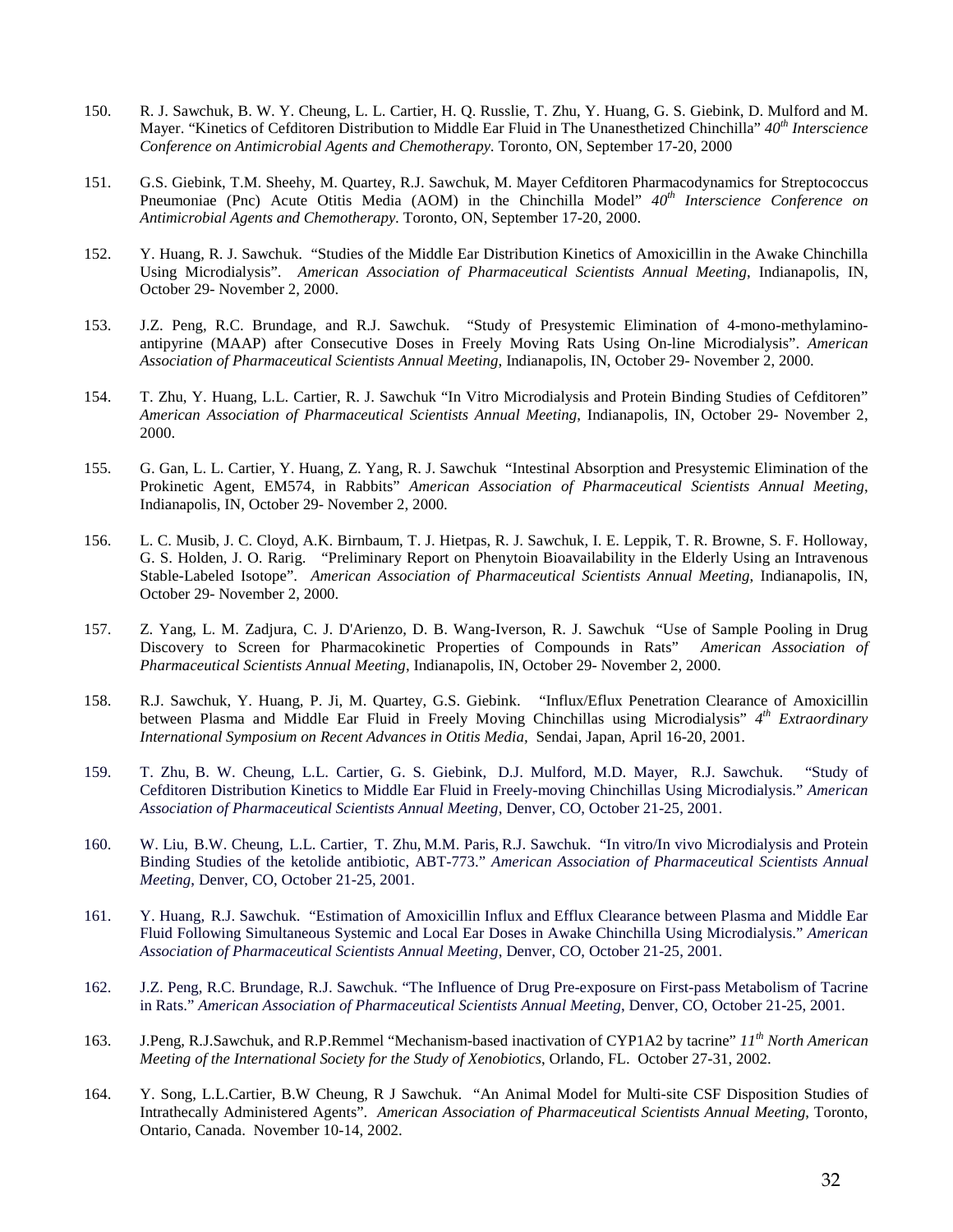150. R. J. Sawchuk, B. W. Y. Cheung, L. L. Cartier, H. Q. Russlie, T. Zhu, Y. Huang, G. S. Giebink, D. Mulford and M. Mayer. "Kinetics of Cefditoren Distribution to Middle Ear Fluid in The Unanesthetized Chinchilla" *40th Interscience Conference on Antimicrobial Agents and Chemotherapy*. Toronto, ON, September 17-20, 2000

151. G.S. Giebink, T.M. Sheehy, M. Quartey, R.J. Sawchuk, M. Mayer Cefditoren Pharmacodynamics for Streptococcus Pneumoniae (Pnc) Acute Otitis Media (AOM) in the Chinchilla Model" *40th Interscience Conference on Antimicrobial Agents and Chemotherapy*. Toronto, ON, September 17-20, 2000.

152. Y. Huang, R. J. Sawchuk. "Studies of the Middle Ear Distribution Kinetics of Amoxicillin in the Awake Chinchilla Using Microdialysis". *American Association of Pharmaceutical Scientists Annual Meeting*, Indianapolis, IN, October 29- November 2, 2000.

153. J.Z. Peng, R.C. Brundage, and R.J. Sawchuk. "Study of Presystemic Elimination of 4-mono-methylamino-antipyrine (MAAP) after Consecutive Doses in Freely Moving Rats Using On-line Microdialysis". *American Association of Pharmaceutical Scientists Annual Meeting*, Indianapolis, IN, October 29- November 2, 2000.

154. T. Zhu, Y. Huang, L.L. Cartier, R. J. Sawchuk "In Vitro Microdialysis and Protein Binding Studies of Cefditoren" *American Association of Pharmaceutical Scientists Annual Meeting*, Indianapolis, IN, October 29- November 2, 2000.

155. G. Gan, L. L. Cartier, Y. Huang, Z. Yang, R. J. Sawchuk "Intestinal Absorption and Presystemic Elimination of the Prokinetic Agent, EM574, in Rabbits" *American Association of Pharmaceutical Scientists Annual Meeting*, Indianapolis, IN, October 29- November 2, 2000.

156. L. C. Musib, J. C. Cloyd, A.K. Birnbaum, T. J. Hietpas, R. J. Sawchuk, I. E. Leppik, T. R. Browne, S. F. Holloway, G. S. Holden, J. O. Rarig. "Preliminary Report on Phenytoin Bioavailability in the Elderly Using an Intravenous Stable-Labeled Isotope". *American Association of Pharmaceutical Scientists Annual Meeting*, Indianapolis, IN, October 29- November 2, 2000.

157. Z. Yang, L. M. Zadjura, C. J. D'Arienzo, D. B. Wang-Iverson, R. J. Sawchuk "Use of Sample Pooling in Drug Discovery to Screen for Pharmacokinetic Properties of Compounds in Rats" *American Association of Pharmaceutical Scientists Annual Meeting*, Indianapolis, IN, October 29- November 2, 2000.

158. R.J. Sawchuk, Y. Huang, P. Ji, M. Quartey, G.S. Giebink. "Influx/Eflux Penetration Clearance of Amoxicillin between Plasma and Middle Ear Fluid in Freely Moving Chinchillas using Microdialysis" *4th Extraordinary International Symposium on Recent Advances in Otitis Media*, Sendai, Japan, April 16-20, 2001.

159. T. Zhu, B. W. Cheung, L.L. Cartier, G. S. Giebink, D.J. Mulford, M.D. Mayer, R.J. Sawchuk. "Study of Cefditoren Distribution Kinetics to Middle Ear Fluid in Freely-moving Chinchillas Using Microdialysis." *American Association of Pharmaceutical Scientists Annual Meeting*, Denver, CO, October 21-25, 2001.

160. W. Liu, B.W. Cheung, L.L. Cartier, T. Zhu, M.M. Paris, R.J. Sawchuk. "In vitro/In vivo Microdialysis and Protein Binding Studies of the ketolide antibiotic, ABT-773." *American Association of Pharmaceutical Scientists Annual Meeting*, Denver, CO, October 21-25, 2001.

161. Y. Huang, R.J. Sawchuk. "Estimation of Amoxicillin Influx and Efflux Clearance between Plasma and Middle Ear Fluid Following Simultaneous Systemic and Local Ear Doses in Awake Chinchilla Using Microdialysis." *American Association of Pharmaceutical Scientists Annual Meeting*, Denver, CO, October 21-25, 2001.

162. J.Z. Peng, R.C. Brundage, R.J. Sawchuk. "The Influence of Drug Pre-exposure on First-pass Metabolism of Tacrine in Rats." *American Association of Pharmaceutical Scientists Annual Meeting*, Denver, CO, October 21-25, 2001.

163. J.Peng, R.J.Sawchuk, and R.P.Remmel "Mechanism-based inactivation of CYP1A2 by tacrine" *11th North American Meeting of the International Society for the Study of Xenobiotics*, Orlando, FL. October 27-31, 2002.

164. Y. Song, L.L.Cartier, B.W Cheung, R J Sawchuk. "An Animal Model for Multi-site CSF Disposition Studies of Intrathecally Administered Agents". *American Association of Pharmaceutical Scientists Annual Meeting*, Toronto, Ontario, Canada. November 10-14, 2002.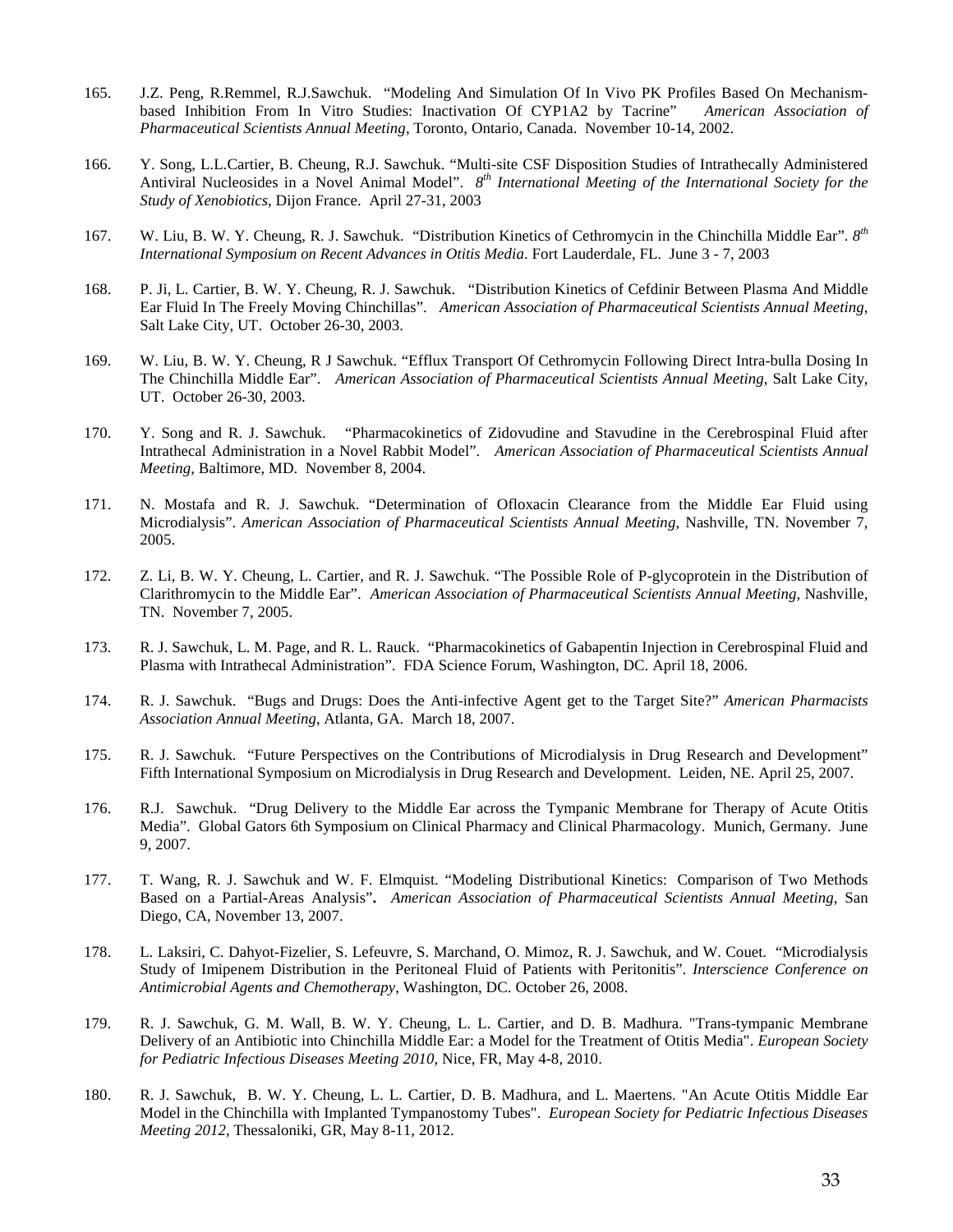165. J.Z. Peng, R.Remmel, R.J.Sawchuk. "Modeling And Simulation Of In Vivo PK Profiles Based On Mechanism-based Inhibition From In Vitro Studies: Inactivation Of CYP1A2 by Tacrine" *American Association of Pharmaceutical Scientists Annual Meeting*, Toronto, Ontario, Canada. November 10-14, 2002.

166. Y. Song, L.L.Cartier, B. Cheung, R.J. Sawchuk. "Multi-site CSF Disposition Studies of Intrathecally Administered Antiviral Nucleosides in a Novel Animal Model". *8th International Meeting of the International Society for the Study of Xenobiotics*, Dijon France. April 27-31, 2003

167. W. Liu, B. W. Y. Cheung, R. J. Sawchuk. "Distribution Kinetics of Cethromycin in the Chinchilla Middle Ear". *8th International Symposium on Recent Advances in Otitis Media*. Fort Lauderdale, FL. June 3 - 7, 2003

168. P. Ji, L. Cartier, B. W. Y. Cheung, R. J. Sawchuk. "Distribution Kinetics of Cefdinir Between Plasma And Middle Ear Fluid In The Freely Moving Chinchillas". *American Association of Pharmaceutical Scientists Annual Meeting*, Salt Lake City, UT. October 26-30, 2003.

169. W. Liu, B. W. Y. Cheung, R J Sawchuk. "Efflux Transport Of Cethromycin Following Direct Intra-bulla Dosing In The Chinchilla Middle Ear". *American Association of Pharmaceutical Scientists Annual Meeting*, Salt Lake City, UT. October 26-30, 2003.

170. Y. Song and R. J. Sawchuk. "Pharmacokinetics of Zidovudine and Stavudine in the Cerebrospinal Fluid after Intrathecal Administration in a Novel Rabbit Model". *American Association of Pharmaceutical Scientists Annual Meeting*, Baltimore, MD. November 8, 2004.

171. N. Mostafa and R. J. Sawchuk. "Determination of Ofloxacin Clearance from the Middle Ear Fluid using Microdialysis". *American Association of Pharmaceutical Scientists Annual Meeting*, Nashville, TN. November 7, 2005.

172. Z. Li, B. W. Y. Cheung, L. Cartier, and R. J. Sawchuk. "The Possible Role of P-glycoprotein in the Distribution of Clarithromycin to the Middle Ear". *American Association of Pharmaceutical Scientists Annual Meeting*, Nashville, TN. November 7, 2005.

173. R. J. Sawchuk, L. M. Page, and R. L. Rauck. "Pharmacokinetics of Gabapentin Injection in Cerebrospinal Fluid and Plasma with Intrathecal Administration". FDA Science Forum, Washington, DC. April 18, 2006.

174. R. J. Sawchuk. "Bugs and Drugs: Does the Anti-infective Agent get to the Target Site?" *American Pharmacists Association Annual Meeting*, Atlanta, GA. March 18, 2007.

175. R. J. Sawchuk. "Future Perspectives on the Contributions of Microdialysis in Drug Research and Development" Fifth International Symposium on Microdialysis in Drug Research and Development. Leiden, NE. April 25, 2007.

176. R.J. Sawchuk. "Drug Delivery to the Middle Ear across the Tympanic Membrane for Therapy of Acute Otitis Media". Global Gators 6th Symposium on Clinical Pharmacy and Clinical Pharmacology. Munich, Germany. June 9, 2007.

177. T. Wang, R. J. Sawchuk and W. F. Elmquist. "Modeling Distributional Kinetics: Comparison of Two Methods Based on a Partial-Areas Analysis". *American Association of Pharmaceutical Scientists Annual Meeting*, San Diego, CA, November 13, 2007.

178. L. Laksiri, C. Dahyot-Fizelier, S. Lefeuvre, S. Marchand, O. Mimoz, R. J. Sawchuk, and W. Couet. "Microdialysis Study of Imipenem Distribution in the Peritoneal Fluid of Patients with Peritonitis". *Interscience Conference on Antimicrobial Agents and Chemotherapy*, Washington, DC. October 26, 2008.

179. R. J. Sawchuk, G. M. Wall, B. W. Y. Cheung, L. L. Cartier, and D. B. Madhura. "Trans-tympanic Membrane Delivery of an Antibiotic into Chinchilla Middle Ear: a Model for the Treatment of Otitis Media". *European Society for Pediatric Infectious Diseases Meeting 2010*, Nice, FR, May 4-8, 2010.

180. R. J. Sawchuk, B. W. Y. Cheung, L. L. Cartier, D. B. Madhura, and L. Maertens. "An Acute Otitis Middle Ear Model in the Chinchilla with Implanted Tympanostomy Tubes". *European Society for Pediatric Infectious Diseases Meeting 2012*, Thessaloniki, GR, May 8-11, 2012.